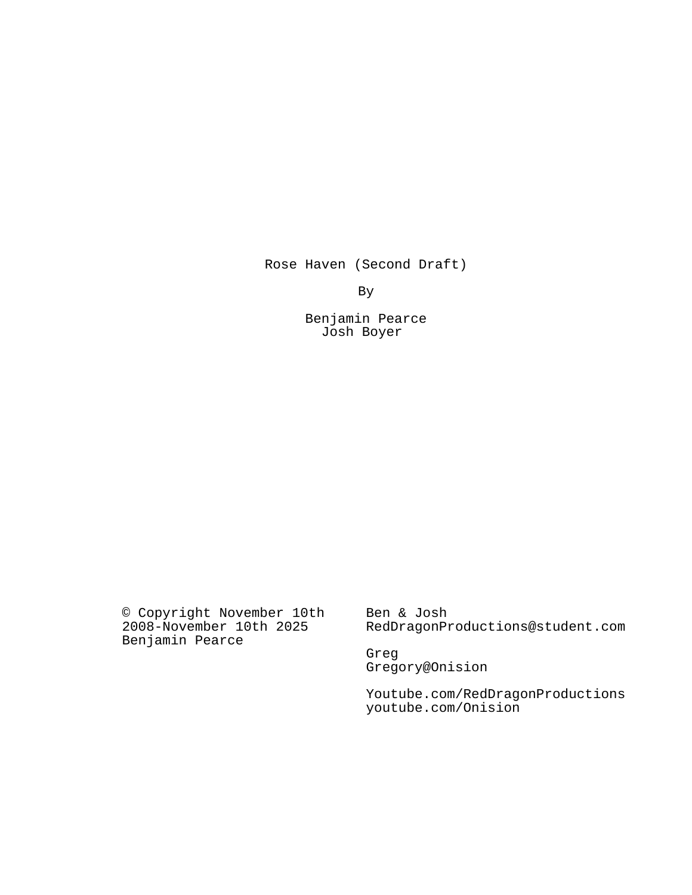# Rose Haven (Second Draft)

By

Benjamin Pearce
Josh Boyer

© Copyright November 10th 2008-November 10th 2025 Benjamin Pearce

Ben & Josh
RedDragonProductions@student.com

Greg
Gregory@Onision

Youtube.com/RedDragonProductions
youtube.com/Onision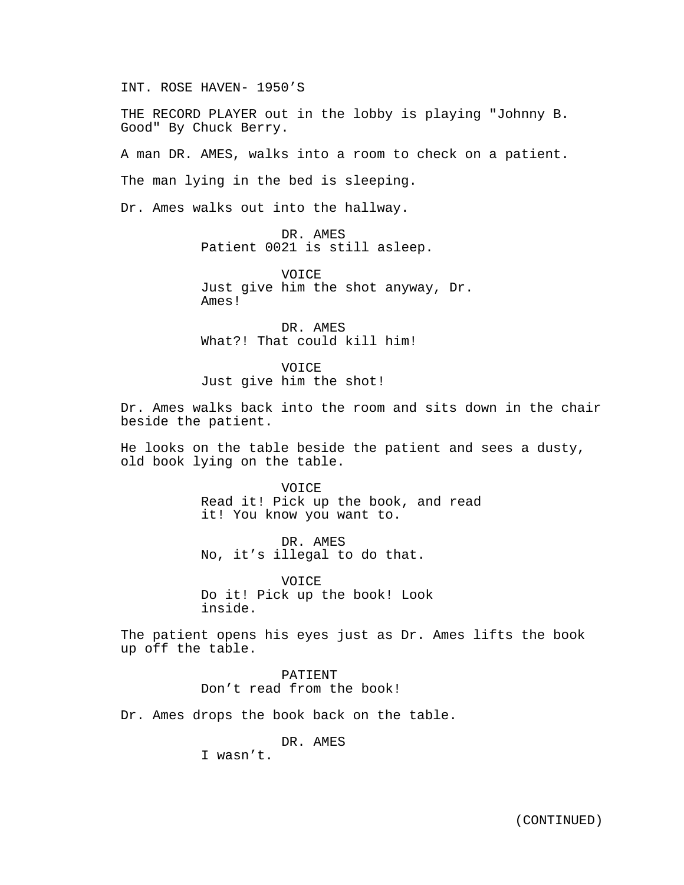INT. ROSE HAVEN- 1950'S

THE RECORD PLAYER out in the lobby is playing "Johnny B. Good" By Chuck Berry.

A man DR. AMES, walks into a room to check on a patient.

The man lying in the bed is sleeping.

Dr. Ames walks out into the hallway.

DR. AMES
Patient 0021 is still asleep.

VOICE
Just give him the shot anyway, Dr. Ames!

DR. AMES
What?! That could kill him!

VOICE
Just give him the shot!

Dr. Ames walks back into the room and sits down in the chair beside the patient.

He looks on the table beside the patient and sees a dusty, old book lying on the table.

VOICE
Read it! Pick up the book, and read it! You know you want to.

DR. AMES
No, it's illegal to do that.

VOICE
Do it! Pick up the book! Look inside.

The patient opens his eyes just as Dr. Ames lifts the book up off the table.

PATIENT
Don't read from the book!

Dr. Ames drops the book back on the table.

DR. AMES
I wasn't.

(CONTINUED)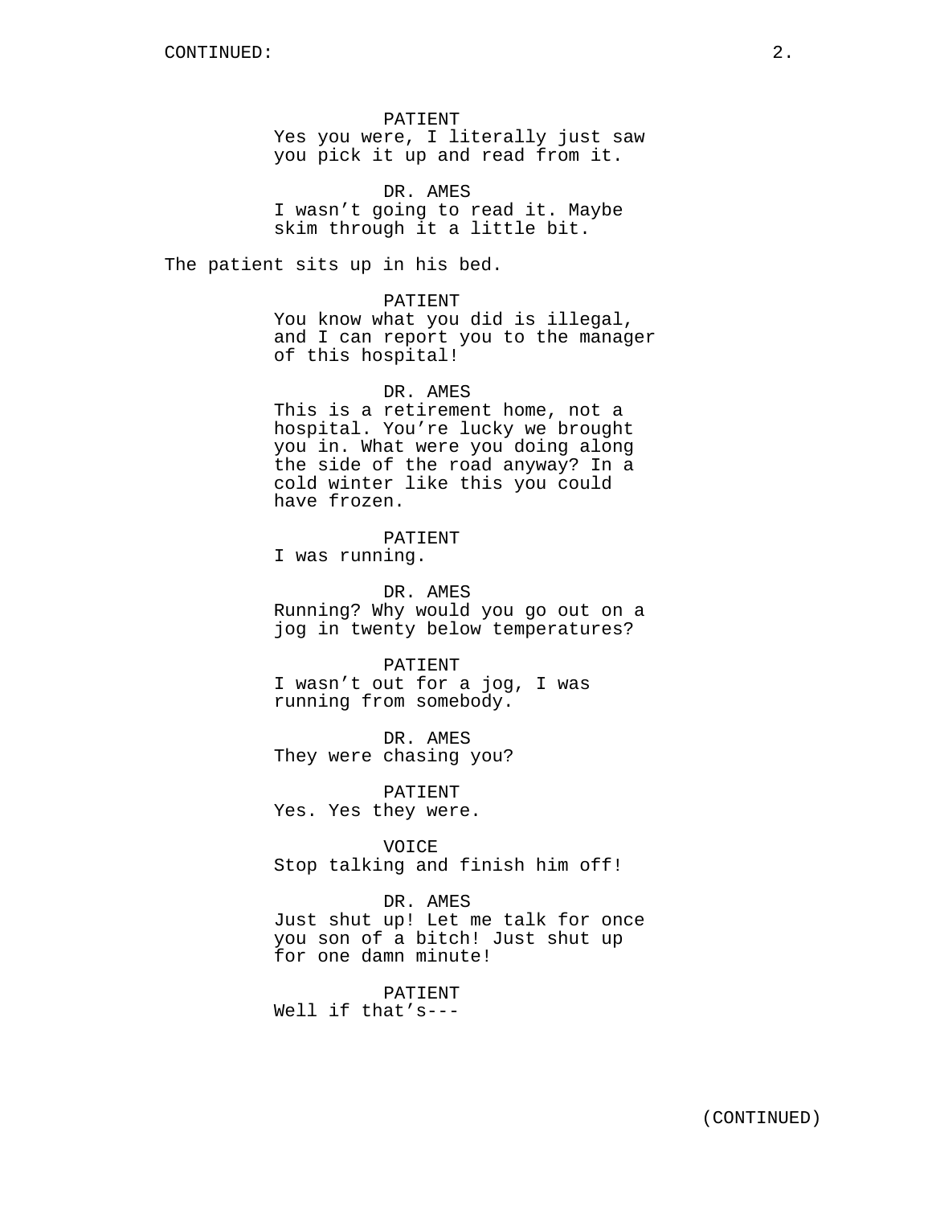CONTINUED:

PATIENT
Yes you were, I literally just saw you pick it up and read from it.

DR. AMES
I wasn't going to read it. Maybe skim through it a little bit.

The patient sits up in his bed.

PATIENT
You know what you did is illegal, and I can report you to the manager of this hospital!

DR. AMES
This is a retirement home, not a hospital. You're lucky we brought you in. What were you doing along the side of the road anyway? In a cold winter like this you could have frozen.

PATIENT
I was running.

DR. AMES
Running? Why would you go out on a jog in twenty below temperatures?

PATIENT
I wasn't out for a jog, I was running from somebody.

DR. AMES
They were chasing you?

PATIENT
Yes. Yes they were.

VOICE
Stop talking and finish him off!

DR. AMES
Just shut up! Let me talk for once you son of a bitch! Just shut up for one damn minute!

PATIENT
Well if that's---

(CONTINUED)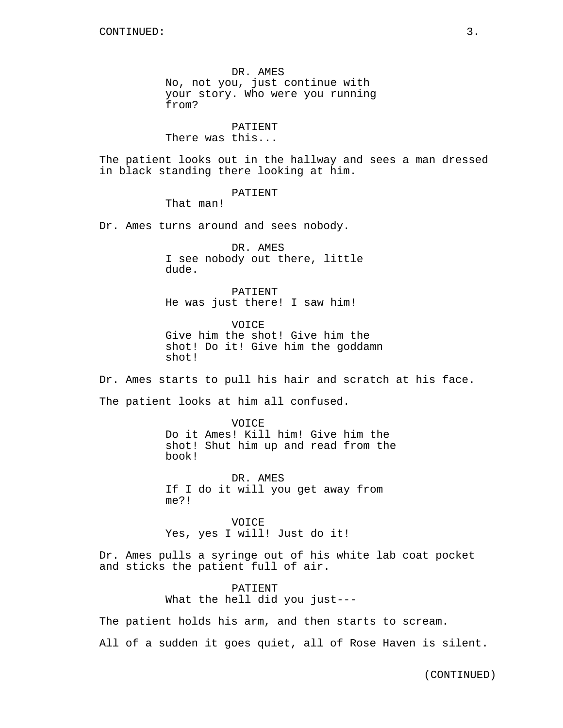CONTINUED:

DR. AMES
No, not you, just continue with your story. Who were you running from?

PATIENT
There was this...

The patient looks out in the hallway and sees a man dressed in black standing there looking at him.

PATIENT
That man!

Dr. Ames turns around and sees nobody.

DR. AMES
I see nobody out there, little dude.

PATIENT
He was just there! I saw him!

VOICE
Give him the shot! Give him the shot! Do it! Give him the goddamn shot!

Dr. Ames starts to pull his hair and scratch at his face.

The patient looks at him all confused.

VOICE
Do it Ames! Kill him! Give him the shot! Shut him up and read from the book!

DR. AMES
If I do it will you get away from me?!

VOICE
Yes, yes I will! Just do it!

Dr. Ames pulls a syringe out of his white lab coat pocket and sticks the patient full of air.

PATIENT
What the hell did you just---

The patient holds his arm, and then starts to scream.

All of a sudden it goes quiet, all of Rose Haven is silent.

(CONTINUED)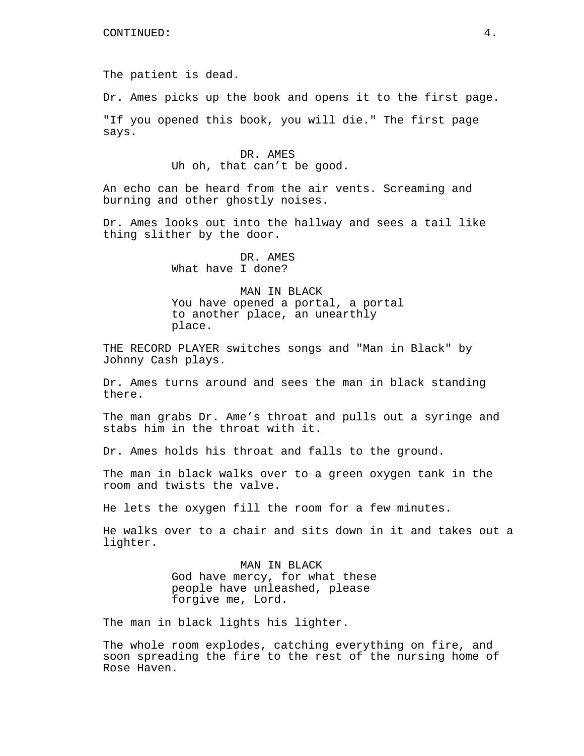CONTINUED:

The patient is dead.

Dr. Ames picks up the book and opens it to the first page.

"If you opened this book, you will die." The first page says.

DR. AMES
Uh oh, that can’t be good.

An echo can be heard from the air vents. Screaming and burning and other ghostly noises.

Dr. Ames looks out into the hallway and sees a tail like thing slither by the door.

DR. AMES
What have I done?

MAN IN BLACK
You have opened a portal, a portal to another place, an unearthly place.

THE RECORD PLAYER switches songs and "Man in Black" by Johnny Cash plays.

Dr. Ames turns around and sees the man in black standing there.

The man grabs Dr. Ame’s throat and pulls out a syringe and stabs him in the throat with it.

Dr. Ames holds his throat and falls to the ground.

The man in black walks over to a green oxygen tank in the room and twists the valve.

He lets the oxygen fill the room for a few minutes.

He walks over to a chair and sits down in it and takes out a lighter.

MAN IN BLACK
God have mercy, for what these people have unleashed, please forgive me, Lord.

The man in black lights his lighter.

The whole room explodes, catching everything on fire, and soon spreading the fire to the rest of the nursing home of Rose Haven.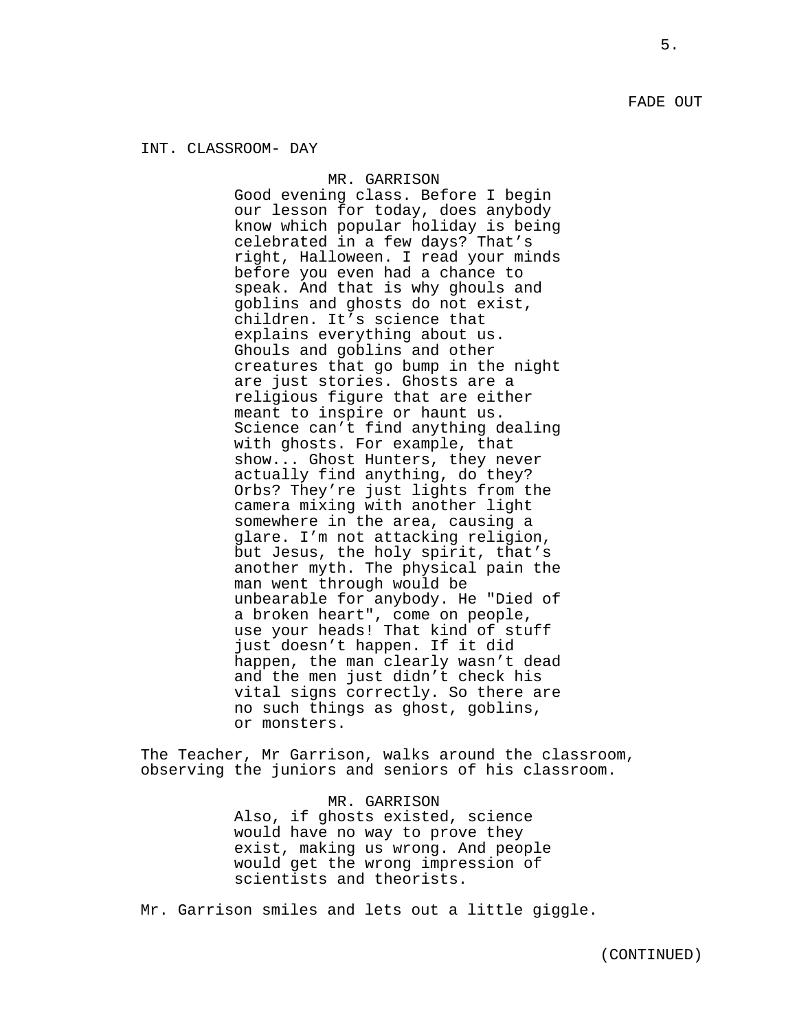FADE OUT

INT. CLASSROOM- DAY

MR. GARRISON

Good evening class. Before I begin our lesson for today, does anybody know which popular holiday is being celebrated in a few days? That's right, Halloween. I read your minds before you even had a chance to speak. And that is why ghouls and goblins and ghosts do not exist, children. It's science that explains everything about us. Ghouls and goblins and other creatures that go bump in the night are just stories. Ghosts are a religious figure that are either meant to inspire or haunt us. Science can't find anything dealing with ghosts. For example, that show... Ghost Hunters, they never actually find anything, do they? Orbs? They're just lights from the camera mixing with another light somewhere in the area, causing a glare. I'm not attacking religion, but Jesus, the holy spirit, that's another myth. The physical pain the man went through would be unbearable for anybody. He "Died of a broken heart", come on people, use your heads! That kind of stuff just doesn't happen. If it did happen, the man clearly wasn't dead and the men just didn't check his vital signs correctly. So there are no such things as ghost, goblins, or monsters.

The Teacher, Mr Garrison, walks around the classroom, observing the juniors and seniors of his classroom.

MR. GARRISON

Also, if ghosts existed, science would have no way to prove they exist, making us wrong. And people would get the wrong impression of scientists and theorists.

Mr. Garrison smiles and lets out a little giggle.

(CONTINUED)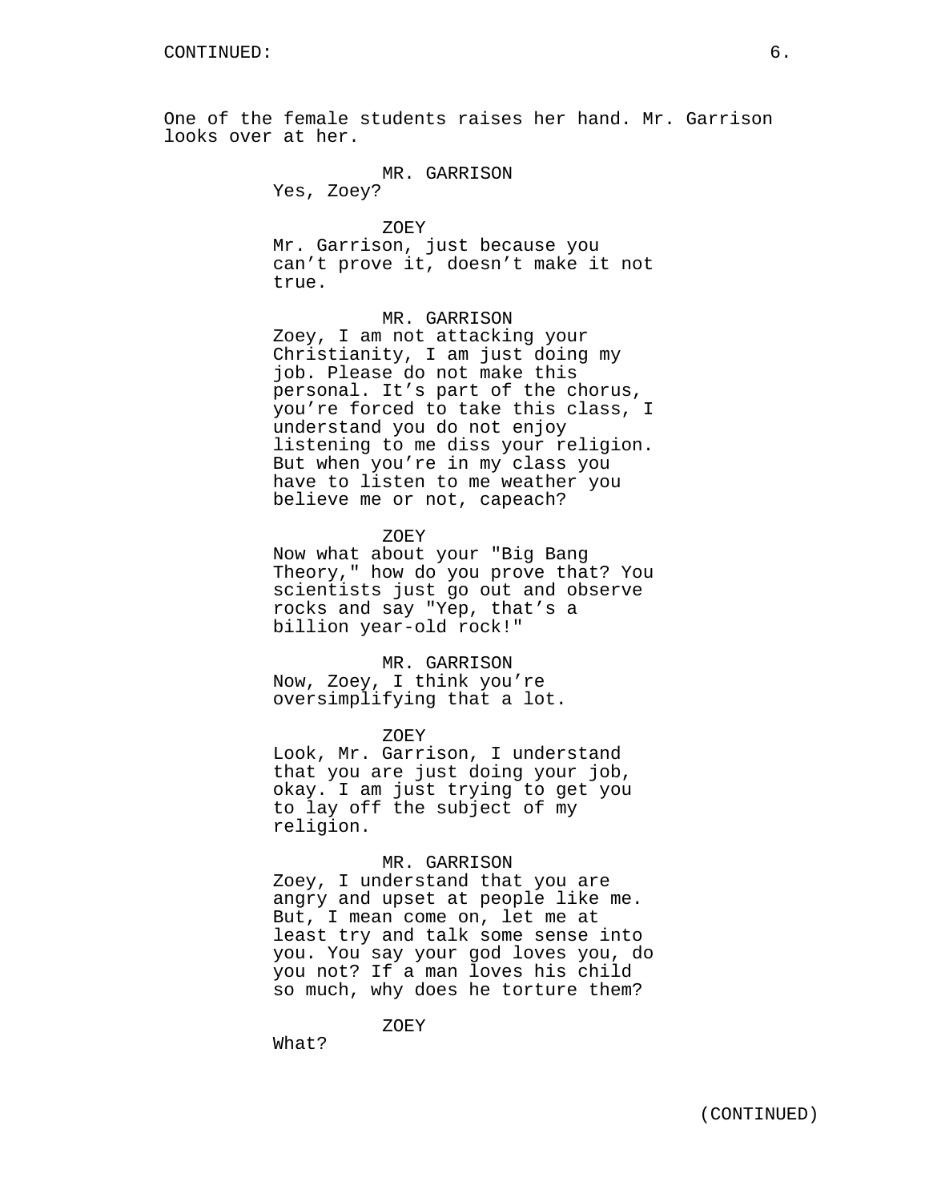One of the female students raises her hand. Mr. Garrison looks over at her.

MR. GARRISON
Yes, Zoey?

ZOEY
Mr. Garrison, just because you can't prove it, doesn't make it not true.

MR. GARRISON
Zoey, I am not attacking your Christianity, I am just doing my job. Please do not make this personal. It's part of the chorus, you're forced to take this class, I understand you do not enjoy listening to me diss your religion. But when you're in my class you have to listen to me weather you believe me or not, capeach?

ZOEY
Now what about your "Big Bang Theory," how do you prove that? You scientists just go out and observe rocks and say "Yep, that's a billion year-old rock!"

MR. GARRISON
Now, Zoey, I think you're oversimplifying that a lot.

ZOEY
Look, Mr. Garrison, I understand that you are just doing your job, okay. I am just trying to get you to lay off the subject of my religion.

MR. GARRISON
Zoey, I understand that you are angry and upset at people like me. But, I mean come on, let me at least try and talk some sense into you. You say your god loves you, do you not? If a man loves his child so much, why does he torture them?

ZOEY
What?

(CONTINUED)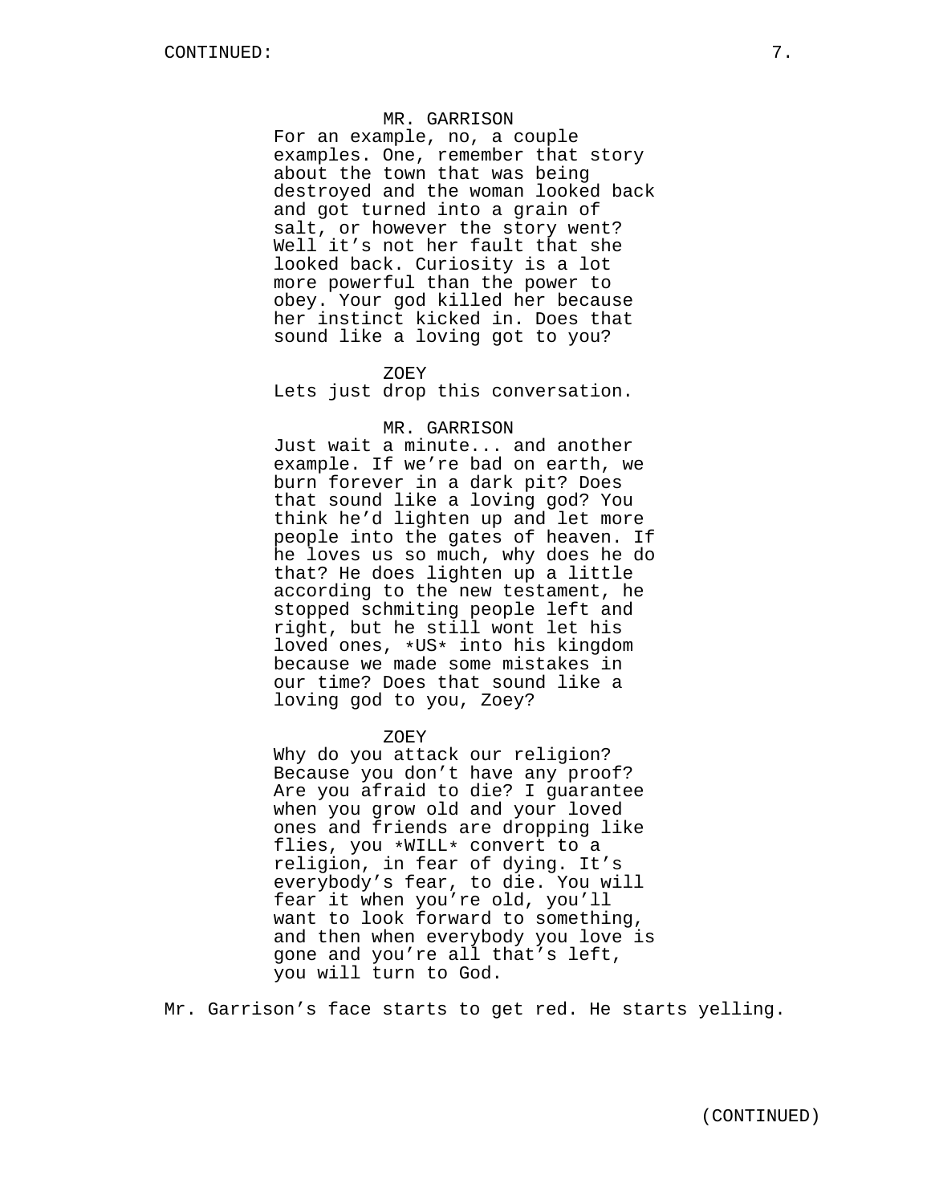MR. GARRISON
For an example, no, a couple examples. One, remember that story about the town that was being destroyed and the woman looked back and got turned into a grain of salt, or however the story went? Well it’s not her fault that she looked back. Curiosity is a lot more powerful than the power to obey. Your god killed her because her instinct kicked in. Does that sound like a loving got to you?

ZOEY
Lets just drop this conversation.

MR. GARRISON
Just wait a minute... and another example. If we’re bad on earth, we burn forever in a dark pit? Does that sound like a loving god? You think he’d lighten up and let more people into the gates of heaven. If he loves us so much, why does he do that? He does lighten up a little according to the new testament, he stopped schmiting people left and right, but he still wont let his loved ones, *US* into his kingdom because we made some mistakes in our time? Does that sound like a loving god to you, Zoey?

ZOEY
Why do you attack our religion? Because you don’t have any proof? Are you afraid to die? I guarantee when you grow old and your loved ones and friends are dropping like flies, you *WILL* convert to a religion, in fear of dying. It’s everybody’s fear, to die. You will fear it when you’re old, you’ll want to look forward to something, and then when everybody you love is gone and you’re all that’s left, you will turn to God.

Mr. Garrison’s face starts to get red. He starts yelling.

(CONTINUED)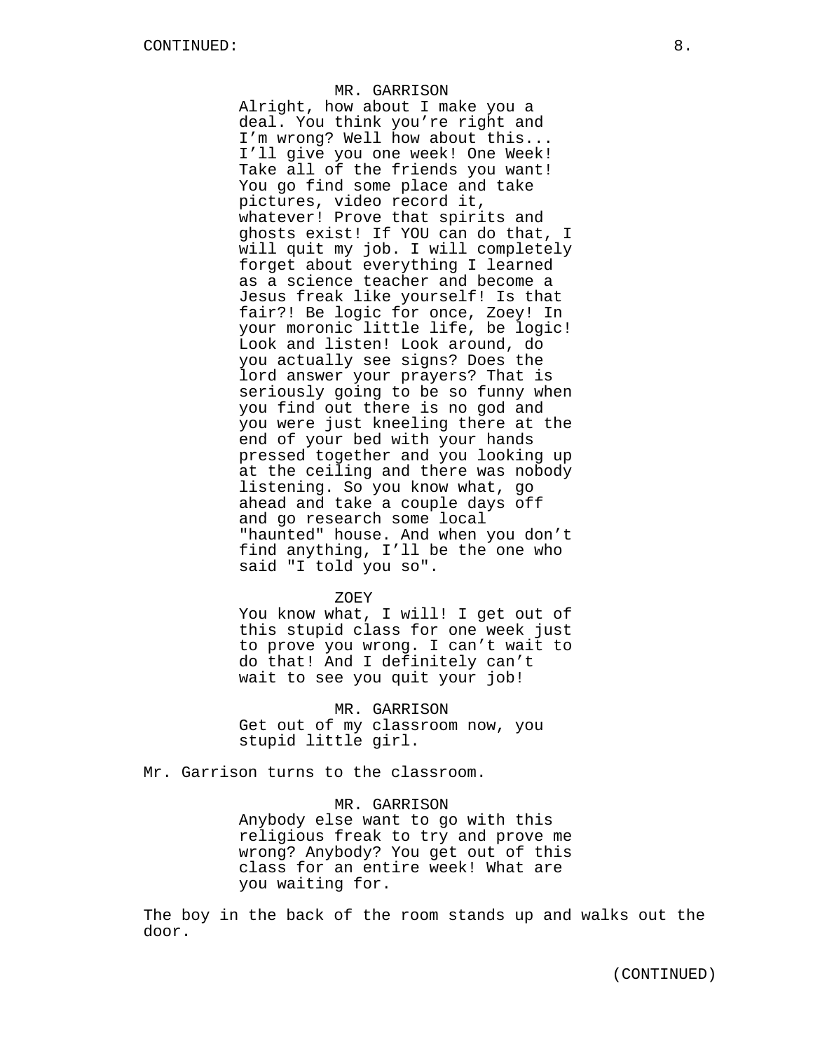MR. GARRISON

Alright, how about I make you a deal. You think you're right and I'm wrong? Well how about this... I'll give you one week! One Week! Take all of the friends you want! You go find some place and take pictures, video record it, whatever! Prove that spirits and ghosts exist! If YOU can do that, I will quit my job. I will completely forget about everything I learned as a science teacher and become a Jesus freak like yourself! Is that fair?! Be logic for once, Zoey! In your moronic little life, be logic! Look and listen! Look around, do you actually see signs? Does the lord answer your prayers? That is seriously going to be so funny when you find out there is no god and you were just kneeling there at the end of your bed with your hands pressed together and you looking up at the ceiling and there was nobody listening. So you know what, go ahead and take a couple days off and go research some local "haunted" house. And when you don't find anything, I'll be the one who said "I told you so".

ZOEY

You know what, I will! I get out of this stupid class for one week just to prove you wrong. I can't wait to do that! And I definitely can't wait to see you quit your job!

MR. GARRISON

Get out of my classroom now, you stupid little girl.

Mr. Garrison turns to the classroom.

MR. GARRISON

Anybody else want to go with this religious freak to try and prove me wrong? Anybody? You get out of this class for an entire week! What are you waiting for.

The boy in the back of the room stands up and walks out the door.

(CONTINUED)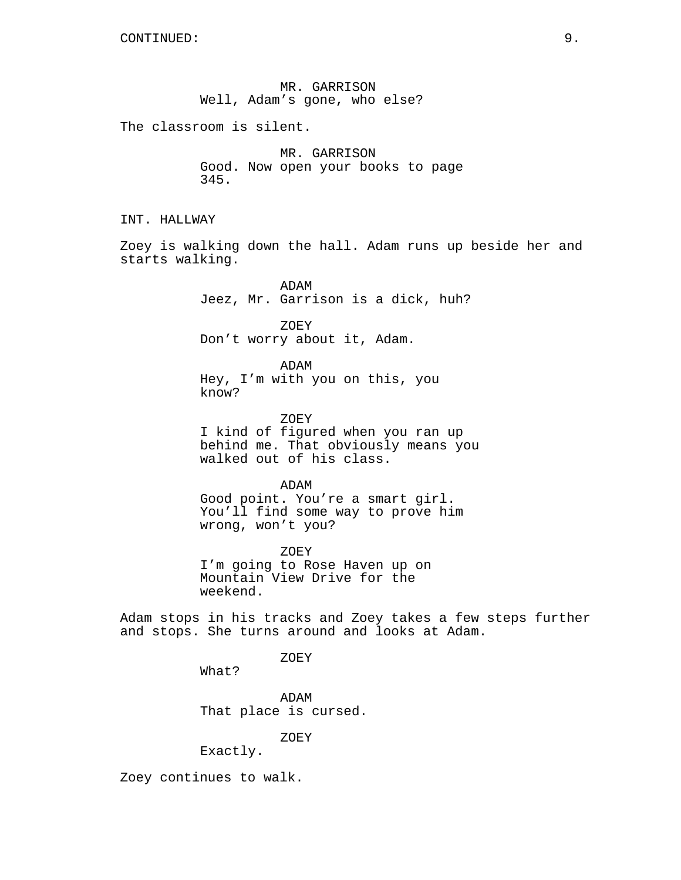CONTINUED:

MR. GARRISON
Well, Adam's gone, who else?

The classroom is silent.

MR. GARRISON
Good. Now open your books to page 345.

INT. HALLWAY

Zoey is walking down the hall. Adam runs up beside her and starts walking.

ADAM
Jeez, Mr. Garrison is a dick, huh?

ZOEY
Don't worry about it, Adam.

ADAM
Hey, I'm with you on this, you know?

ZOEY
I kind of figured when you ran up behind me. That obviously means you walked out of his class.

ADAM
Good point. You're a smart girl. You'll find some way to prove him wrong, won't you?

ZOEY
I'm going to Rose Haven up on Mountain View Drive for the weekend.

Adam stops in his tracks and Zoey takes a few steps further and stops. She turns around and looks at Adam.

ZOEY
What?

ADAM
That place is cursed.

ZOEY
Exactly.

Zoey continues to walk.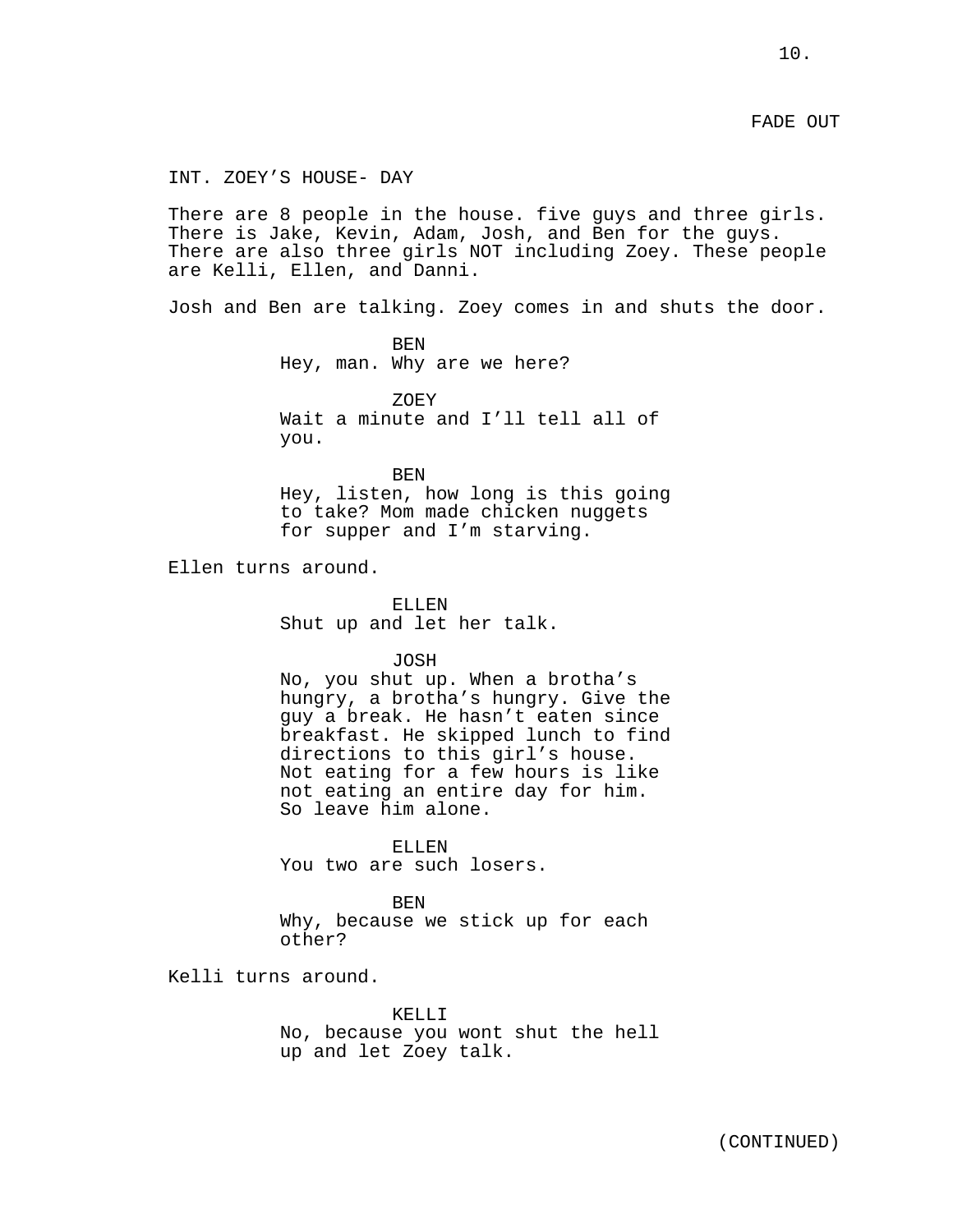FADE OUT

INT. ZOEY’S HOUSE- DAY

There are 8 people in the house. five guys and three girls. There is Jake, Kevin, Adam, Josh, and Ben for the guys. There are also three girls NOT including Zoey. These people are Kelli, Ellen, and Danni.

Josh and Ben are talking. Zoey comes in and shuts the door.

BEN
Hey, man. Why are we here?

ZOEY
Wait a minute and I’ll tell all of you.

BEN
Hey, listen, how long is this going to take? Mom made chicken nuggets for supper and I’m starving.

Ellen turns around.

ELLEN
Shut up and let her talk.

JOSH
No, you shut up. When a brotha’s hungry, a brotha’s hungry. Give the guy a break. He hasn’t eaten since breakfast. He skipped lunch to find directions to this girl’s house. Not eating for a few hours is like not eating an entire day for him. So leave him alone.

ELLEN
You two are such losers.

BEN
Why, because we stick up for each other?

Kelli turns around.

KELLI
No, because you wont shut the hell up and let Zoey talk.

(CONTINUED)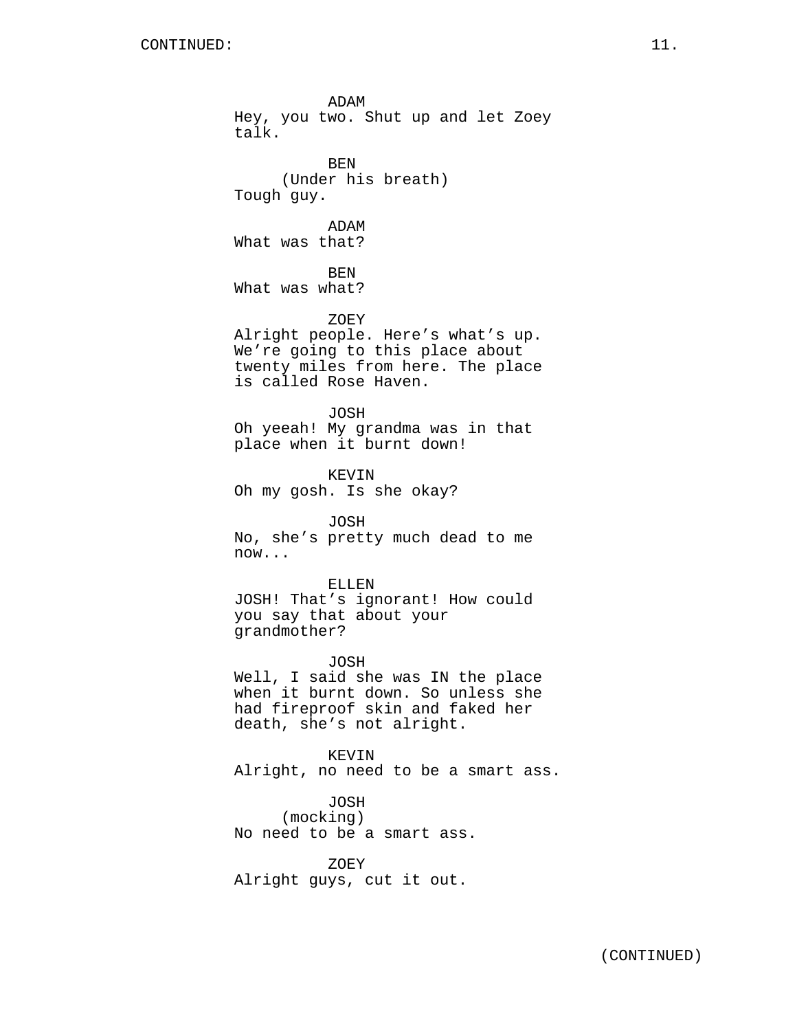CONTINUED:

ADAM
Hey, you two. Shut up and let Zoey talk.

BEN
(Under his breath)
Tough guy.

ADAM
What was that?

BEN
What was what?

ZOEY
Alright people. Here's what's up. We're going to this place about twenty miles from here. The place is called Rose Haven.

JOSH
Oh yeeah! My grandma was in that place when it burnt down!

KEVIN
Oh my gosh. Is she okay?

JOSH
No, she's pretty much dead to me now...

ELLEN
JOSH! That's ignorant! How could you say that about your grandmother?

JOSH
Well, I said she was IN the place when it burnt down. So unless she had fireproof skin and faked her death, she's not alright.

KEVIN
Alright, no need to be a smart ass.

JOSH
(mocking)
No need to be a smart ass.

ZOEY
Alright guys, cut it out.

(CONTINUED)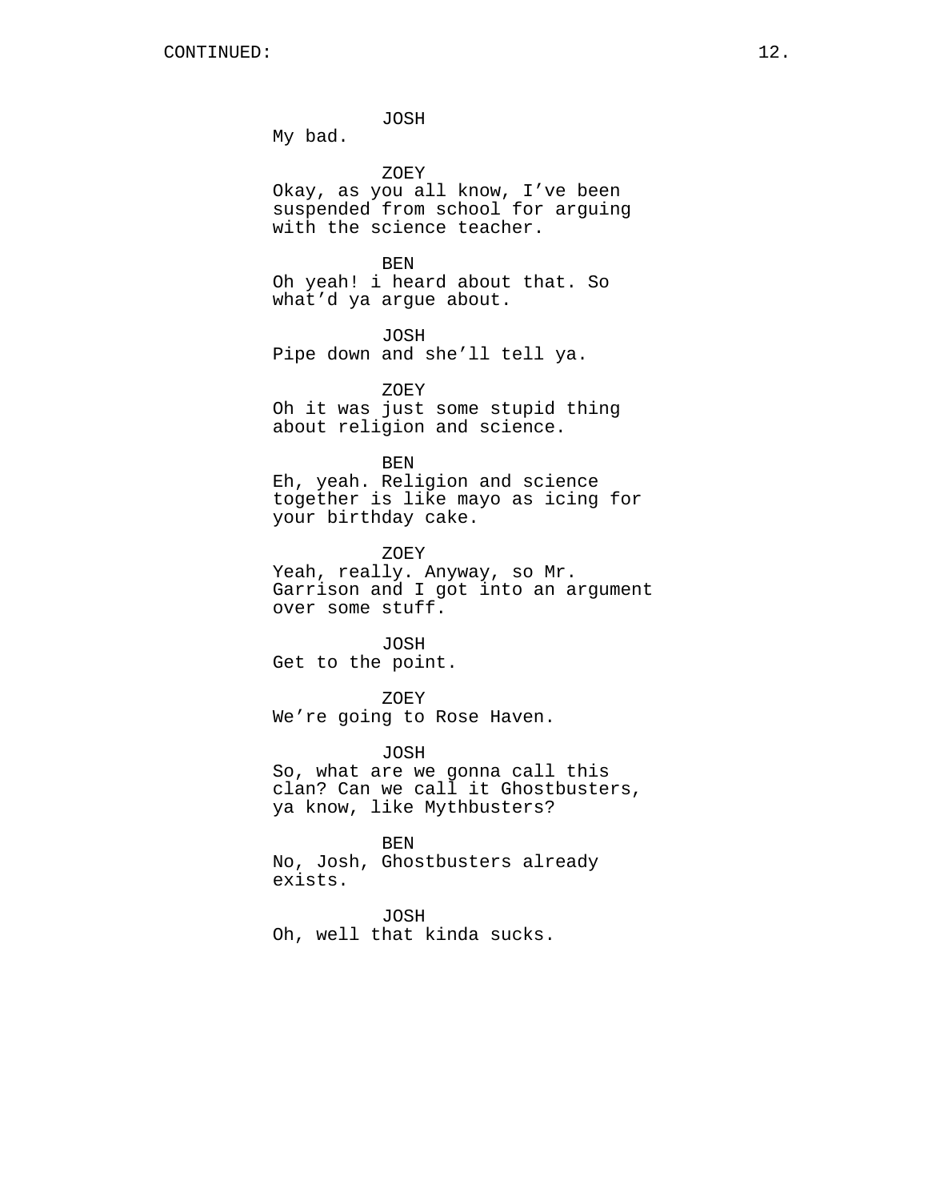CONTINUED:

JOSH
My bad.

ZOEY
Okay, as you all know, I've been suspended from school for arguing with the science teacher.

BEN
Oh yeah! i heard about that. So what'd ya argue about.

JOSH
Pipe down and she'll tell ya.

ZOEY
Oh it was just some stupid thing about religion and science.

BEN
Eh, yeah. Religion and science together is like mayo as icing for your birthday cake.

ZOEY
Yeah, really. Anyway, so Mr. Garrison and I got into an argument over some stuff.

JOSH
Get to the point.

ZOEY
We're going to Rose Haven.

JOSH
So, what are we gonna call this clan? Can we call it Ghostbusters, ya know, like Mythbusters?

BEN
No, Josh, Ghostbusters already exists.

JOSH
Oh, well that kinda sucks.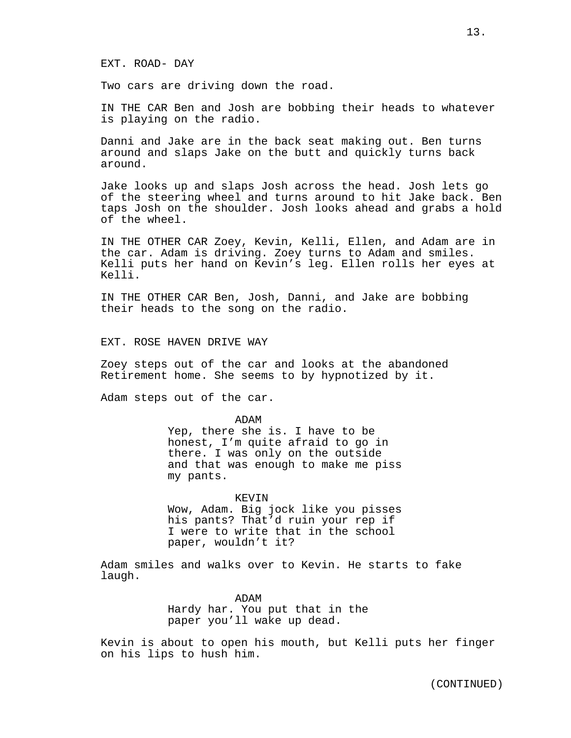EXT. ROAD- DAY

Two cars are driving down the road.

IN THE CAR Ben and Josh are bobbing their heads to whatever is playing on the radio.

Danni and Jake are in the back seat making out. Ben turns around and slaps Jake on the butt and quickly turns back around.

Jake looks up and slaps Josh across the head. Josh lets go of the steering wheel and turns around to hit Jake back. Ben taps Josh on the shoulder. Josh looks ahead and grabs a hold of the wheel.

IN THE OTHER CAR Zoey, Kevin, Kelli, Ellen, and Adam are in the car. Adam is driving. Zoey turns to Adam and smiles. Kelli puts her hand on Kevin's leg. Ellen rolls her eyes at Kelli.

IN THE OTHER CAR Ben, Josh, Danni, and Jake are bobbing their heads to the song on the radio.

EXT. ROSE HAVEN DRIVE WAY

Zoey steps out of the car and looks at the abandoned Retirement home. She seems to by hypnotized by it.

Adam steps out of the car.

ADAM

Yep, there she is. I have to be honest, I'm quite afraid to go in there. I was only on the outside and that was enough to make me piss my pants.

KEVIN

Wow, Adam. Big jock like you pisses his pants? That'd ruin your rep if I were to write that in the school paper, wouldn't it?

Adam smiles and walks over to Kevin. He starts to fake laugh.

ADAM

Hardy har. You put that in the paper you'll wake up dead.

Kevin is about to open his mouth, but Kelli puts her finger on his lips to hush him.

(CONTINUED)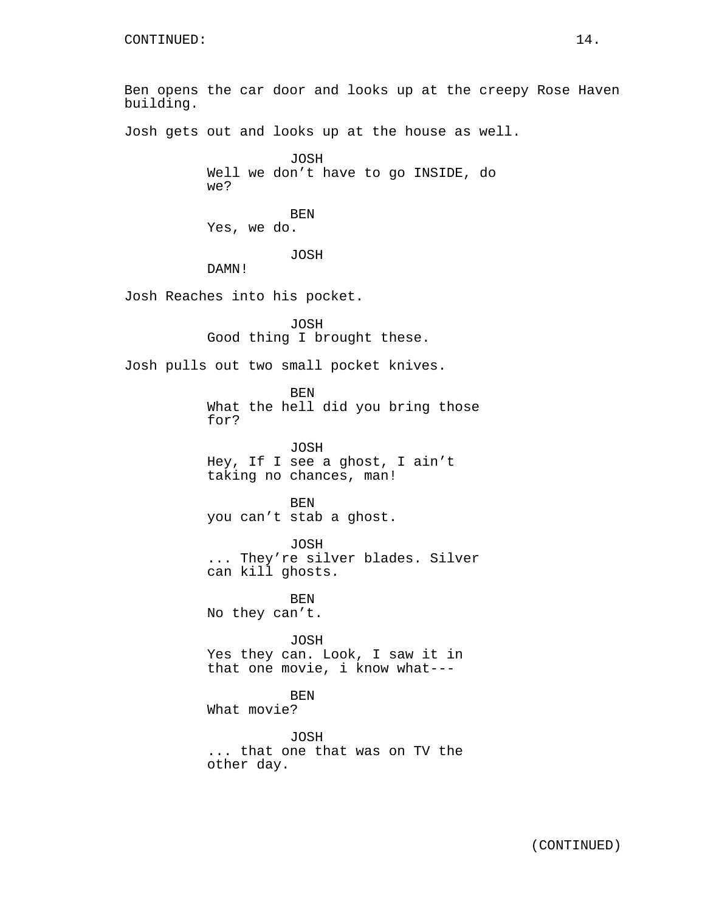CONTINUED:

Ben opens the car door and looks up at the creepy Rose Haven building.

Josh gets out and looks up at the house as well.

JOSH
Well we don’t have to go INSIDE, do we?

BEN
Yes, we do.

JOSH
DAMN!

Josh Reaches into his pocket.

JOSH
Good thing I brought these.

Josh pulls out two small pocket knives.

BEN
What the hell did you bring those for?

JOSH
Hey, If I see a ghost, I ain’t taking no chances, man!

BEN
you can’t stab a ghost.

JOSH
... They’re silver blades. Silver can kill ghosts.

BEN
No they can’t.

JOSH
Yes they can. Look, I saw it in that one movie, i know what---

BEN
What movie?

JOSH
... that one that was on TV the other day.

(CONTINUED)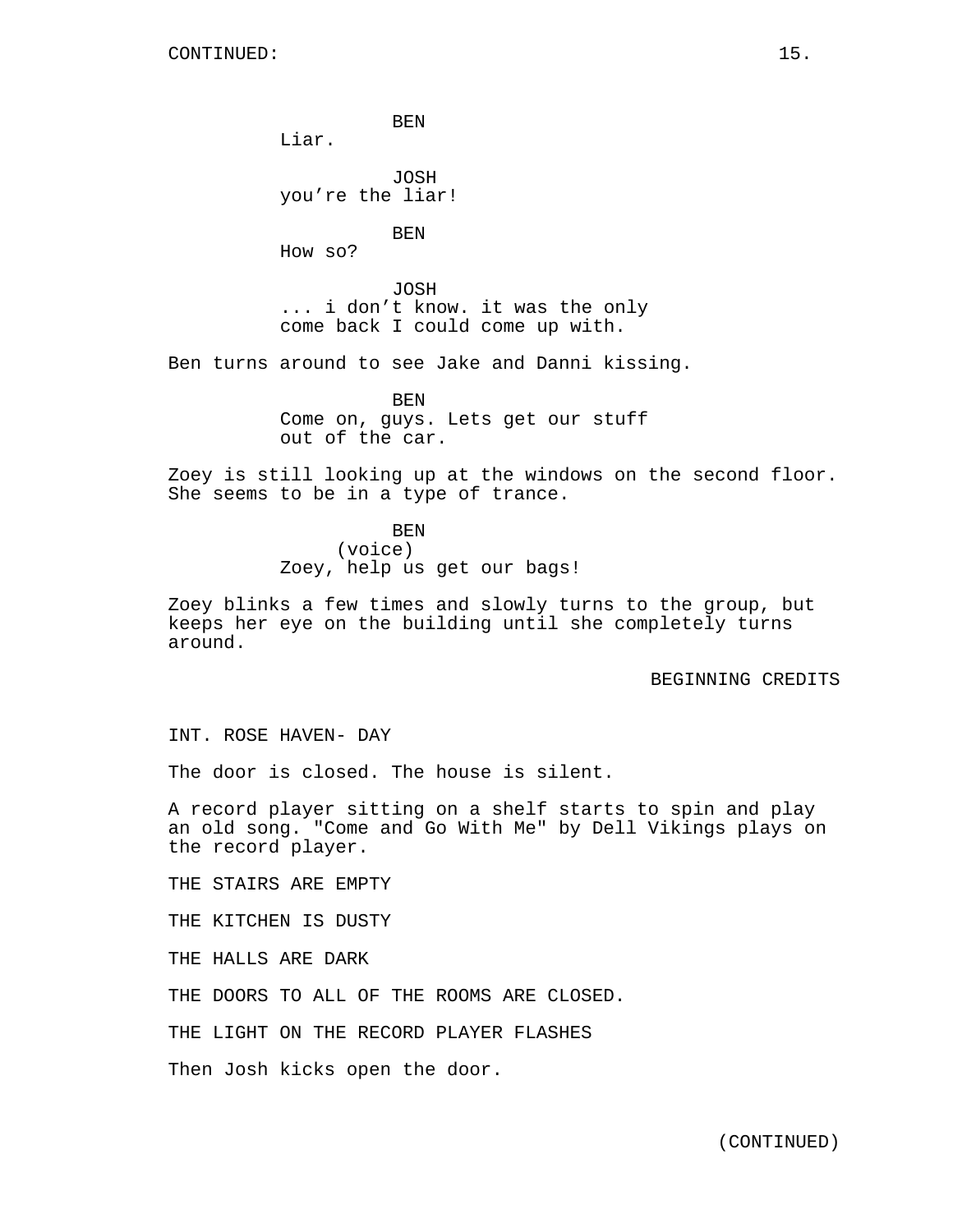CONTINUED:

BEN
Liar.

JOSH
you're the liar!

BEN
How so?

JOSH
... i don't know. it was the only come back I could come up with.

Ben turns around to see Jake and Danni kissing.

BEN
Come on, guys. Lets get our stuff out of the car.

Zoey is still looking up at the windows on the second floor. She seems to be in a type of trance.

BEN
(voice)
Zoey, help us get our bags!

Zoey blinks a few times and slowly turns to the group, but keeps her eye on the building until she completely turns around.

BEGINNING CREDITS

INT. ROSE HAVEN- DAY

The door is closed. The house is silent.

A record player sitting on a shelf starts to spin and play an old song. "Come and Go With Me" by Dell Vikings plays on the record player.

THE STAIRS ARE EMPTY

THE KITCHEN IS DUSTY

THE HALLS ARE DARK

THE DOORS TO ALL OF THE ROOMS ARE CLOSED.

THE LIGHT ON THE RECORD PLAYER FLASHES

Then Josh kicks open the door.

(CONTINUED)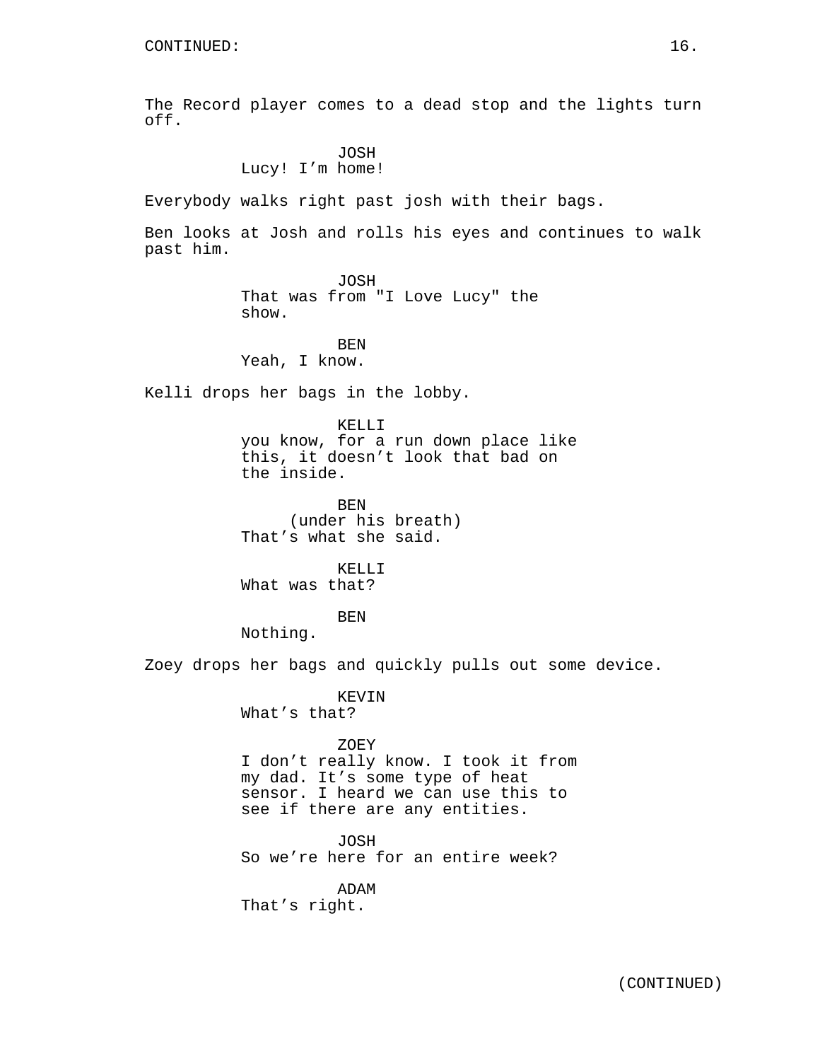CONTINUED:

The Record player comes to a dead stop and the lights turn off.

JOSH
Lucy! I’m home!

Everybody walks right past josh with their bags.

Ben looks at Josh and rolls his eyes and continues to walk past him.

JOSH
That was from "I Love Lucy" the show.

BEN
Yeah, I know.

Kelli drops her bags in the lobby.

KELLI
you know, for a run down place like this, it doesn’t look that bad on the inside.

BEN
(under his breath)
That’s what she said.

KELLI
What was that?

BEN
Nothing.

Zoey drops her bags and quickly pulls out some device.

KEVIN
What’s that?

ZOEY
I don’t really know. I took it from my dad. It’s some type of heat sensor. I heard we can use this to see if there are any entities.

JOSH
So we’re here for an entire week?

ADAM
That’s right.

(CONTINUED)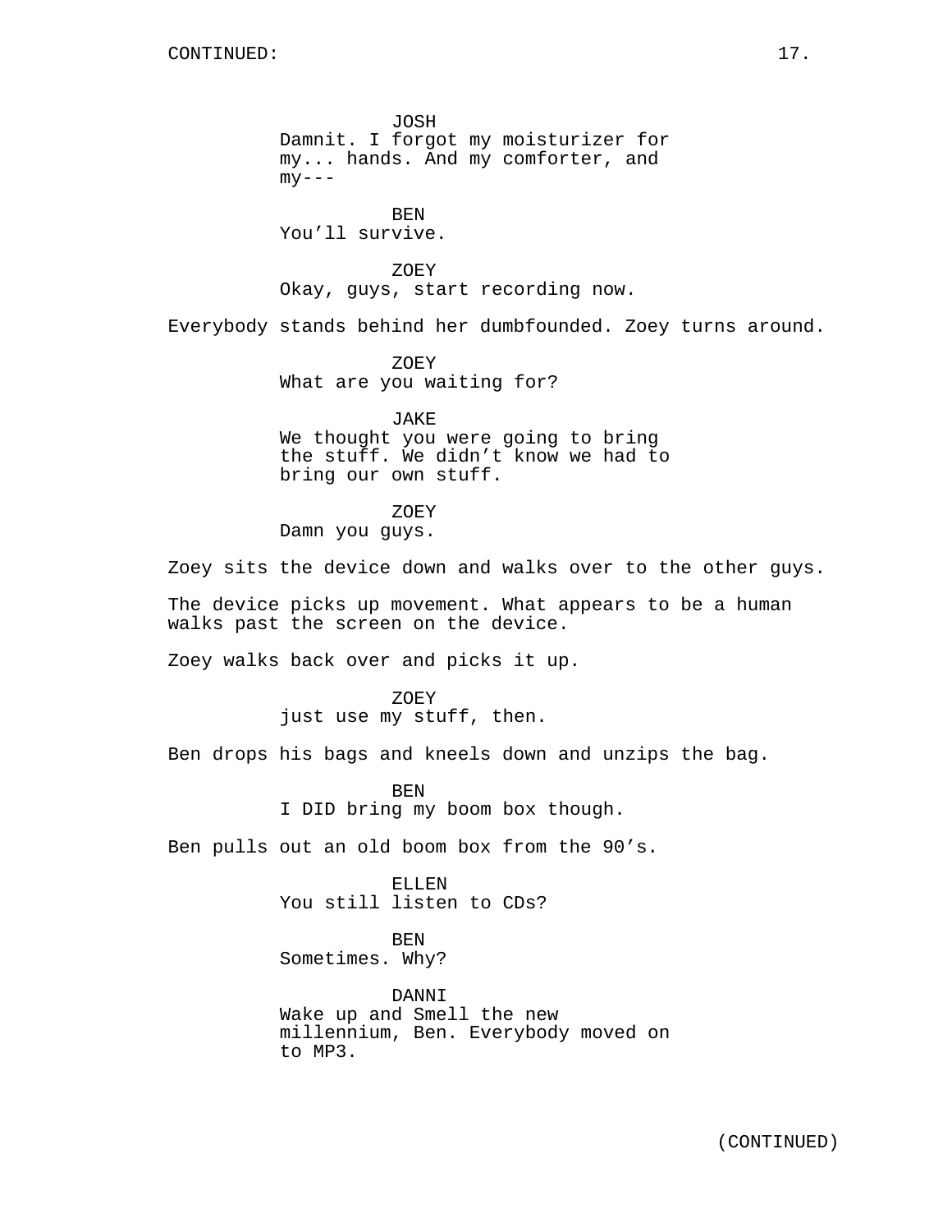JOSH
Damnit. I forgot my moisturizer for my... hands. And my comforter, and my---

BEN
You'll survive.

ZOEY
Okay, guys, start recording now.

Everybody stands behind her dumbfounded. Zoey turns around.

ZOEY
What are you waiting for?

JAKE
We thought you were going to bring the stuff. We didn't know we had to bring our own stuff.

ZOEY
Damn you guys.

Zoey sits the device down and walks over to the other guys.

The device picks up movement. What appears to be a human walks past the screen on the device.

Zoey walks back over and picks it up.

ZOEY
just use my stuff, then.

Ben drops his bags and kneels down and unzips the bag.

BEN
I DID bring my boom box though.

Ben pulls out an old boom box from the 90's.

ELLEN
You still listen to CDs?

BEN
Sometimes. Why?

DANNI
Wake up and Smell the new millennium, Ben. Everybody moved on to MP3.

(CONTINUED)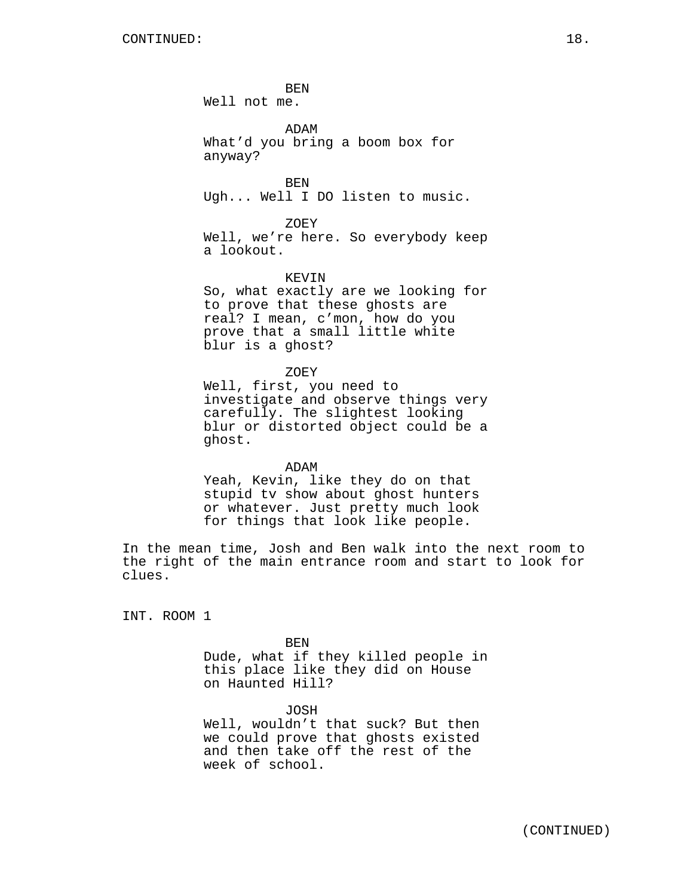BEN
Well not me.

ADAM
What'd you bring a boom box for anyway?

BEN
Ugh... Well I DO listen to music.

ZOEY
Well, we're here. So everybody keep a lookout.

KEVIN
So, what exactly are we looking for to prove that these ghosts are real? I mean, c'mon, how do you prove that a small little white blur is a ghost?

ZOEY
Well, first, you need to investigate and observe things very carefully. The slightest looking blur or distorted object could be a ghost.

ADAM
Yeah, Kevin, like they do on that stupid tv show about ghost hunters or whatever. Just pretty much look for things that look like people.

In the mean time, Josh and Ben walk into the next room to the right of the main entrance room and start to look for clues.

INT. ROOM 1

BEN
Dude, what if they killed people in this place like they did on House on Haunted Hill?

JOSH
Well, wouldn't that suck? But then we could prove that ghosts existed and then take off the rest of the week of school.

(CONTINUED)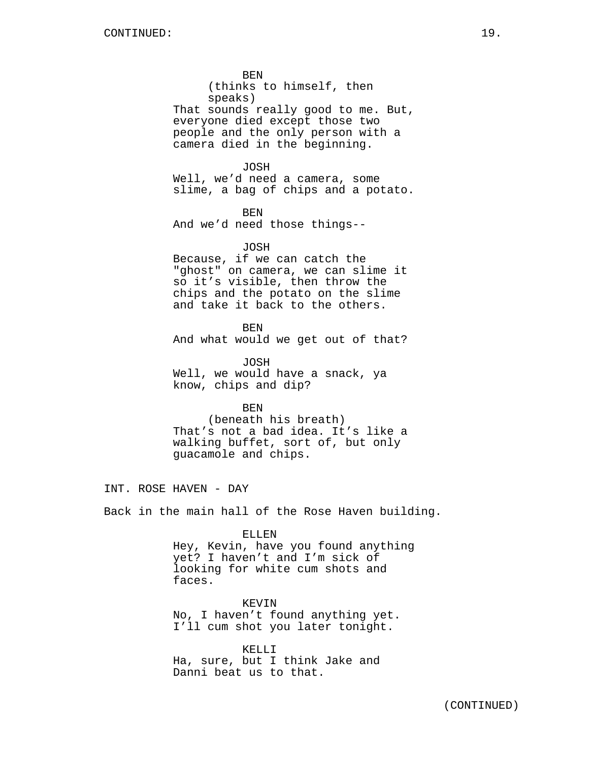BEN
(thinks to himself, then speaks)
That sounds really good to me. But, everyone died except those two people and the only person with a camera died in the beginning.

JOSH
Well, we'd need a camera, some slime, a bag of chips and a potato.

BEN
And we'd need those things--

JOSH
Because, if we can catch the "ghost" on camera, we can slime it so it's visible, then throw the chips and the potato on the slime and take it back to the others.

BEN
And what would we get out of that?

JOSH
Well, we would have a snack, ya know, chips and dip?

BEN
(beneath his breath)
That's not a bad idea. It's like a walking buffet, sort of, but only guacamole and chips.

INT. ROSE HAVEN - DAY

Back in the main hall of the Rose Haven building.

ELLEN
Hey, Kevin, have you found anything yet? I haven't and I'm sick of looking for white cum shots and faces.

KEVIN
No, I haven't found anything yet. I'll cum shot you later tonight.

KELLI
Ha, sure, but I think Jake and Danni beat us to that.

(CONTINUED)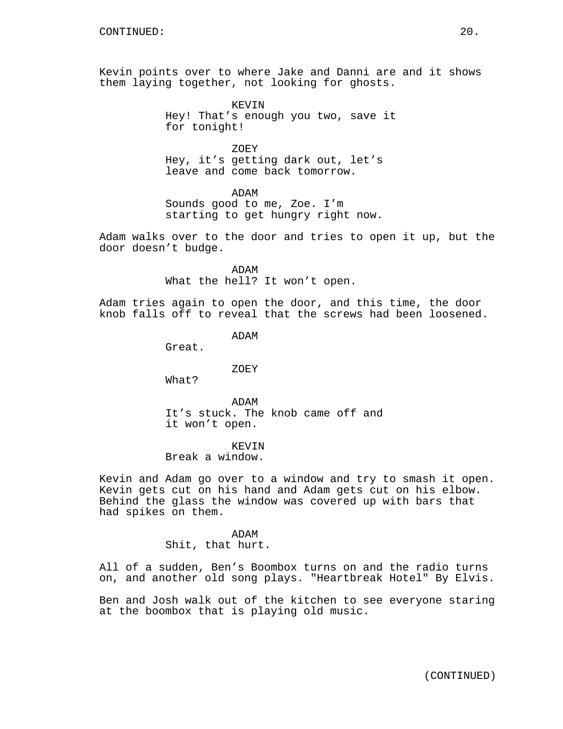Kevin points over to where Jake and Danni are and it shows them laying together, not looking for ghosts.

KEVIN
Hey! That's enough you two, save it for tonight!

ZOEY
Hey, it's getting dark out, let's leave and come back tomorrow.

ADAM
Sounds good to me, Zoe. I'm starting to get hungry right now.

Adam walks over to the door and tries to open it up, but the door doesn't budge.

ADAM
What the hell? It won't open.

Adam tries again to open the door, and this time, the door knob falls off to reveal that the screws had been loosened.

ADAM
Great.

ZOEY
What?

ADAM
It's stuck. The knob came off and it won't open.

KEVIN
Break a window.

Kevin and Adam go over to a window and try to smash it open. Kevin gets cut on his hand and Adam gets cut on his elbow. Behind the glass the window was covered up with bars that had spikes on them.

ADAM
Shit, that hurt.

All of a sudden, Ben's Boombox turns on and the radio turns on, and another old song plays. "Heartbreak Hotel" By Elvis.

Ben and Josh walk out of the kitchen to see everyone staring at the boombox that is playing old music.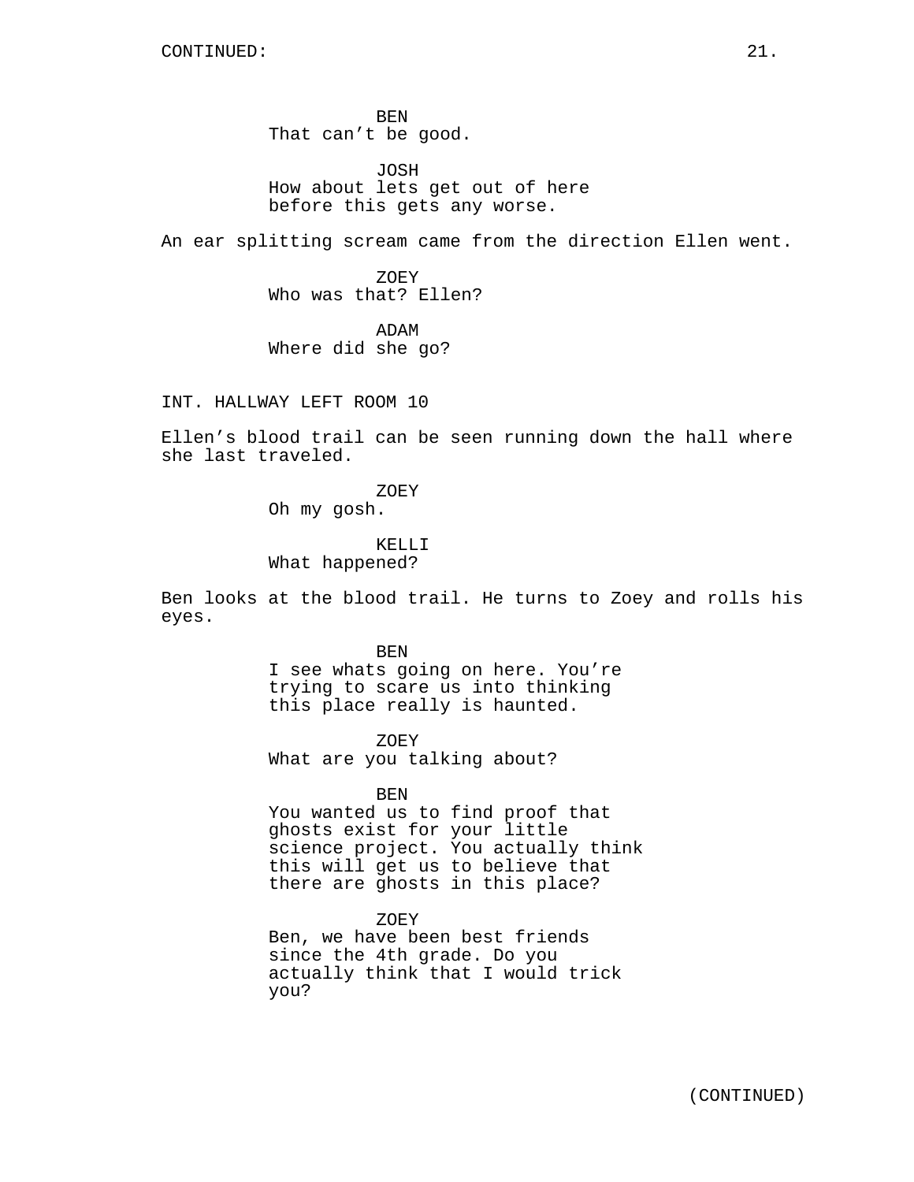BEN
That can't be good.

JOSH
How about lets get out of here before this gets any worse.

An ear splitting scream came from the direction Ellen went.

ZOEY
Who was that? Ellen?

ADAM
Where did she go?

INT. HALLWAY LEFT ROOM 10

Ellen's blood trail can be seen running down the hall where she last traveled.

ZOEY
Oh my gosh.

KELLI
What happened?

Ben looks at the blood trail. He turns to Zoey and rolls his eyes.

BEN
I see whats going on here. You're trying to scare us into thinking this place really is haunted.

ZOEY
What are you talking about?

BEN
You wanted us to find proof that ghosts exist for your little science project. You actually think this will get us to believe that there are ghosts in this place?

ZOEY
Ben, we have been best friends since the 4th grade. Do you actually think that I would trick you?

(CONTINUED)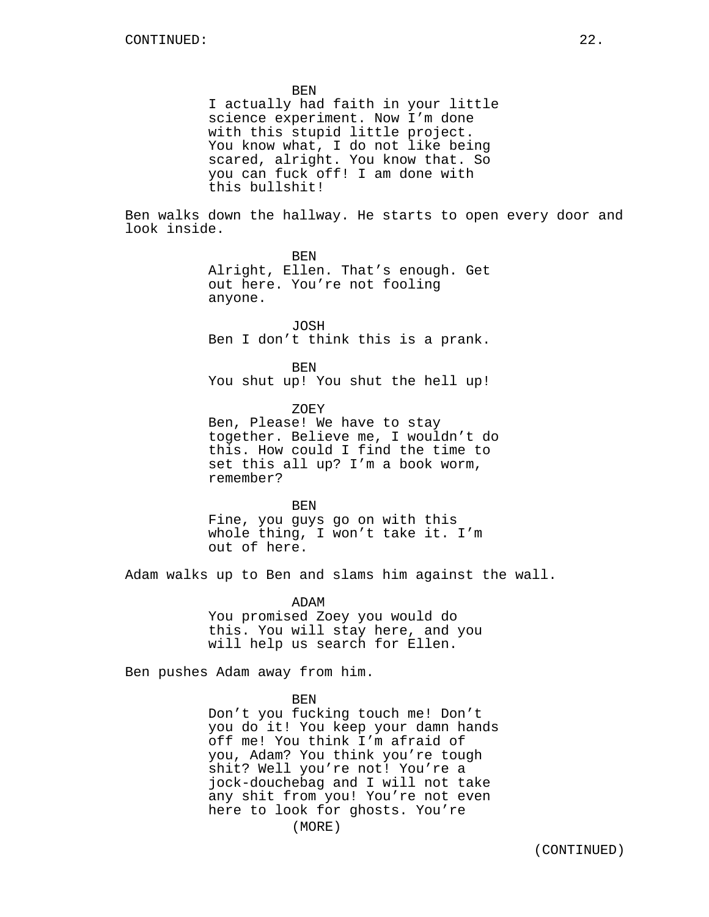BEN
I actually had faith in your little science experiment. Now I'm done with this stupid little project. You know what, I do not like being scared, alright. You know that. So you can fuck off! I am done with this bullshit!

Ben walks down the hallway. He starts to open every door and look inside.

BEN
Alright, Ellen. That's enough. Get out here. You're not fooling anyone.

JOSH
Ben I don't think this is a prank.

BEN
You shut up! You shut the hell up!

ZOEY
Ben, Please! We have to stay together. Believe me, I wouldn't do this. How could I find the time to set this all up? I'm a book worm, remember?

BEN
Fine, you guys go on with this whole thing, I won't take it. I'm out of here.

Adam walks up to Ben and slams him against the wall.

ADAM
You promised Zoey you would do this. You will stay here, and you will help us search for Ellen.

Ben pushes Adam away from him.

BEN
Don't you fucking touch me! Don't you do it! You keep your damn hands off me! You think I'm afraid of you, Adam? You think you're tough shit? Well you're not! You're a jock-douchebag and I will not take any shit from you! You're not even here to look for ghosts. You're
(MORE)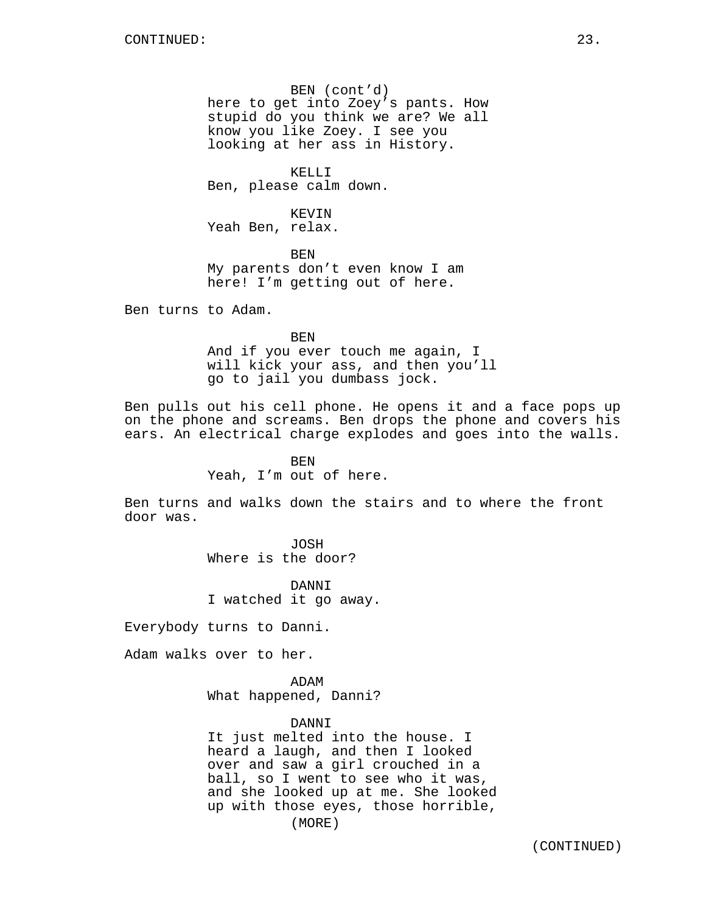BEN (cont'd)
here to get into Zoey's pants. How stupid do you think we are? We all know you like Zoey. I see you looking at her ass in History.

KELLI
Ben, please calm down.

KEVIN
Yeah Ben, relax.

BEN
My parents don't even know I am here! I'm getting out of here.

Ben turns to Adam.

BEN
And if you ever touch me again, I will kick your ass, and then you'll go to jail you dumbass jock.

Ben pulls out his cell phone. He opens it and a face pops up on the phone and screams. Ben drops the phone and covers his ears. An electrical charge explodes and goes into the walls.

BEN
Yeah, I'm out of here.

Ben turns and walks down the stairs and to where the front door was.

JOSH
Where is the door?

DANNI
I watched it go away.

Everybody turns to Danni.

Adam walks over to her.

ADAM
What happened, Danni?

DANNI
It just melted into the house. I heard a laugh, and then I looked over and saw a girl crouched in a ball, so I went to see who it was, and she looked up at me. She looked up with those eyes, those horrible,
(MORE)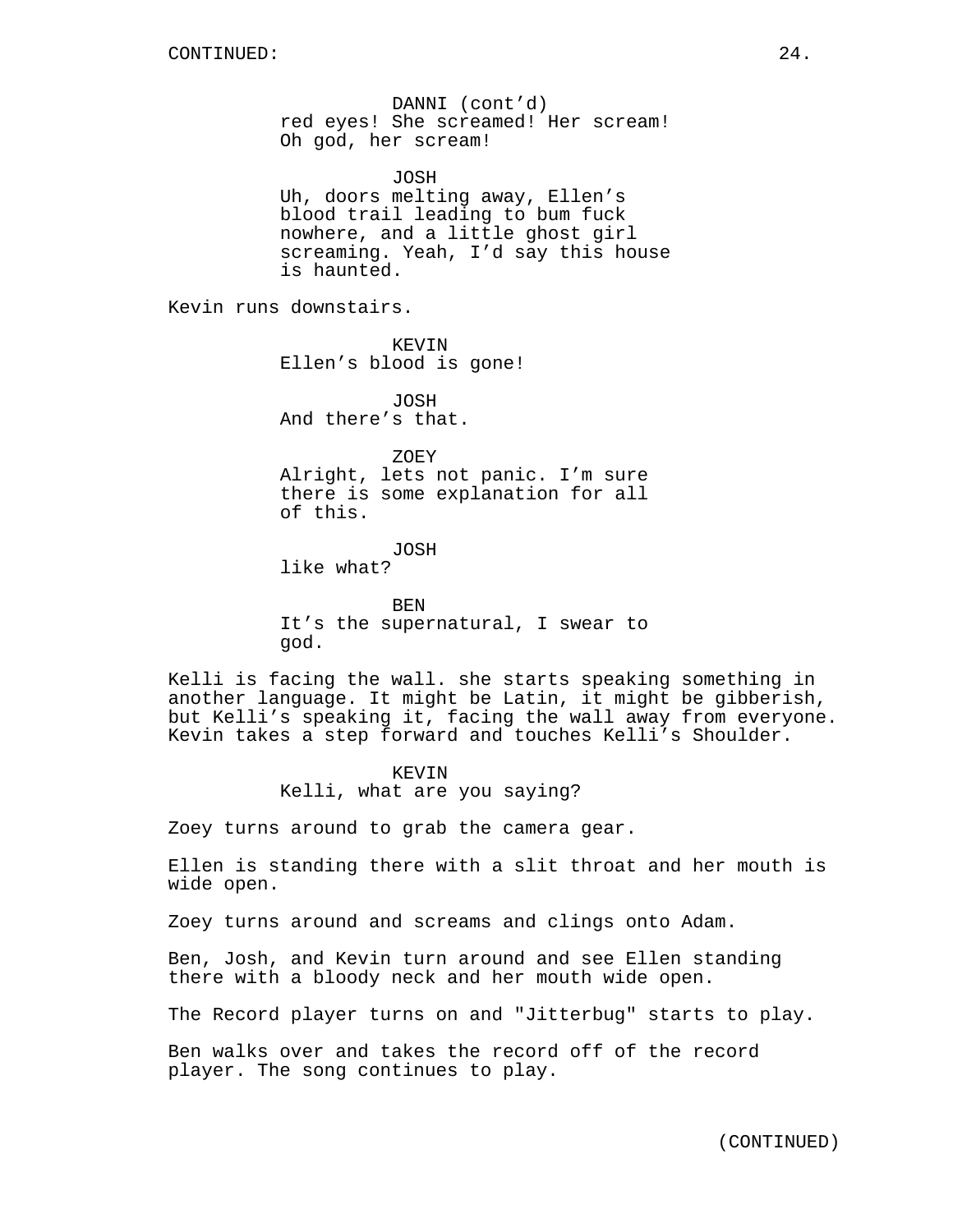DANNI (cont'd)
red eyes! She screamed! Her scream! Oh god, her scream!

JOSH
Uh, doors melting away, Ellen's blood trail leading to bum fuck nowhere, and a little ghost girl screaming. Yeah, I'd say this house is haunted.

Kevin runs downstairs.

KEVIN
Ellen's blood is gone!

JOSH
And there's that.

ZOEY
Alright, lets not panic. I'm sure there is some explanation for all of this.

JOSH
like what?

BEN
It's the supernatural, I swear to god.

Kelli is facing the wall. she starts speaking something in another language. It might be Latin, it might be gibberish, but Kelli's speaking it, facing the wall away from everyone. Kevin takes a step forward and touches Kelli's Shoulder.

KEVIN
Kelli, what are you saying?

Zoey turns around to grab the camera gear.

Ellen is standing there with a slit throat and her mouth is wide open.

Zoey turns around and screams and clings onto Adam.

Ben, Josh, and Kevin turn around and see Ellen standing there with a bloody neck and her mouth wide open.

The Record player turns on and "Jitterbug" starts to play.

Ben walks over and takes the record off of the record player. The song continues to play.

(CONTINUED)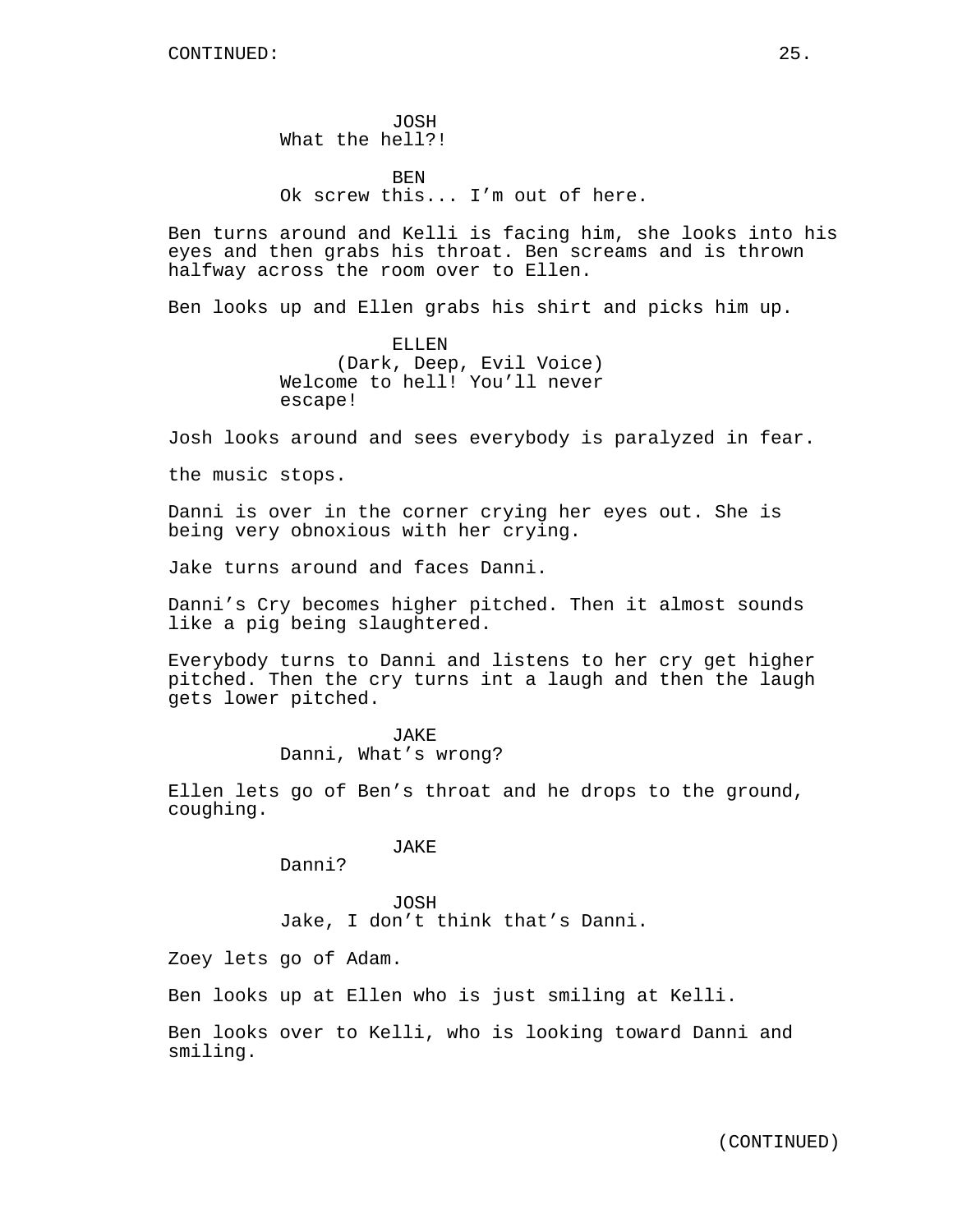CONTINUED:

JOSH
What the hell?!

BEN
Ok screw this... I'm out of here.

Ben turns around and Kelli is facing him, she looks into his eyes and then grabs his throat. Ben screams and is thrown halfway across the room over to Ellen.

Ben looks up and Ellen grabs his shirt and picks him up.

ELLEN
(Dark, Deep, Evil Voice)
Welcome to hell! You'll never escape!

Josh looks around and sees everybody is paralyzed in fear.

the music stops.

Danni is over in the corner crying her eyes out. She is being very obnoxious with her crying.

Jake turns around and faces Danni.

Danni's Cry becomes higher pitched. Then it almost sounds like a pig being slaughtered.

Everybody turns to Danni and listens to her cry get higher pitched. Then the cry turns int a laugh and then the laugh gets lower pitched.

JAKE
Danni, What's wrong?

Ellen lets go of Ben's throat and he drops to the ground, coughing.

JAKE
Danni?

JOSH
Jake, I don't think that's Danni.

Zoey lets go of Adam.

Ben looks up at Ellen who is just smiling at Kelli.

Ben looks over to Kelli, who is looking toward Danni and smiling.

(CONTINUED)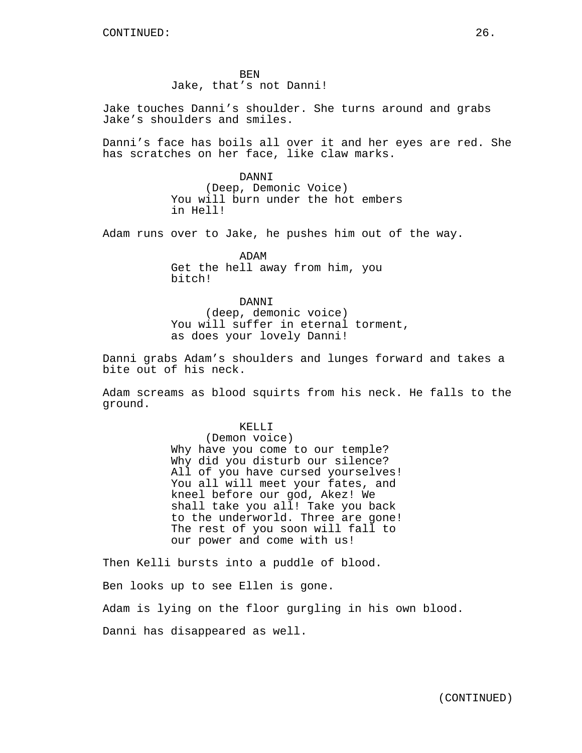BEN
Jake, that's not Danni!

Jake touches Danni's shoulder. She turns around and grabs Jake's shoulders and smiles.

Danni's face has boils all over it and her eyes are red. She has scratches on her face, like claw marks.

DANNI
(Deep, Demonic Voice)
You will burn under the hot embers in Hell!

Adam runs over to Jake, he pushes him out of the way.

ADAM
Get the hell away from him, you bitch!

DANNI
(deep, demonic voice)
You will suffer in eternal torment, as does your lovely Danni!

Danni grabs Adam's shoulders and lunges forward and takes a bite out of his neck.

Adam screams as blood squirts from his neck. He falls to the ground.

KELLI
(Demon voice)
Why have you come to our temple? Why did you disturb our silence? All of you have cursed yourselves! You all will meet your fates, and kneel before our god, Akez! We shall take you all! Take you back to the underworld. Three are gone! The rest of you soon will fall to our power and come with us!

Then Kelli bursts into a puddle of blood.

Ben looks up to see Ellen is gone.

Adam is lying on the floor gurgling in his own blood.

Danni has disappeared as well.

(CONTINUED)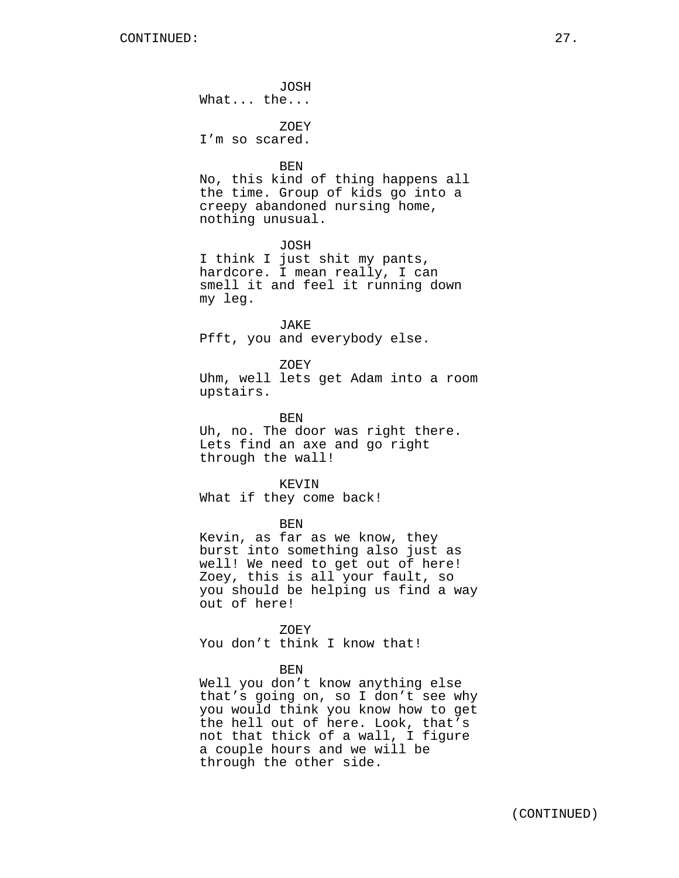CONTINUED:

JOSH
What... the...

ZOEY
I'm so scared.

BEN
No, this kind of thing happens all the time. Group of kids go into a creepy abandoned nursing home, nothing unusual.

JOSH
I think I just shit my pants, hardcore. I mean really, I can smell it and feel it running down my leg.

JAKE
Pfft, you and everybody else.

ZOEY
Uhm, well lets get Adam into a room upstairs.

BEN
Uh, no. The door was right there. Lets find an axe and go right through the wall!

KEVIN
What if they come back!

BEN
Kevin, as far as we know, they burst into something also just as well! We need to get out of here! Zoey, this is all your fault, so you should be helping us find a way out of here!

ZOEY
You don't think I know that!

BEN
Well you don't know anything else that's going on, so I don't see why you would think you know how to get the hell out of here. Look, that's not that thick of a wall, I figure a couple hours and we will be through the other side.

(CONTINUED)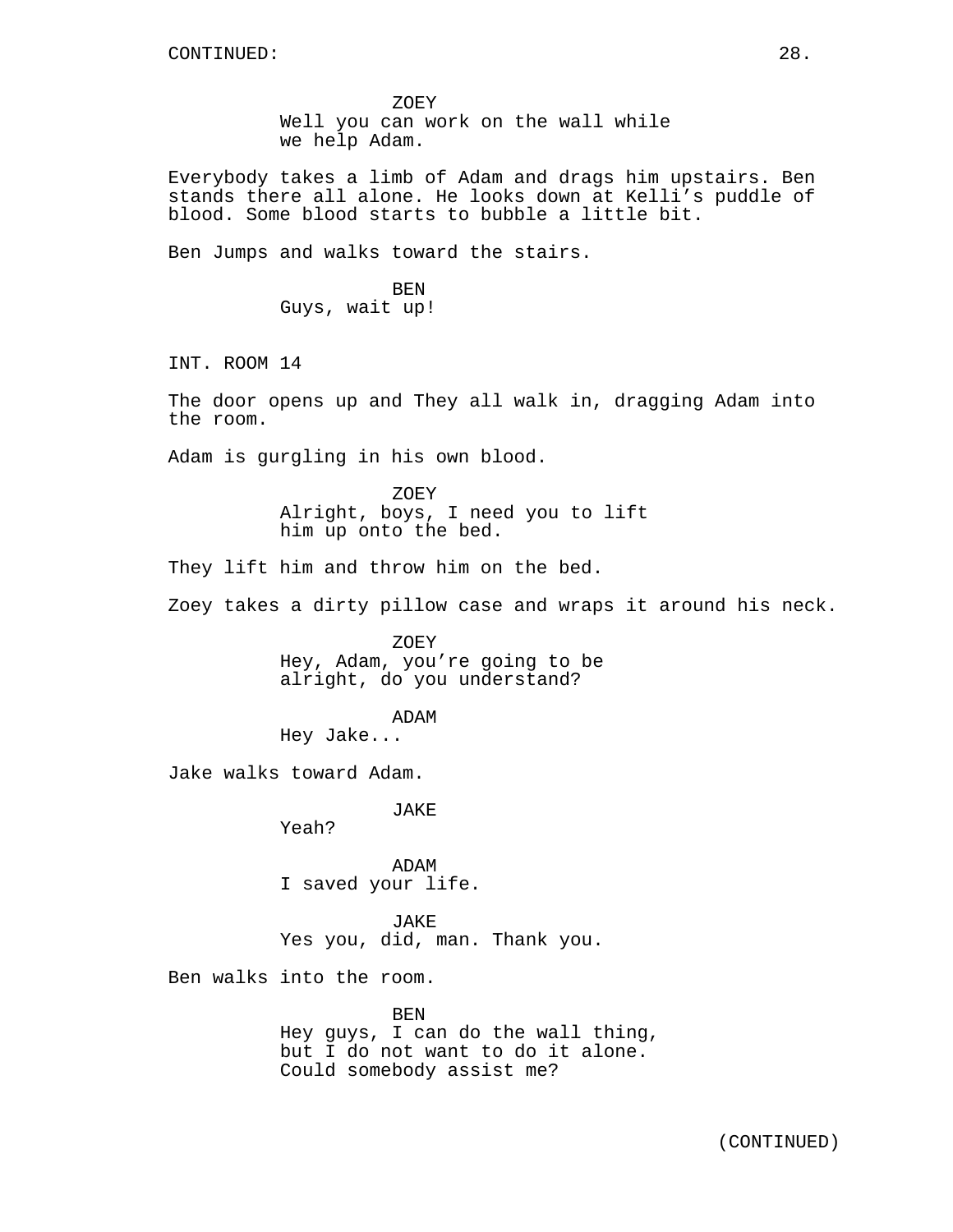ZOEY
Well you can work on the wall while we help Adam.

Everybody takes a limb of Adam and drags him upstairs. Ben stands there all alone. He looks down at Kelli's puddle of blood. Some blood starts to bubble a little bit.

Ben Jumps and walks toward the stairs.

BEN
Guys, wait up!

INT. ROOM 14

The door opens up and They all walk in, dragging Adam into the room.

Adam is gurgling in his own blood.

ZOEY
Alright, boys, I need you to lift him up onto the bed.

They lift him and throw him on the bed.

Zoey takes a dirty pillow case and wraps it around his neck.

ZOEY
Hey, Adam, you're going to be alright, do you understand?

ADAM
Hey Jake...

Jake walks toward Adam.

JAKE
Yeah?

ADAM
I saved your life.

JAKE
Yes you, did, man. Thank you.

Ben walks into the room.

BEN
Hey guys, I can do the wall thing, but I do not want to do it alone. Could somebody assist me?

(CONTINUED)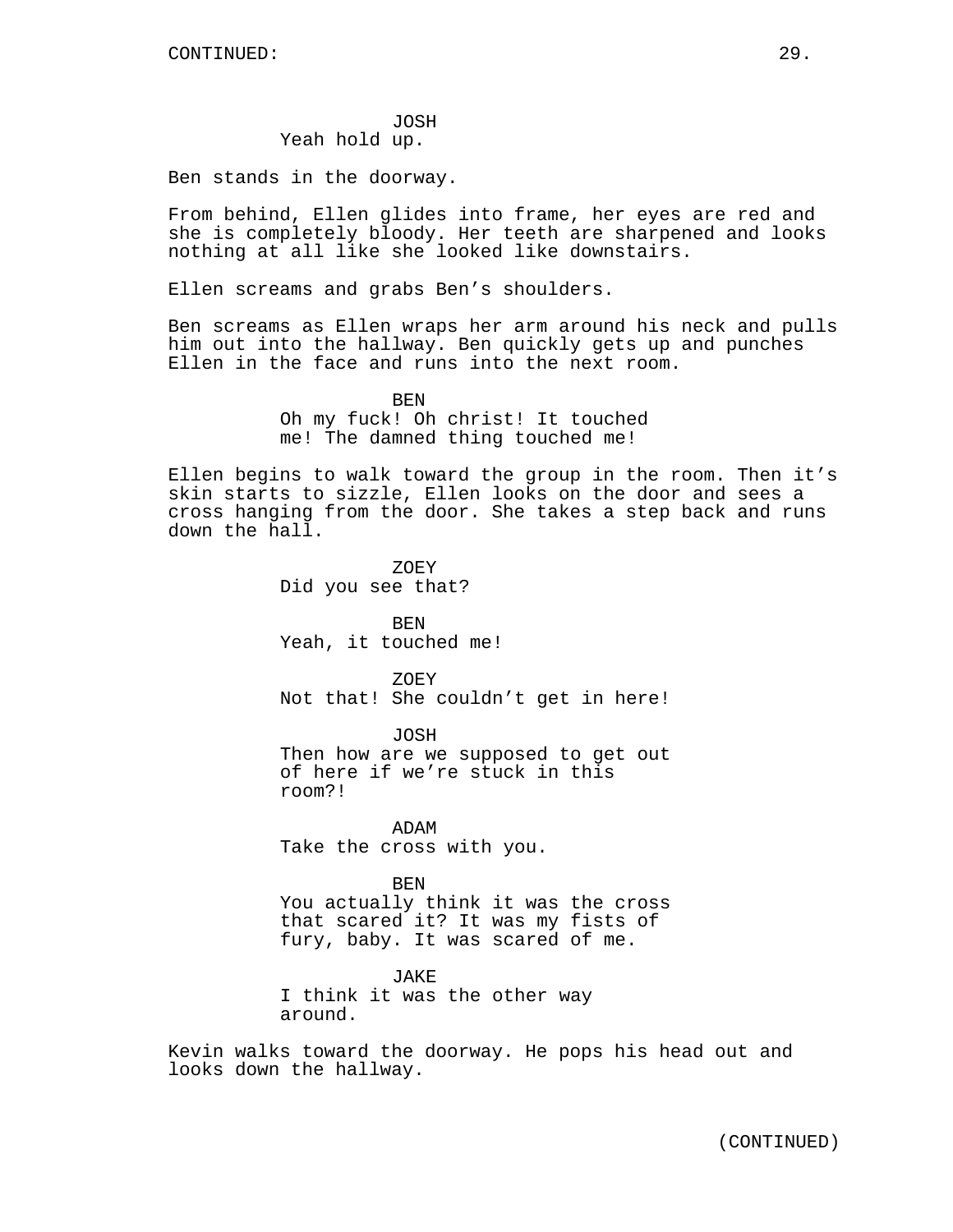JOSH
Yeah hold up.

Ben stands in the doorway.

From behind, Ellen glides into frame, her eyes are red and she is completely bloody. Her teeth are sharpened and looks nothing at all like she looked like downstairs.

Ellen screams and grabs Ben's shoulders.

Ben screams as Ellen wraps her arm around his neck and pulls him out into the hallway. Ben quickly gets up and punches Ellen in the face and runs into the next room.

BEN
Oh my fuck! Oh christ! It touched me! The damned thing touched me!

Ellen begins to walk toward the group in the room. Then it's skin starts to sizzle, Ellen looks on the door and sees a cross hanging from the door. She takes a step back and runs down the hall.

ZOEY
Did you see that?

BEN
Yeah, it touched me!

ZOEY
Not that! She couldn't get in here!

JOSH
Then how are we supposed to get out of here if we're stuck in this room?!

ADAM
Take the cross with you.

BEN
You actually think it was the cross that scared it? It was my fists of fury, baby. It was scared of me.

JAKE
I think it was the other way around.

Kevin walks toward the doorway. He pops his head out and looks down the hallway.

(CONTINUED)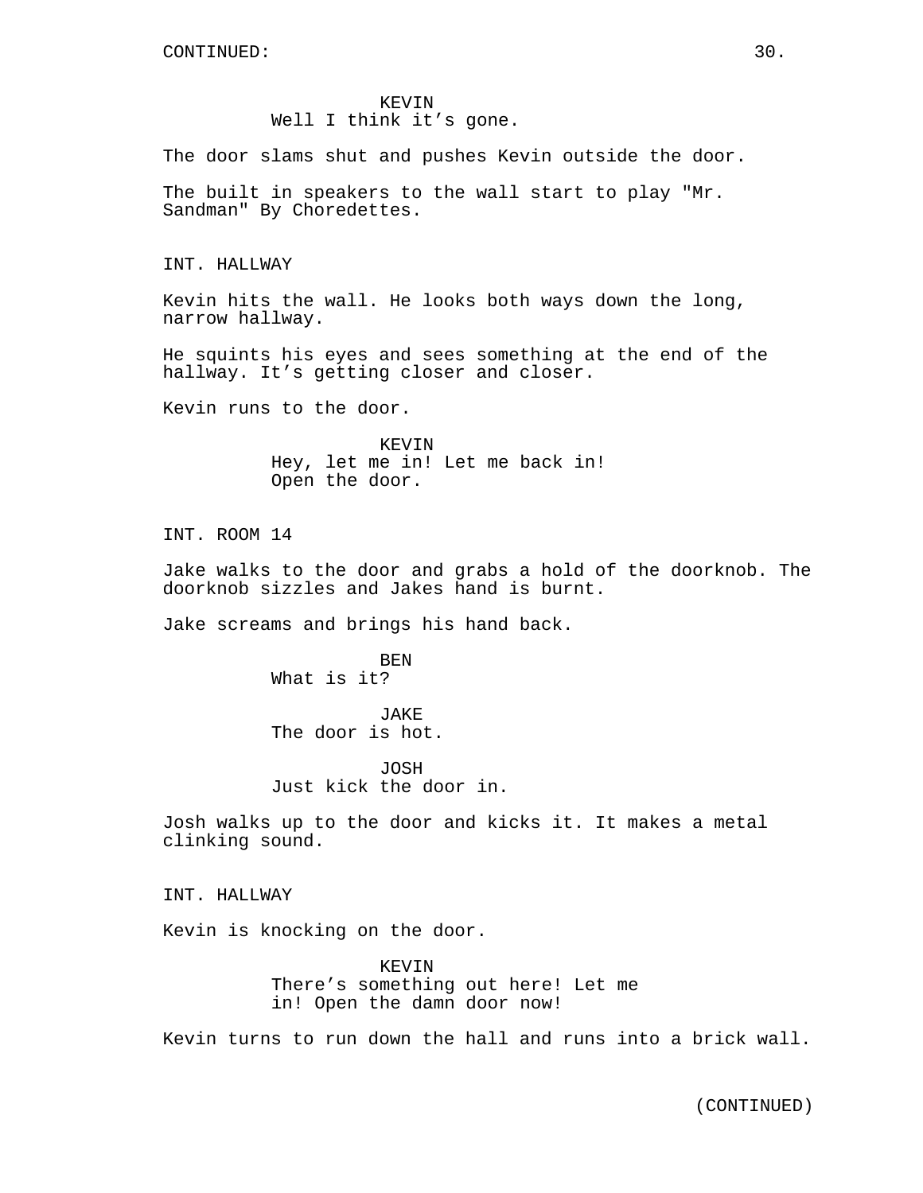CONTINUED:

KEVIN
Well I think it’s gone.

The door slams shut and pushes Kevin outside the door.

The built in speakers to the wall start to play "Mr. Sandman" By Choredettes.

INT. HALLWAY

Kevin hits the wall. He looks both ways down the long, narrow hallway.

He squints his eyes and sees something at the end of the hallway. It’s getting closer and closer.

Kevin runs to the door.

KEVIN
Hey, let me in! Let me back in! Open the door.

INT. ROOM 14

Jake walks to the door and grabs a hold of the doorknob. The doorknob sizzles and Jakes hand is burnt.

Jake screams and brings his hand back.

BEN
What is it?

JAKE
The door is hot.

JOSH
Just kick the door in.

Josh walks up to the door and kicks it. It makes a metal clinking sound.

INT. HALLWAY

Kevin is knocking on the door.

KEVIN
There’s something out here! Let me in! Open the damn door now!

Kevin turns to run down the hall and runs into a brick wall.

(CONTINUED)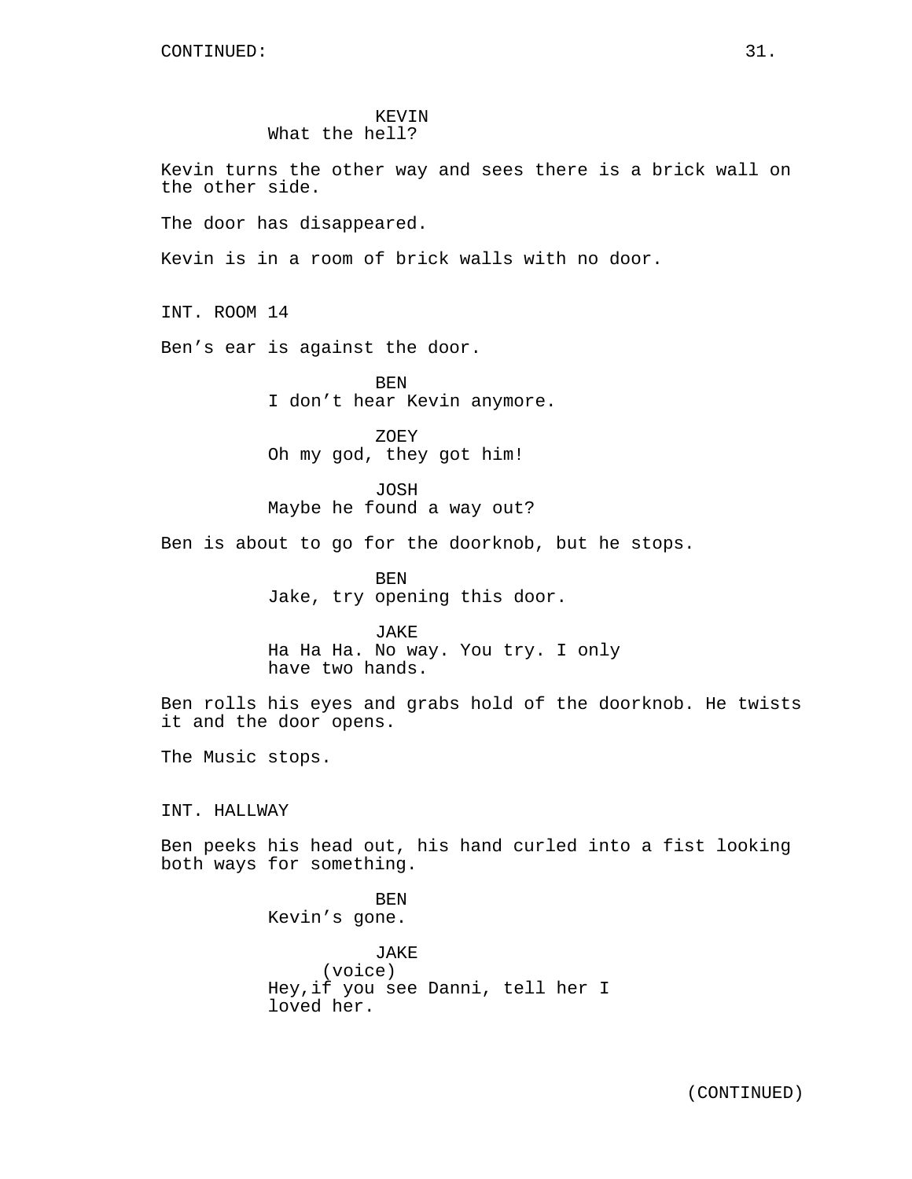CONTINUED:

KEVIN
What the hell?

Kevin turns the other way and sees there is a brick wall on the other side.

The door has disappeared.

Kevin is in a room of brick walls with no door.

INT. ROOM 14

Ben's ear is against the door.

BEN
I don't hear Kevin anymore.

ZOEY
Oh my god, they got him!

JOSH
Maybe he found a way out?

Ben is about to go for the doorknob, but he stops.

BEN
Jake, try opening this door.

JAKE
Ha Ha Ha. No way. You try. I only have two hands.

Ben rolls his eyes and grabs hold of the doorknob. He twists it and the door opens.

The Music stops.

INT. HALLWAY

Ben peeks his head out, his hand curled into a fist looking both ways for something.

BEN
Kevin's gone.

JAKE
(voice)
Hey,if you see Danni, tell her I loved her.

(CONTINUED)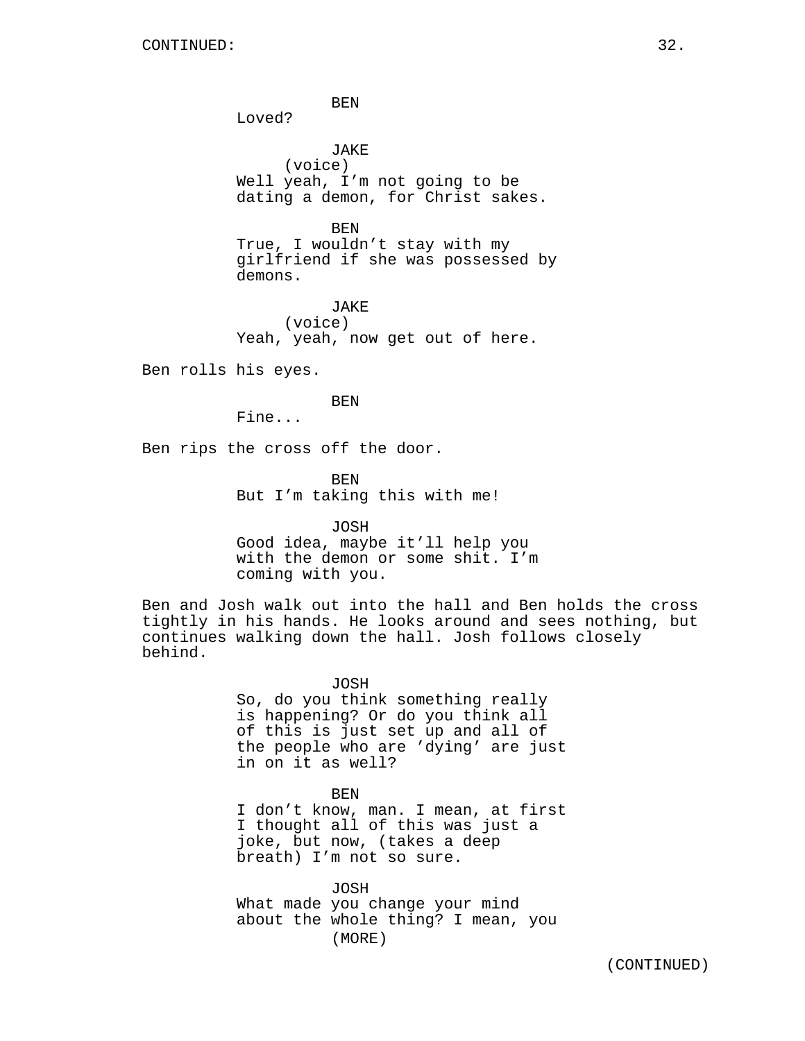BEN
Loved?

JAKE
(voice)
Well yeah, I'm not going to be dating a demon, for Christ sakes.

BEN
True, I wouldn't stay with my girlfriend if she was possessed by demons.

JAKE
(voice)
Yeah, yeah, now get out of here.

Ben rolls his eyes.

BEN
Fine...

Ben rips the cross off the door.

BEN
But I'm taking this with me!

JOSH
Good idea, maybe it'll help you with the demon or some shit. I'm coming with you.

Ben and Josh walk out into the hall and Ben holds the cross tightly in his hands. He looks around and sees nothing, but continues walking down the hall. Josh follows closely behind.

JOSH
So, do you think something really is happening? Or do you think all of this is just set up and all of the people who are 'dying' are just in on it as well?

BEN
I don't know, man. I mean, at first I thought all of this was just a joke, but now, (takes a deep breath) I'm not so sure.

JOSH
What made you change your mind about the whole thing? I mean, you
(MORE)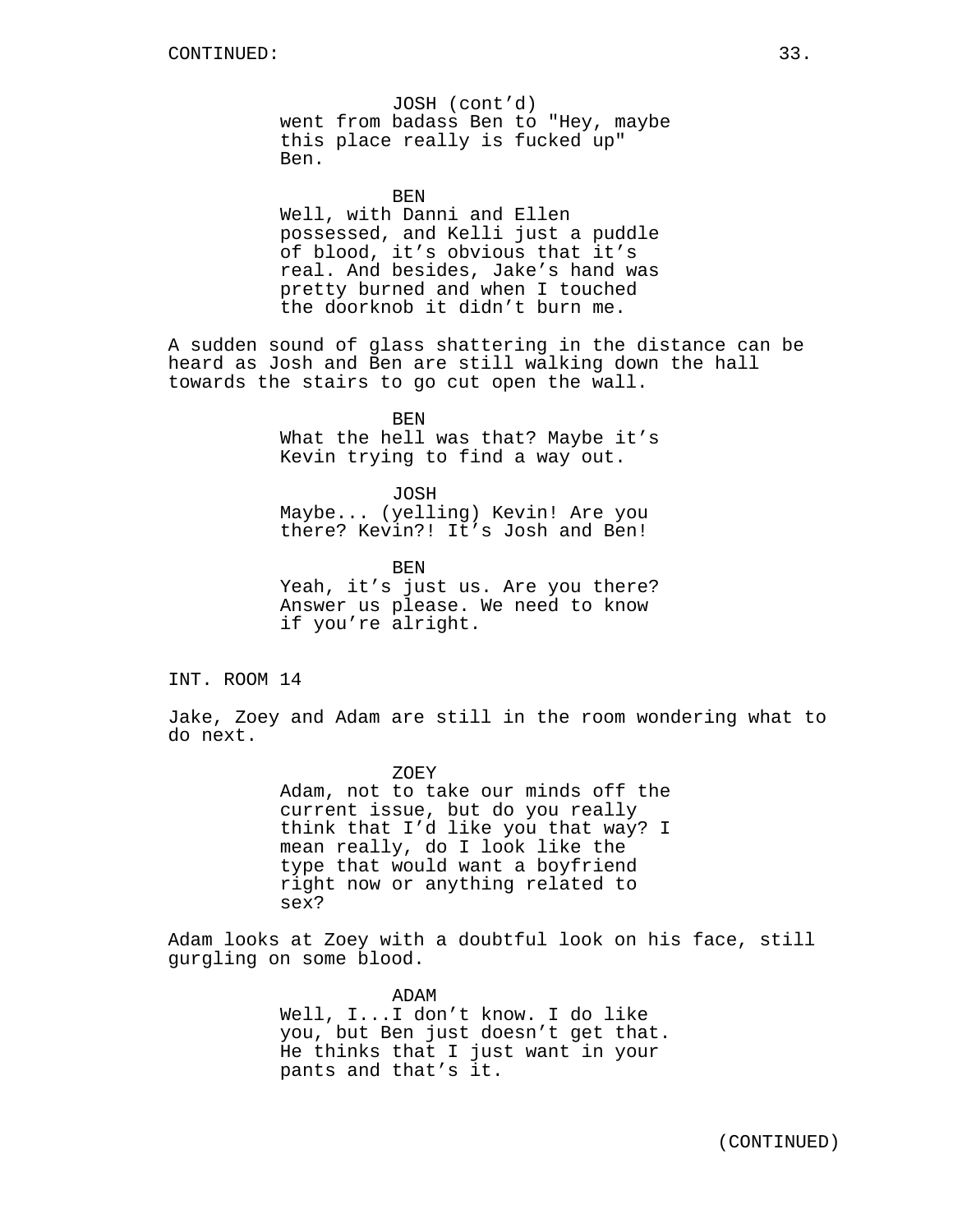JOSH (cont'd)
went from badass Ben to "Hey, maybe this place really is fucked up" Ben.

BEN
Well, with Danni and Ellen possessed, and Kelli just a puddle of blood, it's obvious that it's real. And besides, Jake's hand was pretty burned and when I touched the doorknob it didn't burn me.

A sudden sound of glass shattering in the distance can be heard as Josh and Ben are still walking down the hall towards the stairs to go cut open the wall.

BEN
What the hell was that? Maybe it's Kevin trying to find a way out.

JOSH
Maybe... (yelling) Kevin! Are you there? Kevin?! It's Josh and Ben!

BEN
Yeah, it's just us. Are you there? Answer us please. We need to know if you're alright.

INT. ROOM 14

Jake, Zoey and Adam are still in the room wondering what to do next.

ZOEY
Adam, not to take our minds off the current issue, but do you really think that I'd like you that way? I mean really, do I look like the type that would want a boyfriend right now or anything related to sex?

Adam looks at Zoey with a doubtful look on his face, still gurgling on some blood.

ADAM
Well, I...I don't know. I do like you, but Ben just doesn't get that. He thinks that I just want in your pants and that's it.

(CONTINUED)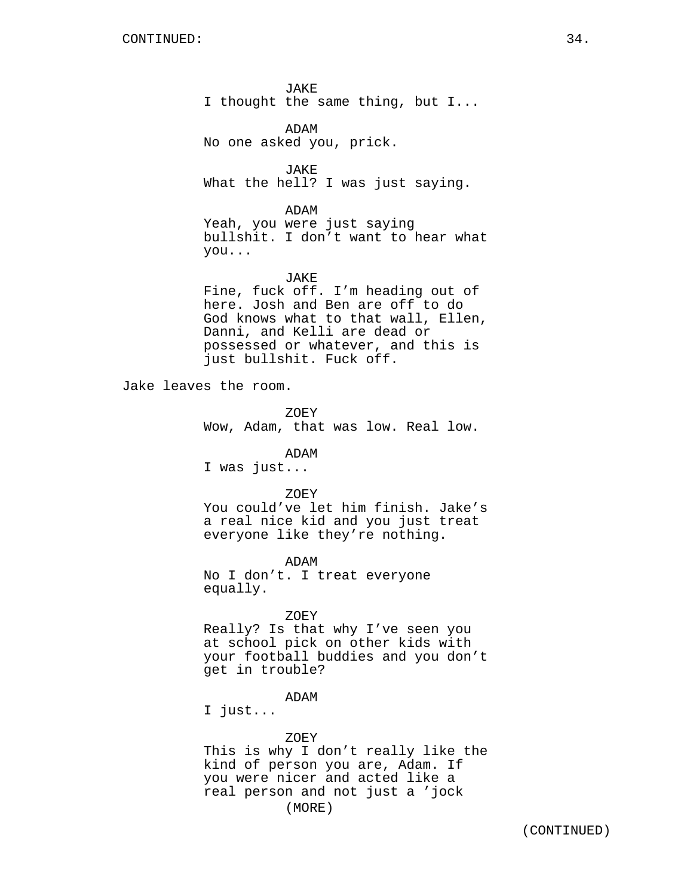JAKE
I thought the same thing, but I...

ADAM
No one asked you, prick.

JAKE
What the hell? I was just saying.

ADAM
Yeah, you were just saying bullshit. I don't want to hear what you...

JAKE
Fine, fuck off. I'm heading out of here. Josh and Ben are off to do God knows what to that wall, Ellen, Danni, and Kelli are dead or possessed or whatever, and this is just bullshit. Fuck off.

Jake leaves the room.

ZOEY
Wow, Adam, that was low. Real low.

ADAM
I was just...

ZOEY
You could've let him finish. Jake's a real nice kid and you just treat everyone like they're nothing.

ADAM
No I don't. I treat everyone equally.

ZOEY
Really? Is that why I've seen you at school pick on other kids with your football buddies and you don't get in trouble?

ADAM
I just...

ZOEY
This is why I don't really like the kind of person you are, Adam. If you were nicer and acted like a real person and not just a 'jock

(MORE)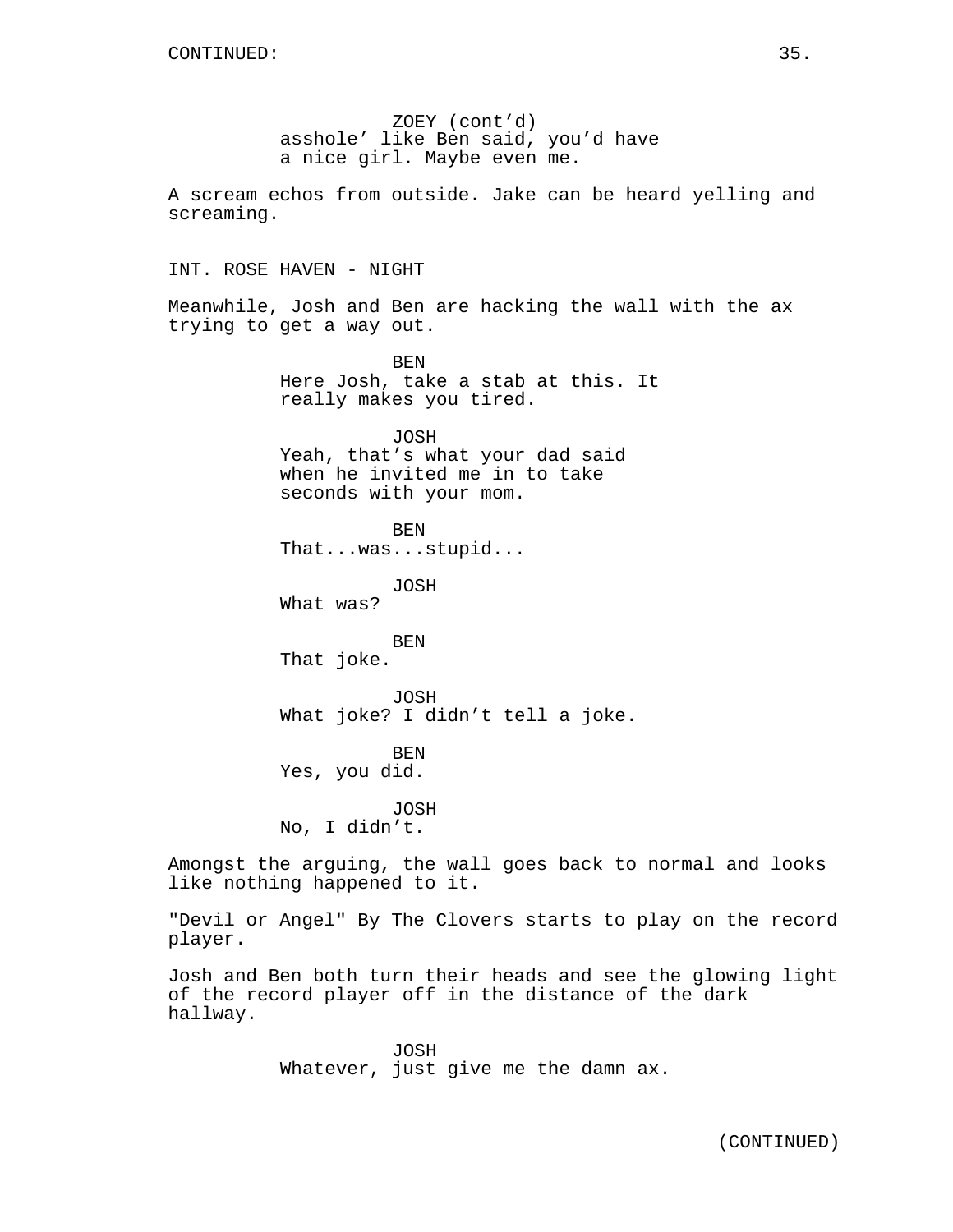ZOEY (cont'd)
asshole' like Ben said, you'd have a nice girl. Maybe even me.

A scream echos from outside. Jake can be heard yelling and screaming.

INT. ROSE HAVEN - NIGHT

Meanwhile, Josh and Ben are hacking the wall with the ax trying to get a way out.

BEN
Here Josh, take a stab at this. It really makes you tired.

JOSH
Yeah, that's what your dad said when he invited me in to take seconds with your mom.

BEN
That...was...stupid...

JOSH
What was?

BEN
That joke.

JOSH
What joke? I didn't tell a joke.

BEN
Yes, you did.

JOSH
No, I didn't.

Amongst the arguing, the wall goes back to normal and looks like nothing happened to it.

"Devil or Angel" By The Clovers starts to play on the record player.

Josh and Ben both turn their heads and see the glowing light of the record player off in the distance of the dark hallway.

JOSH
Whatever, just give me the damn ax.

(CONTINUED)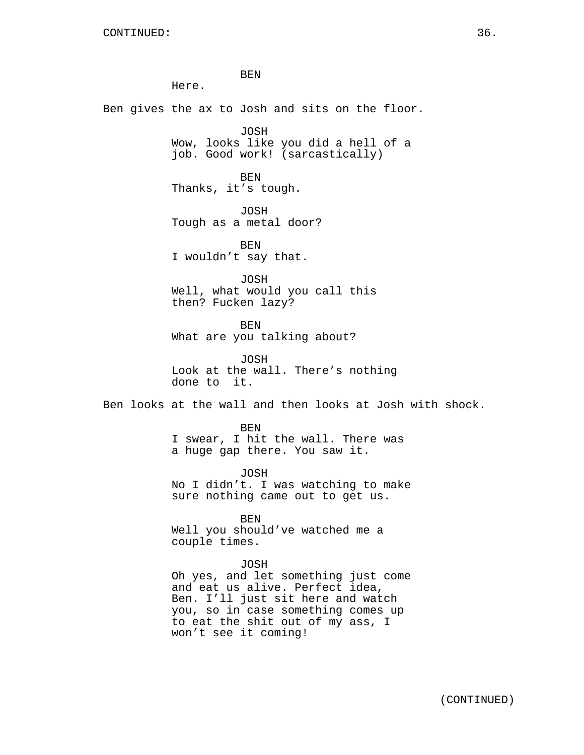BEN
Here.

Ben gives the ax to Josh and sits on the floor.

JOSH
Wow, looks like you did a hell of a job. Good work! (sarcastically)

BEN
Thanks, it's tough.

JOSH
Tough as a metal door?

BEN
I wouldn't say that.

JOSH
Well, what would you call this then? Fucken lazy?

BEN
What are you talking about?

JOSH
Look at the wall. There's nothing done to it.

Ben looks at the wall and then looks at Josh with shock.

BEN
I swear, I hit the wall. There was a huge gap there. You saw it.

JOSH
No I didn't. I was watching to make sure nothing came out to get us.

BEN
Well you should've watched me a couple times.

JOSH
Oh yes, and let something just come and eat us alive. Perfect idea, Ben. I'll just sit here and watch you, so in case something comes up to eat the shit out of my ass, I won't see it coming!

(CONTINUED)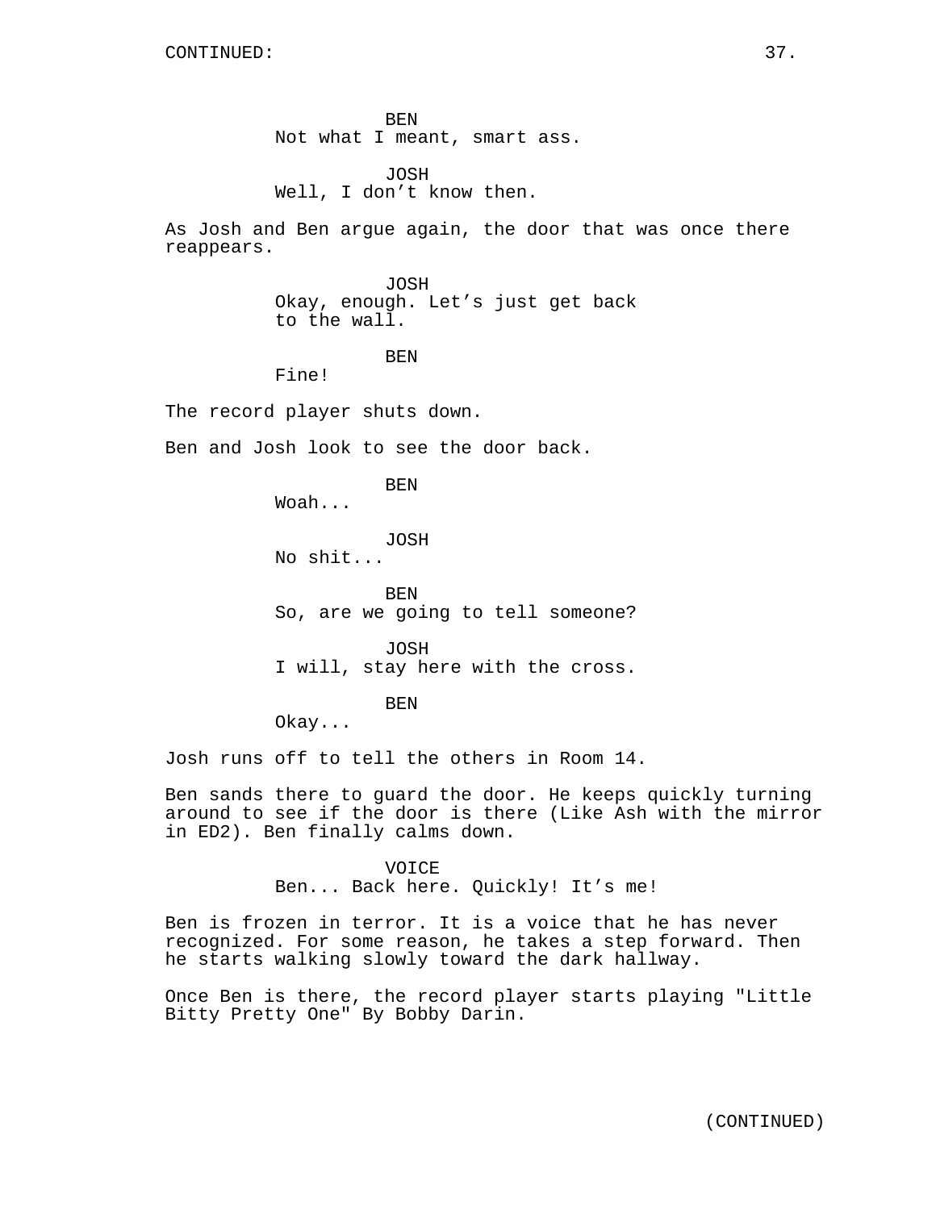CONTINUED:

BEN
Not what I meant, smart ass.

JOSH
Well, I don't know then.

As Josh and Ben argue again, the door that was once there reappears.

JOSH
Okay, enough. Let's just get back to the wall.

BEN
Fine!

The record player shuts down.

Ben and Josh look to see the door back.

BEN
Woah...

JOSH
No shit...

BEN
So, are we going to tell someone?

JOSH
I will, stay here with the cross.

BEN
Okay...

Josh runs off to tell the others in Room 14.

Ben sands there to guard the door. He keeps quickly turning around to see if the door is there (Like Ash with the mirror in ED2). Ben finally calms down.

VOICE
Ben... Back here. Quickly! It's me!

Ben is frozen in terror. It is a voice that he has never recognized. For some reason, he takes a step forward. Then he starts walking slowly toward the dark hallway.

Once Ben is there, the record player starts playing "Little Bitty Pretty One" By Bobby Darin.

(CONTINUED)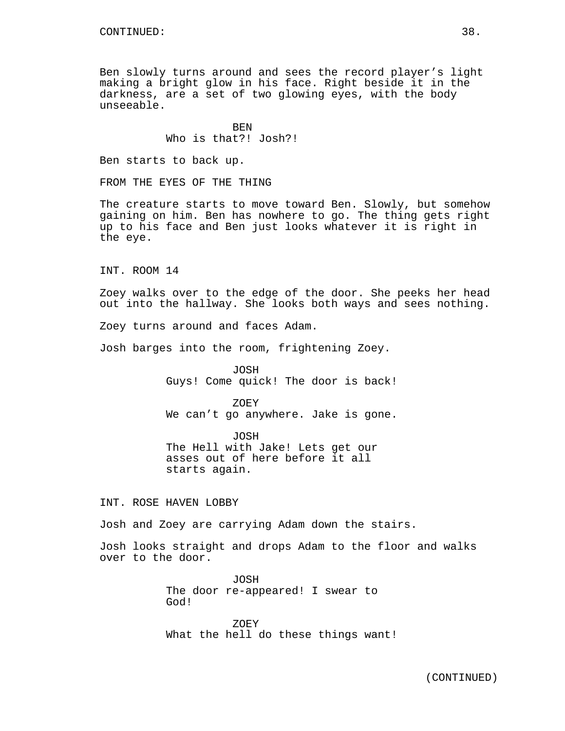CONTINUED:

Ben slowly turns around and sees the record player's light making a bright glow in his face. Right beside it in the darkness, are a set of two glowing eyes, with the body unseeable.

BEN
Who is that?! Josh?!

Ben starts to back up.

FROM THE EYES OF THE THING

The creature starts to move toward Ben. Slowly, but somehow gaining on him. Ben has nowhere to go. The thing gets right up to his face and Ben just looks whatever it is right in the eye.

INT. ROOM 14

Zoey walks over to the edge of the door. She peeks her head out into the hallway. She looks both ways and sees nothing.

Zoey turns around and faces Adam.

Josh barges into the room, frightening Zoey.

JOSH
Guys! Come quick! The door is back!

ZOEY
We can't go anywhere. Jake is gone.

JOSH
The Hell with Jake! Lets get our asses out of here before it all starts again.

INT. ROSE HAVEN LOBBY

Josh and Zoey are carrying Adam down the stairs.

Josh looks straight and drops Adam to the floor and walks over to the door.

JOSH
The door re-appeared! I swear to God!

ZOEY
What the hell do these things want!

(CONTINUED)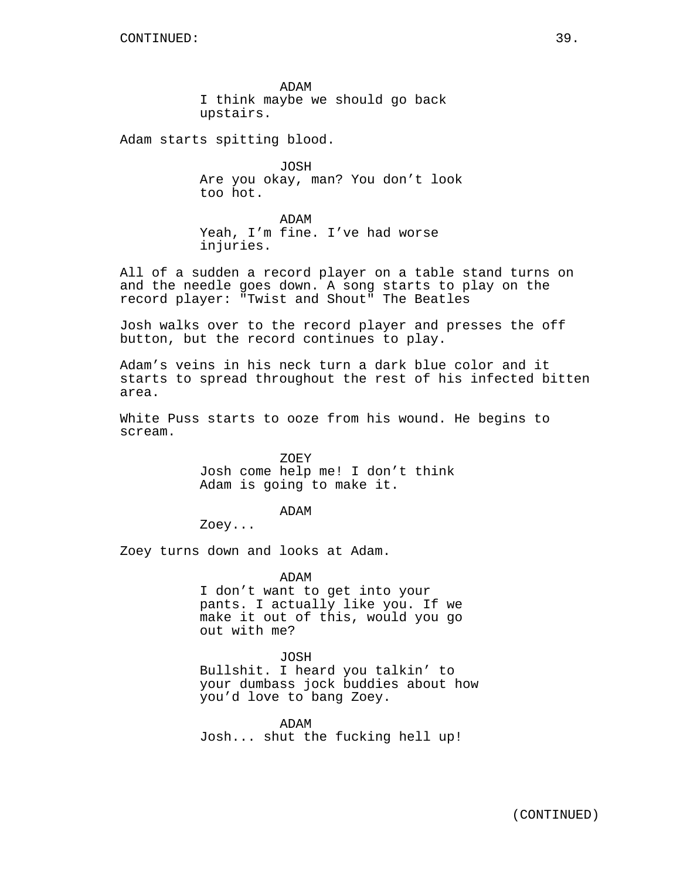CONTINUED:

ADAM
I think maybe we should go back upstairs.

Adam starts spitting blood.

JOSH
Are you okay, man? You don't look too hot.

ADAM
Yeah, I'm fine. I've had worse injuries.

All of a sudden a record player on a table stand turns on and the needle goes down. A song starts to play on the record player: "Twist and Shout" The Beatles

Josh walks over to the record player and presses the off button, but the record continues to play.

Adam's veins in his neck turn a dark blue color and it starts to spread throughout the rest of his infected bitten area.

White Puss starts to ooze from his wound. He begins to scream.

ZOEY
Josh come help me! I don't think Adam is going to make it.

ADAM
Zoey...

Zoey turns down and looks at Adam.

ADAM
I don't want to get into your pants. I actually like you. If we make it out of this, would you go out with me?

JOSH
Bullshit. I heard you talkin' to your dumbass jock buddies about how you'd love to bang Zoey.

ADAM
Josh... shut the fucking hell up!

(CONTINUED)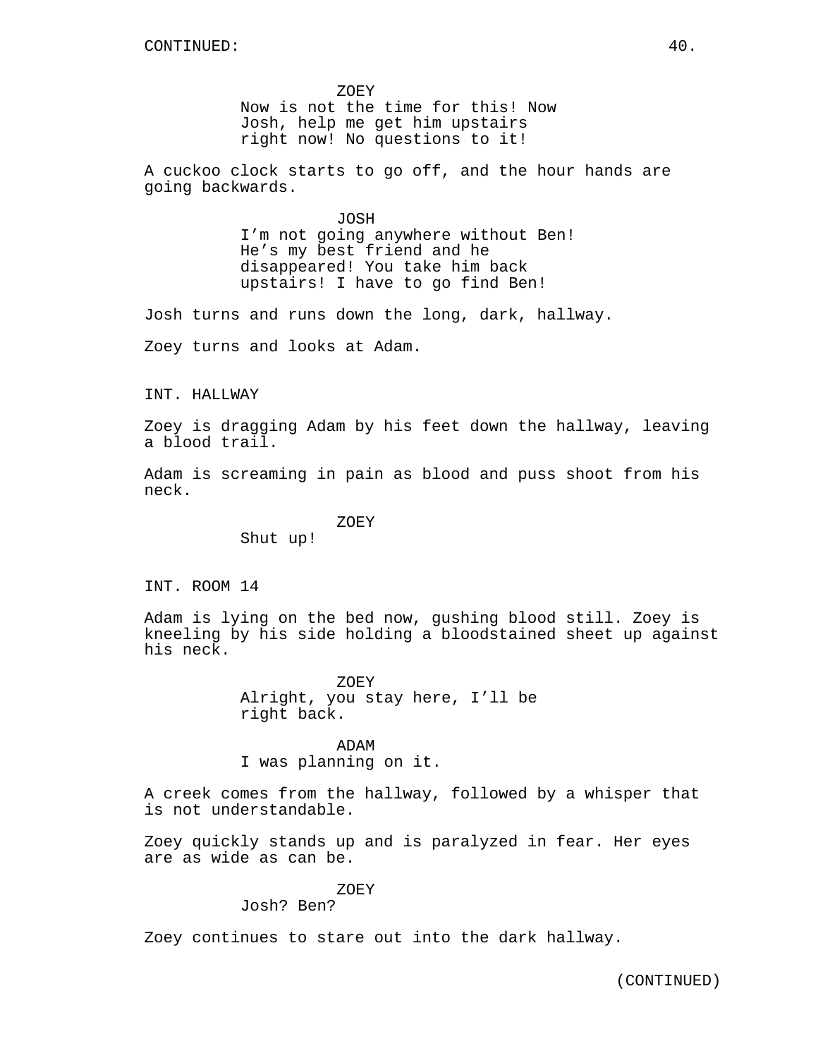ZOEY
Now is not the time for this! Now Josh, help me get him upstairs right now! No questions to it!

A cuckoo clock starts to go off, and the hour hands are going backwards.

JOSH
I'm not going anywhere without Ben! He's my best friend and he disappeared! You take him back upstairs! I have to go find Ben!

Josh turns and runs down the long, dark, hallway.

Zoey turns and looks at Adam.

INT. HALLWAY

Zoey is dragging Adam by his feet down the hallway, leaving a blood trail.

Adam is screaming in pain as blood and puss shoot from his neck.

ZOEY
Shut up!

INT. ROOM 14

Adam is lying on the bed now, gushing blood still. Zoey is kneeling by his side holding a bloodstained sheet up against his neck.

ZOEY
Alright, you stay here, I'll be right back.

ADAM
I was planning on it.

A creek comes from the hallway, followed by a whisper that is not understandable.

Zoey quickly stands up and is paralyzed in fear. Her eyes are as wide as can be.

ZOEY
Josh? Ben?

Zoey continues to stare out into the dark hallway.

(CONTINUED)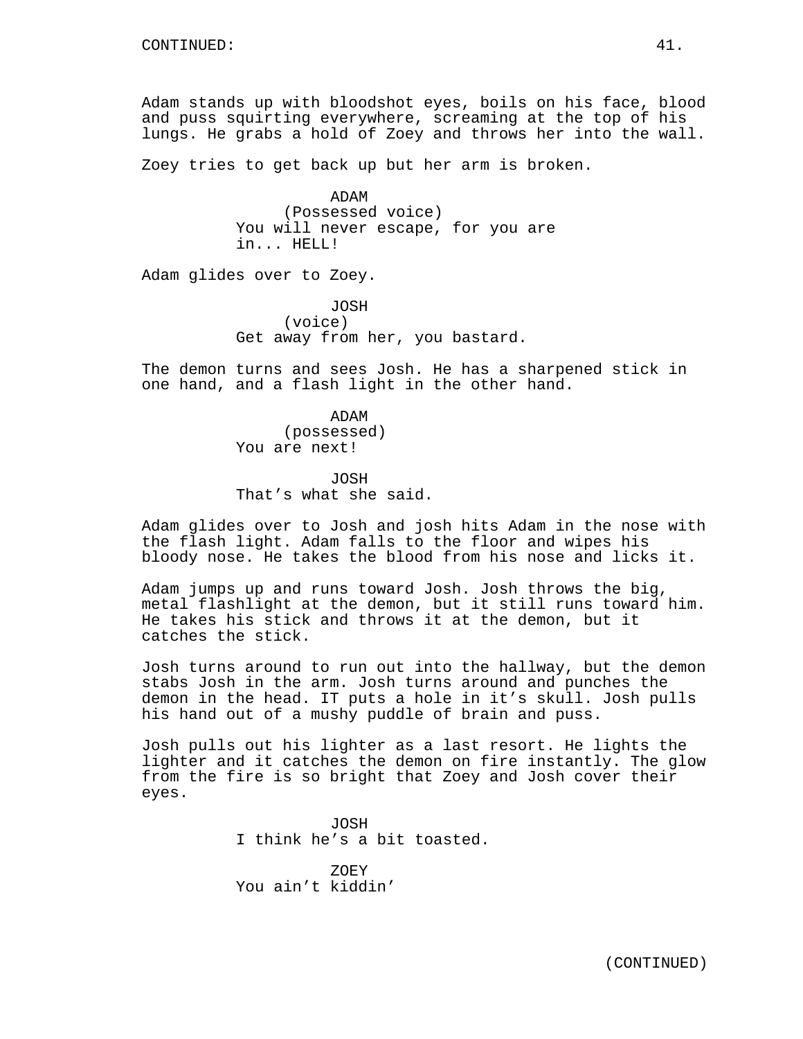CONTINUED:

Adam stands up with bloodshot eyes, boils on his face, blood and puss squirting everywhere, screaming at the top of his lungs. He grabs a hold of Zoey and throws her into the wall.

Zoey tries to get back up but her arm is broken.

ADAM
(Possessed voice)
You will never escape, for you are in... HELL!

Adam glides over to Zoey.

JOSH
(voice)
Get away from her, you bastard.

The demon turns and sees Josh. He has a sharpened stick in one hand, and a flash light in the other hand.

ADAM
(possessed)
You are next!

JOSH
That's what she said.

Adam glides over to Josh and josh hits Adam in the nose with the flash light. Adam falls to the floor and wipes his bloody nose. He takes the blood from his nose and licks it.

Adam jumps up and runs toward Josh. Josh throws the big, metal flashlight at the demon, but it still runs toward him. He takes his stick and throws it at the demon, but it catches the stick.

Josh turns around to run out into the hallway, but the demon stabs Josh in the arm. Josh turns around and punches the demon in the head. IT puts a hole in it's skull. Josh pulls his hand out of a mushy puddle of brain and puss.

Josh pulls out his lighter as a last resort. He lights the lighter and it catches the demon on fire instantly. The glow from the fire is so bright that Zoey and Josh cover their eyes.

JOSH
I think he's a bit toasted.

ZOEY
You ain't kiddin'

(CONTINUED)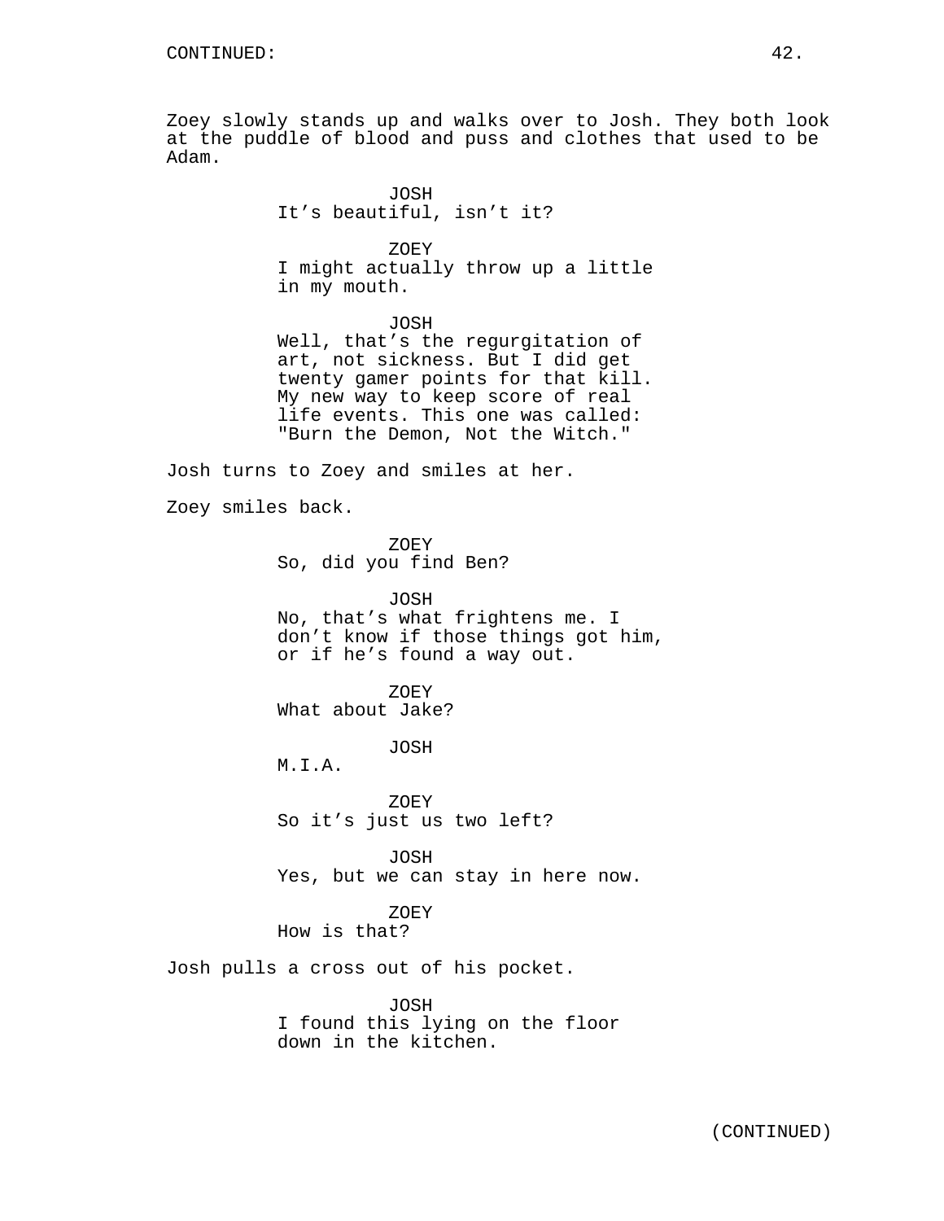Zoey slowly stands up and walks over to Josh. They both look at the puddle of blood and puss and clothes that used to be Adam.

JOSH
It's beautiful, isn't it?

ZOEY
I might actually throw up a little in my mouth.

JOSH
Well, that's the regurgitation of art, not sickness. But I did get twenty gamer points for that kill. My new way to keep score of real life events. This one was called: "Burn the Demon, Not the Witch."

Josh turns to Zoey and smiles at her.

Zoey smiles back.

ZOEY
So, did you find Ben?

JOSH
No, that's what frightens me. I don't know if those things got him, or if he's found a way out.

ZOEY
What about Jake?

JOSH
M.I.A.

ZOEY
So it's just us two left?

JOSH
Yes, but we can stay in here now.

ZOEY
How is that?

Josh pulls a cross out of his pocket.

JOSH
I found this lying on the floor down in the kitchen.

(CONTINUED)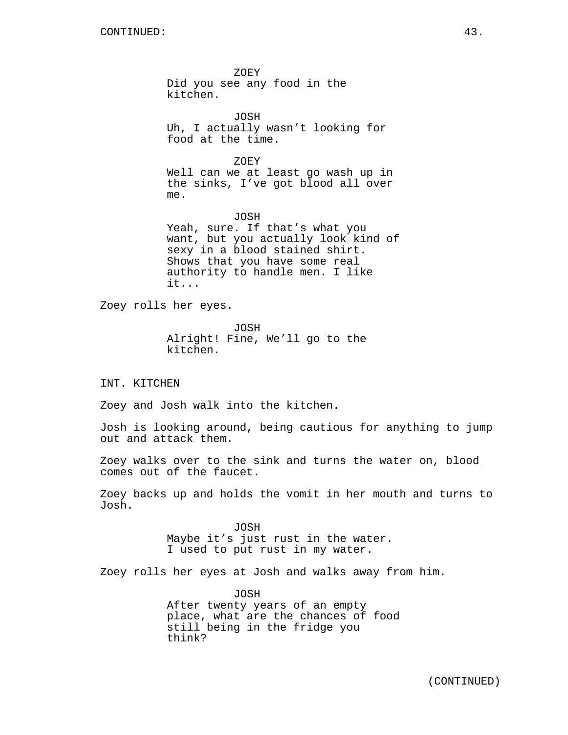ZOEY
Did you see any food in the kitchen.

JOSH
Uh, I actually wasn’t looking for food at the time.

ZOEY
Well can we at least go wash up in the sinks, I’ve got blood all over me.

JOSH
Yeah, sure. If that’s what you want, but you actually look kind of sexy in a blood stained shirt. Shows that you have some real authority to handle men. I like it...

Zoey rolls her eyes.

JOSH
Alright! Fine, We’ll go to the kitchen.

INT. KITCHEN

Zoey and Josh walk into the kitchen.

Josh is looking around, being cautious for anything to jump out and attack them.

Zoey walks over to the sink and turns the water on, blood comes out of the faucet.

Zoey backs up and holds the vomit in her mouth and turns to Josh.

JOSH
Maybe it’s just rust in the water. I used to put rust in my water.

Zoey rolls her eyes at Josh and walks away from him.

JOSH
After twenty years of an empty place, what are the chances of food still being in the fridge you think?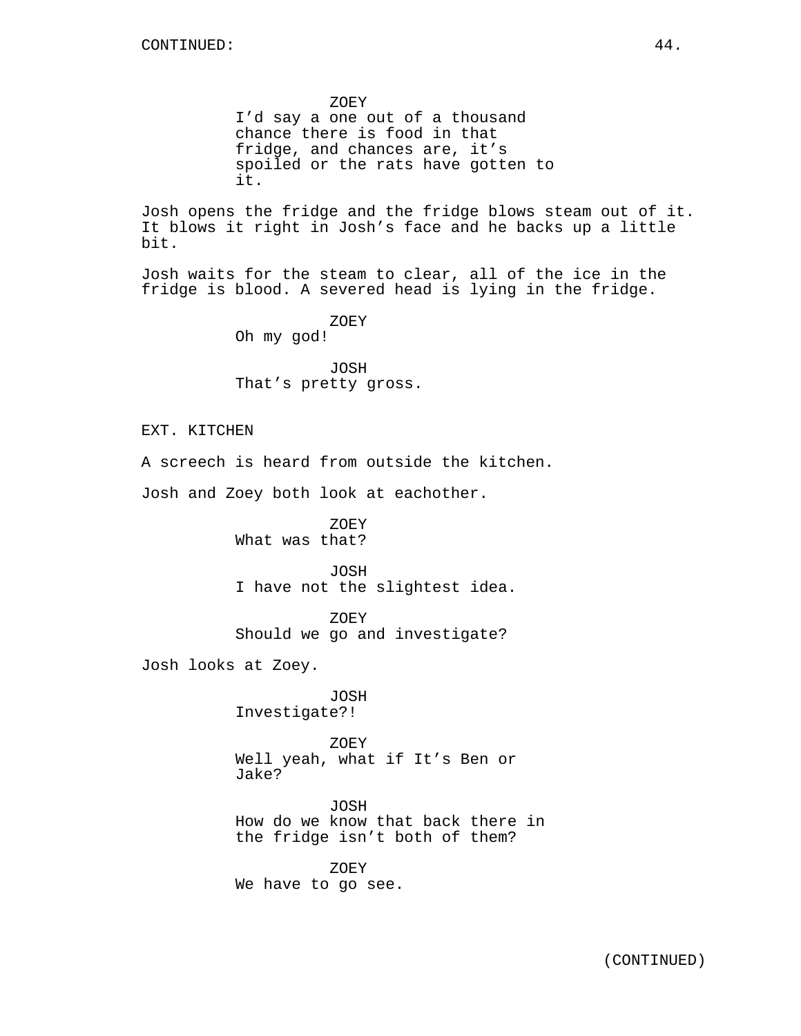CONTINUED:

ZOEY
I'd say a one out of a thousand chance there is food in that fridge, and chances are, it's spoiled or the rats have gotten to it.

Josh opens the fridge and the fridge blows steam out of it. It blows it right in Josh's face and he backs up a little bit.

Josh waits for the steam to clear, all of the ice in the fridge is blood. A severed head is lying in the fridge.

ZOEY
Oh my god!

JOSH
That's pretty gross.

EXT. KITCHEN

A screech is heard from outside the kitchen.

Josh and Zoey both look at eachother.

ZOEY
What was that?

JOSH
I have not the slightest idea.

ZOEY
Should we go and investigate?

Josh looks at Zoey.

JOSH
Investigate?!

ZOEY
Well yeah, what if It's Ben or Jake?

JOSH
How do we know that back there in the fridge isn't both of them?

ZOEY
We have to go see.

(CONTINUED)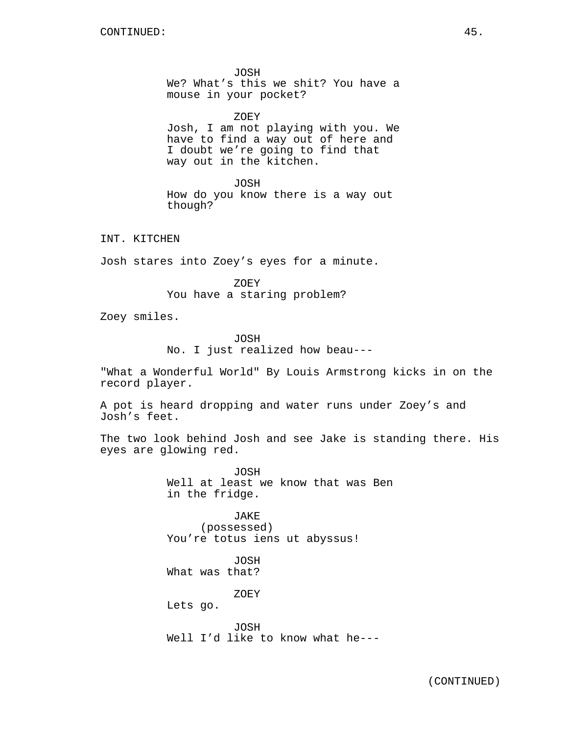CONTINUED:

JOSH
We? What's this we shit? You have a mouse in your pocket?

ZOEY
Josh, I am not playing with you. We have to find a way out of here and I doubt we're going to find that way out in the kitchen.

JOSH
How do you know there is a way out though?

INT. KITCHEN

Josh stares into Zoey's eyes for a minute.

ZOEY
You have a staring problem?

Zoey smiles.

JOSH
No. I just realized how beau---

"What a Wonderful World" By Louis Armstrong kicks in on the record player.

A pot is heard dropping and water runs under Zoey's and Josh's feet.

The two look behind Josh and see Jake is standing there. His eyes are glowing red.

JOSH
Well at least we know that was Ben in the fridge.

JAKE
(possessed)
You're totus iens ut abyssus!

JOSH
What was that?

ZOEY
Lets go.

JOSH
Well I'd like to know what he---

(CONTINUED)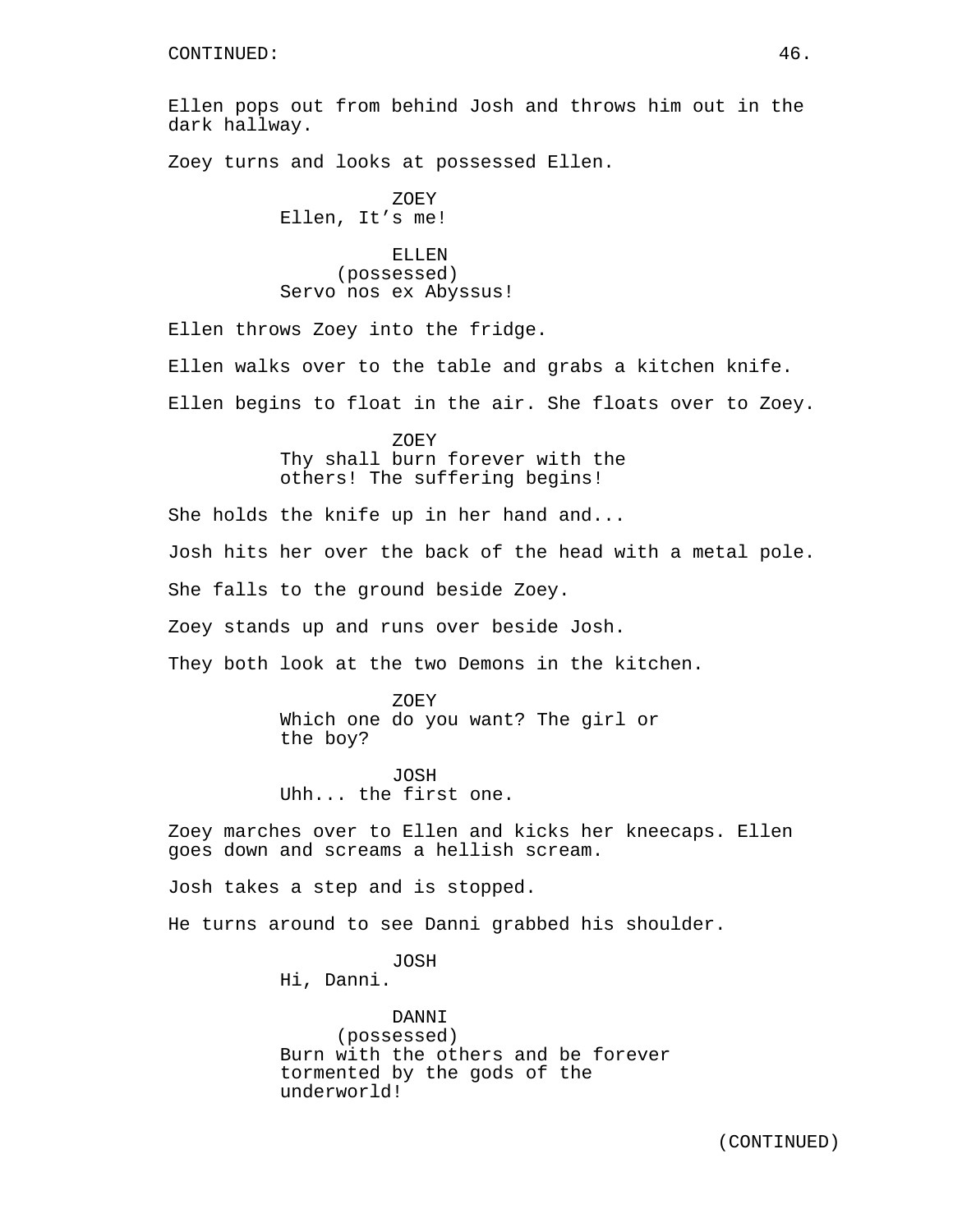CONTINUED:

Ellen pops out from behind Josh and throws him out in the dark hallway.

Zoey turns and looks at possessed Ellen.

ZOEY
Ellen, It's me!

ELLEN
(possessed)
Servo nos ex Abyssus!

Ellen throws Zoey into the fridge.

Ellen walks over to the table and grabs a kitchen knife.

Ellen begins to float in the air. She floats over to Zoey.

ZOEY
Thy shall burn forever with the others! The suffering begins!

She holds the knife up in her hand and...

Josh hits her over the back of the head with a metal pole.

She falls to the ground beside Zoey.

Zoey stands up and runs over beside Josh.

They both look at the two Demons in the kitchen.

ZOEY
Which one do you want? The girl or the boy?

JOSH
Uhh... the first one.

Zoey marches over to Ellen and kicks her kneecaps. Ellen goes down and screams a hellish scream.

Josh takes a step and is stopped.

He turns around to see Danni grabbed his shoulder.

JOSH
Hi, Danni.

DANNI
(possessed)
Burn with the others and be forever tormented by the gods of the underworld!

(CONTINUED)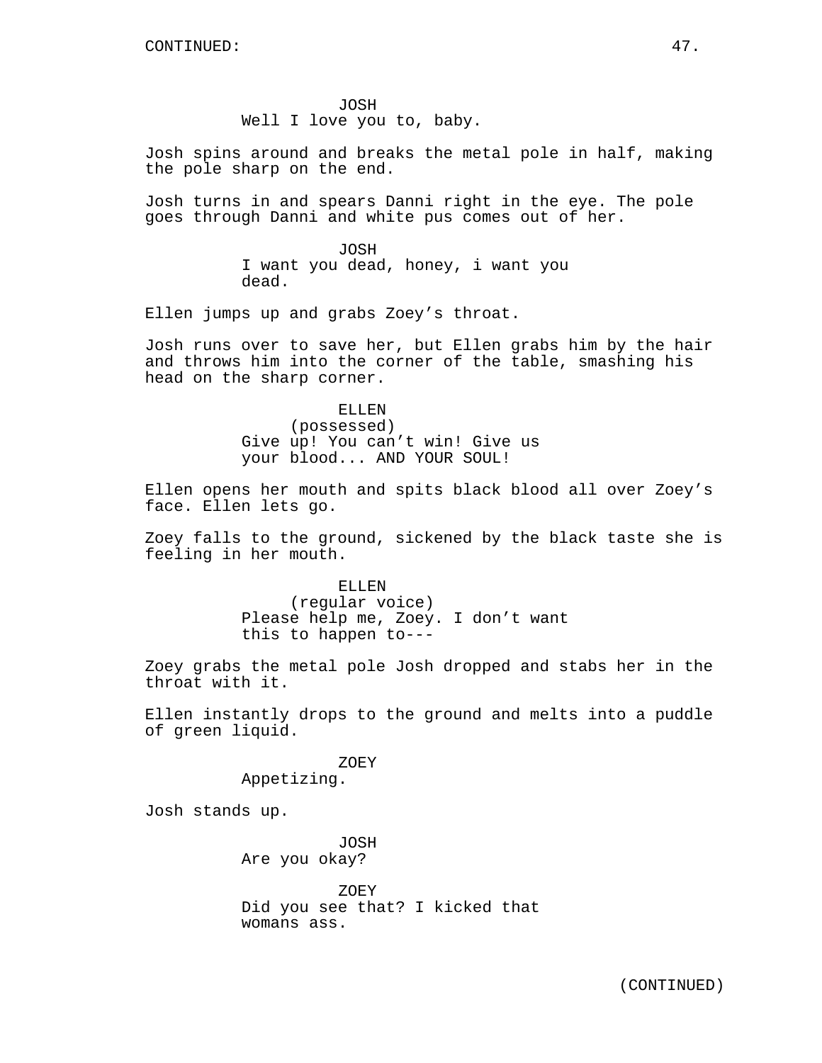CONTINUED:

JOSH
Well I love you to, baby.

Josh spins around and breaks the metal pole in half, making the pole sharp on the end.

Josh turns in and spears Danni right in the eye. The pole goes through Danni and white pus comes out of her.

JOSH
I want you dead, honey, i want you dead.

Ellen jumps up and grabs Zoey's throat.

Josh runs over to save her, but Ellen grabs him by the hair and throws him into the corner of the table, smashing his head on the sharp corner.

ELLEN
(possessed)
Give up! You can't win! Give us your blood... AND YOUR SOUL!

Ellen opens her mouth and spits black blood all over Zoey's face. Ellen lets go.

Zoey falls to the ground, sickened by the black taste she is feeling in her mouth.

ELLEN
(regular voice)
Please help me, Zoey. I don't want this to happen to---

Zoey grabs the metal pole Josh dropped and stabs her in the throat with it.

Ellen instantly drops to the ground and melts into a puddle of green liquid.

ZOEY
Appetizing.

Josh stands up.

JOSH
Are you okay?

ZOEY
Did you see that? I kicked that womans ass.

(CONTINUED)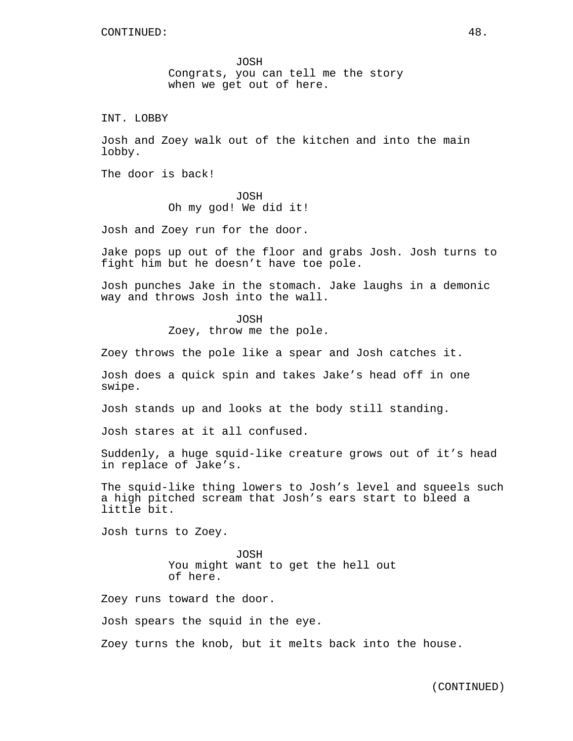JOSH
Congrats, you can tell me the story when we get out of here.

INT. LOBBY

Josh and Zoey walk out of the kitchen and into the main lobby.

The door is back!

JOSH
Oh my god! We did it!

Josh and Zoey run for the door.

Jake pops up out of the floor and grabs Josh. Josh turns to fight him but he doesn't have toe pole.

Josh punches Jake in the stomach. Jake laughs in a demonic way and throws Josh into the wall.

JOSH
Zoey, throw me the pole.

Zoey throws the pole like a spear and Josh catches it.

Josh does a quick spin and takes Jake's head off in one swipe.

Josh stands up and looks at the body still standing.

Josh stares at it all confused.

Suddenly, a huge squid-like creature grows out of it's head in replace of Jake's.

The squid-like thing lowers to Josh's level and squeels such a high pitched scream that Josh's ears start to bleed a little bit.

Josh turns to Zoey.

JOSH
You might want to get the hell out of here.

Zoey runs toward the door.

Josh spears the squid in the eye.

Zoey turns the knob, but it melts back into the house.

(CONTINUED)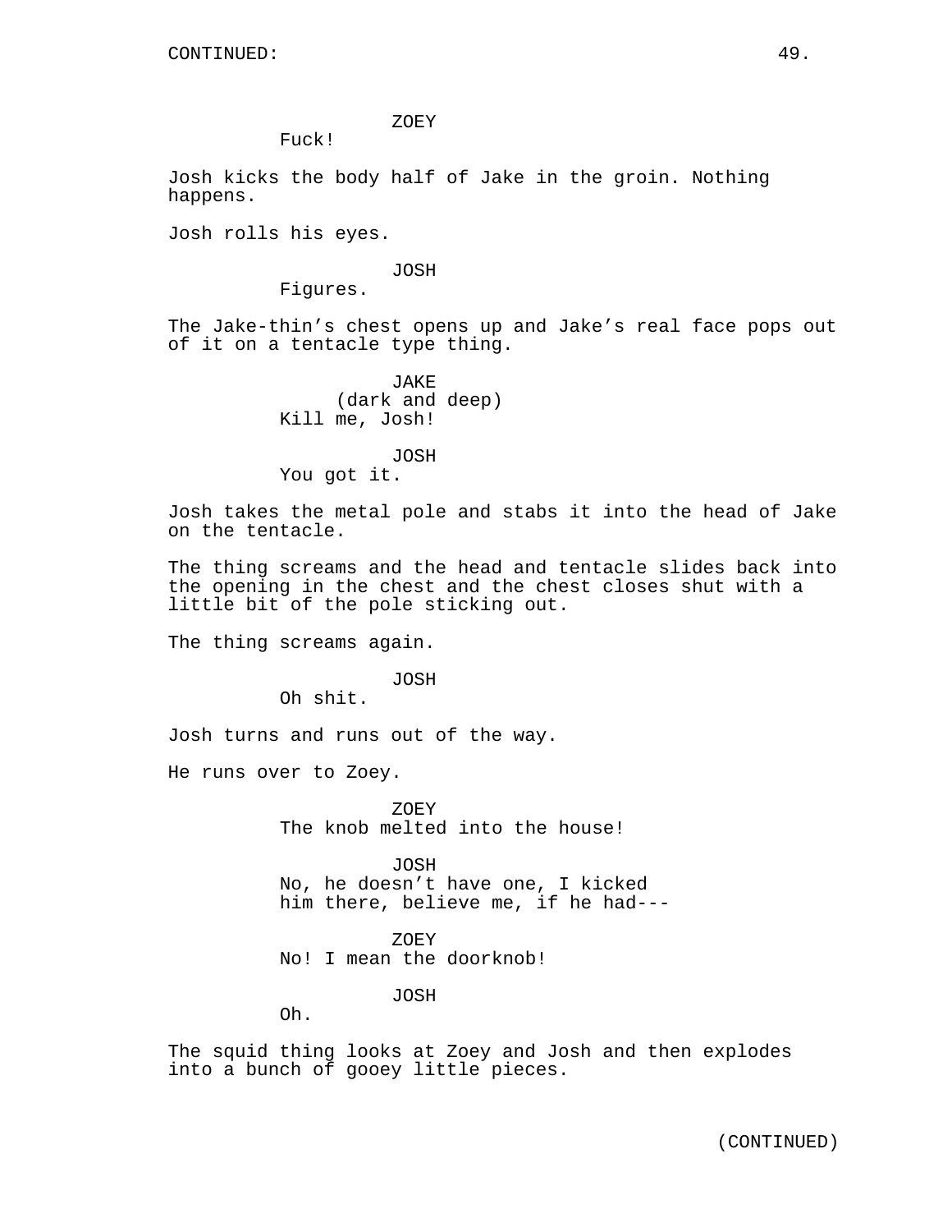ZOEY
Fuck!

Josh kicks the body half of Jake in the groin. Nothing happens.

Josh rolls his eyes.

JOSH
Figures.

The Jake-thin's chest opens up and Jake's real face pops out of it on a tentacle type thing.

JAKE
(dark and deep)
Kill me, Josh!

JOSH
You got it.

Josh takes the metal pole and stabs it into the head of Jake on the tentacle.

The thing screams and the head and tentacle slides back into the opening in the chest and the chest closes shut with a little bit of the pole sticking out.

The thing screams again.

JOSH
Oh shit.

Josh turns and runs out of the way.

He runs over to Zoey.

ZOEY
The knob melted into the house!

JOSH
No, he doesn't have one, I kicked him there, believe me, if he had---

ZOEY
No! I mean the doorknob!

JOSH
Oh.

The squid thing looks at Zoey and Josh and then explodes into a bunch of gooey little pieces.

(CONTINUED)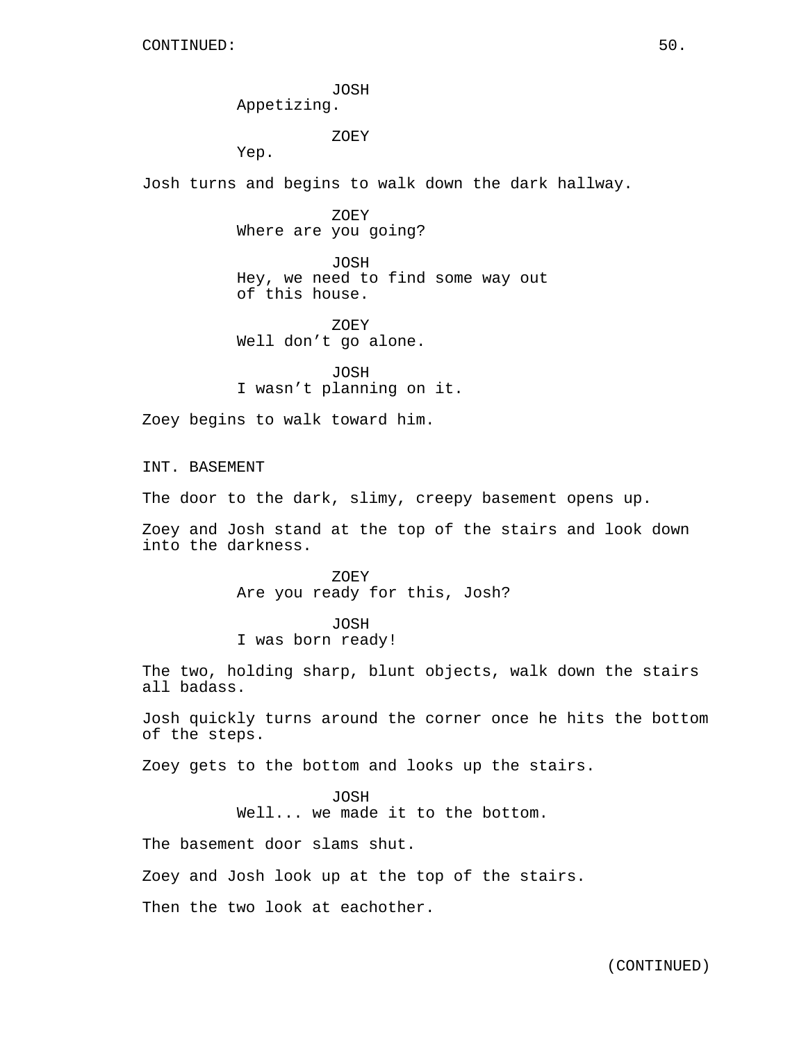CONTINUED:

JOSH
Appetizing.

ZOEY
Yep.

Josh turns and begins to walk down the dark hallway.

ZOEY
Where are you going?

JOSH
Hey, we need to find some way out of this house.

ZOEY
Well don't go alone.

JOSH
I wasn't planning on it.

Zoey begins to walk toward him.

INT. BASEMENT

The door to the dark, slimy, creepy basement opens up.

Zoey and Josh stand at the top of the stairs and look down into the darkness.

ZOEY
Are you ready for this, Josh?

JOSH
I was born ready!

The two, holding sharp, blunt objects, walk down the stairs all badass.

Josh quickly turns around the corner once he hits the bottom of the steps.

Zoey gets to the bottom and looks up the stairs.

JOSH
Well... we made it to the bottom.

The basement door slams shut.

Zoey and Josh look up at the top of the stairs.

Then the two look at eachother.

(CONTINUED)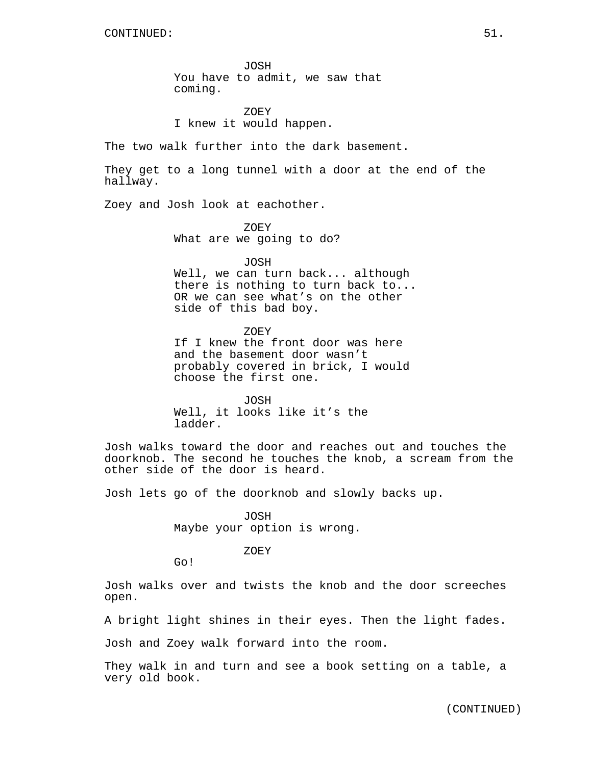JOSH
You have to admit, we saw that coming.

ZOEY
I knew it would happen.

The two walk further into the dark basement.

They get to a long tunnel with a door at the end of the hallway.

Zoey and Josh look at eachother.

ZOEY
What are we going to do?

JOSH
Well, we can turn back... although there is nothing to turn back to... OR we can see what's on the other side of this bad boy.

ZOEY
If I knew the front door was here and the basement door wasn't probably covered in brick, I would choose the first one.

JOSH
Well, it looks like it's the ladder.

Josh walks toward the door and reaches out and touches the doorknob. The second he touches the knob, a scream from the other side of the door is heard.

Josh lets go of the doorknob and slowly backs up.

JOSH
Maybe your option is wrong.

ZOEY
Go!

Josh walks over and twists the knob and the door screeches open.

A bright light shines in their eyes. Then the light fades.

Josh and Zoey walk forward into the room.

They walk in and turn and see a book setting on a table, a very old book.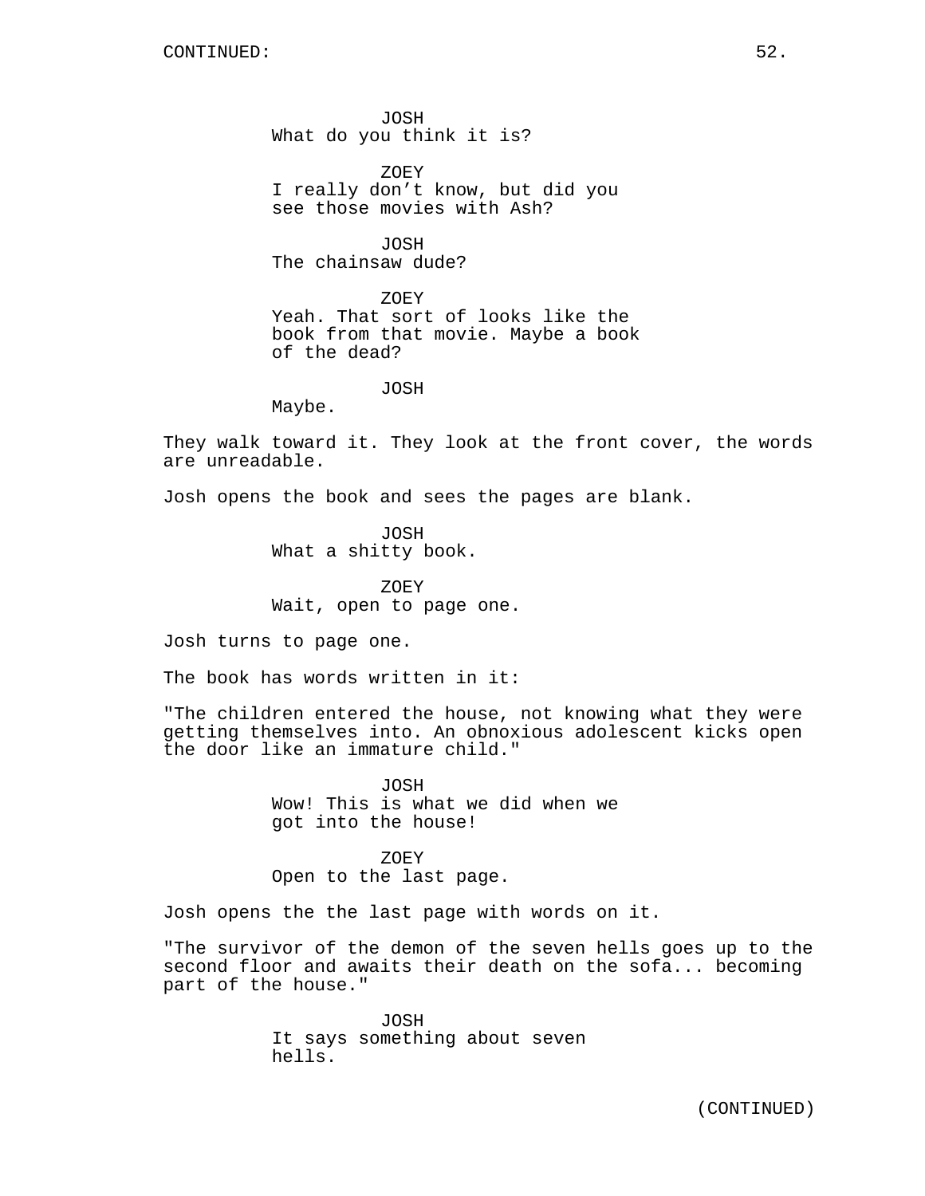JOSH
What do you think it is?

ZOEY
I really don't know, but did you see those movies with Ash?

JOSH
The chainsaw dude?

ZOEY
Yeah. That sort of looks like the book from that movie. Maybe a book of the dead?

JOSH
Maybe.

They walk toward it. They look at the front cover, the words are unreadable.

Josh opens the book and sees the pages are blank.

JOSH
What a shitty book.

ZOEY
Wait, open to page one.

Josh turns to page one.

The book has words written in it:

"The children entered the house, not knowing what they were getting themselves into. An obnoxious adolescent kicks open the door like an immature child."

JOSH
Wow! This is what we did when we got into the house!

ZOEY
Open to the last page.

Josh opens the the last page with words on it.

"The survivor of the demon of the seven hells goes up to the second floor and awaits their death on the sofa... becoming part of the house."

JOSH
It says something about seven hells.

(CONTINUED)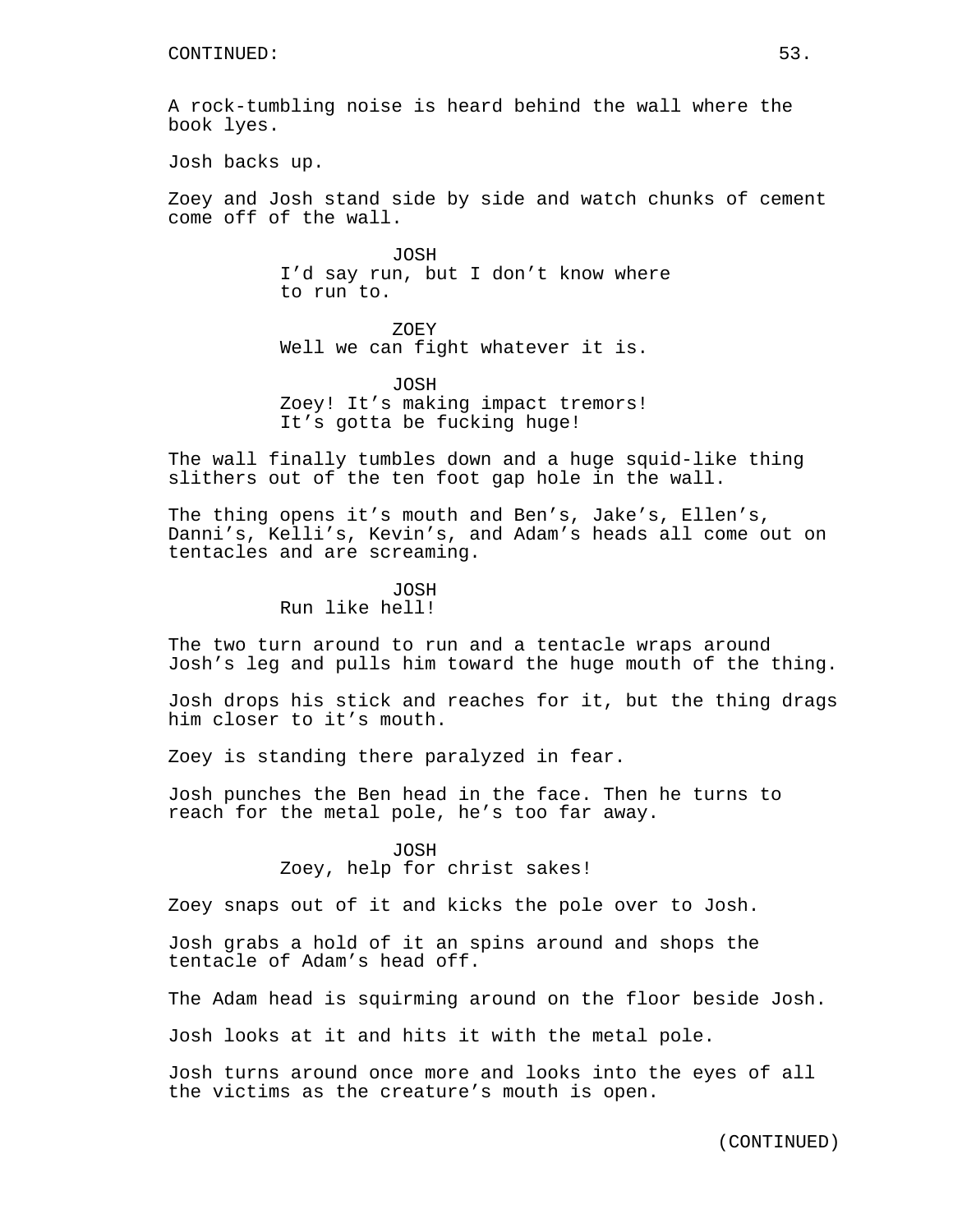CONTINUED:

A rock-tumbling noise is heard behind the wall where the book lyes.

Josh backs up.

Zoey and Josh stand side by side and watch chunks of cement come off of the wall.

JOSH
I'd say run, but I don't know where to run to.

ZOEY
Well we can fight whatever it is.

JOSH
Zoey! It's making impact tremors! It's gotta be fucking huge!

The wall finally tumbles down and a huge squid-like thing slithers out of the ten foot gap hole in the wall.

The thing opens it's mouth and Ben's, Jake's, Ellen's, Danni's, Kelli's, Kevin's, and Adam's heads all come out on tentacles and are screaming.

JOSH
Run like hell!

The two turn around to run and a tentacle wraps around Josh's leg and pulls him toward the huge mouth of the thing.

Josh drops his stick and reaches for it, but the thing drags him closer to it's mouth.

Zoey is standing there paralyzed in fear.

Josh punches the Ben head in the face. Then he turns to reach for the metal pole, he's too far away.

JOSH
Zoey, help for christ sakes!

Zoey snaps out of it and kicks the pole over to Josh.

Josh grabs a hold of it an spins around and shops the tentacle of Adam's head off.

The Adam head is squirming around on the floor beside Josh.

Josh looks at it and hits it with the metal pole.

Josh turns around once more and looks into the eyes of all the victims as the creature's mouth is open.

(CONTINUED)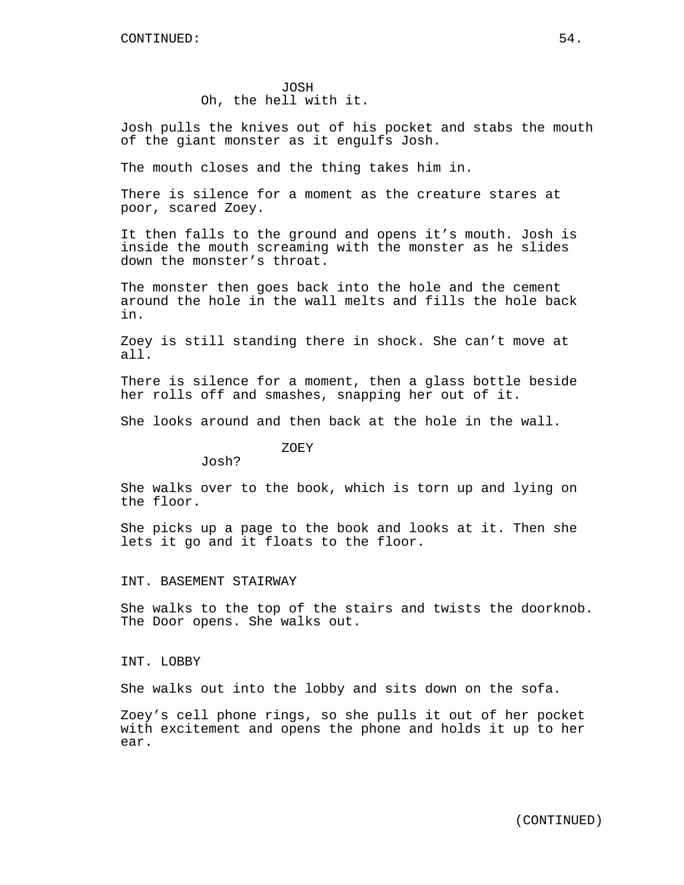JOSH
Oh, the hell with it.

Josh pulls the knives out of his pocket and stabs the mouth of the giant monster as it engulfs Josh.

The mouth closes and the thing takes him in.

There is silence for a moment as the creature stares at poor, scared Zoey.

It then falls to the ground and opens it’s mouth. Josh is inside the mouth screaming with the monster as he slides down the monster’s throat.

The monster then goes back into the hole and the cement around the hole in the wall melts and fills the hole back in.

Zoey is still standing there in shock. She can’t move at all.

There is silence for a moment, then a glass bottle beside her rolls off and smashes, snapping her out of it.

She looks around and then back at the hole in the wall.

ZOEY
Josh?

She walks over to the book, which is torn up and lying on the floor.

She picks up a page to the book and looks at it. Then she lets it go and it floats to the floor.

INT. BASEMENT STAIRWAY

She walks to the top of the stairs and twists the doorknob. The Door opens. She walks out.

INT. LOBBY

She walks out into the lobby and sits down on the sofa.

Zoey’s cell phone rings, so she pulls it out of her pocket with excitement and opens the phone and holds it up to her ear.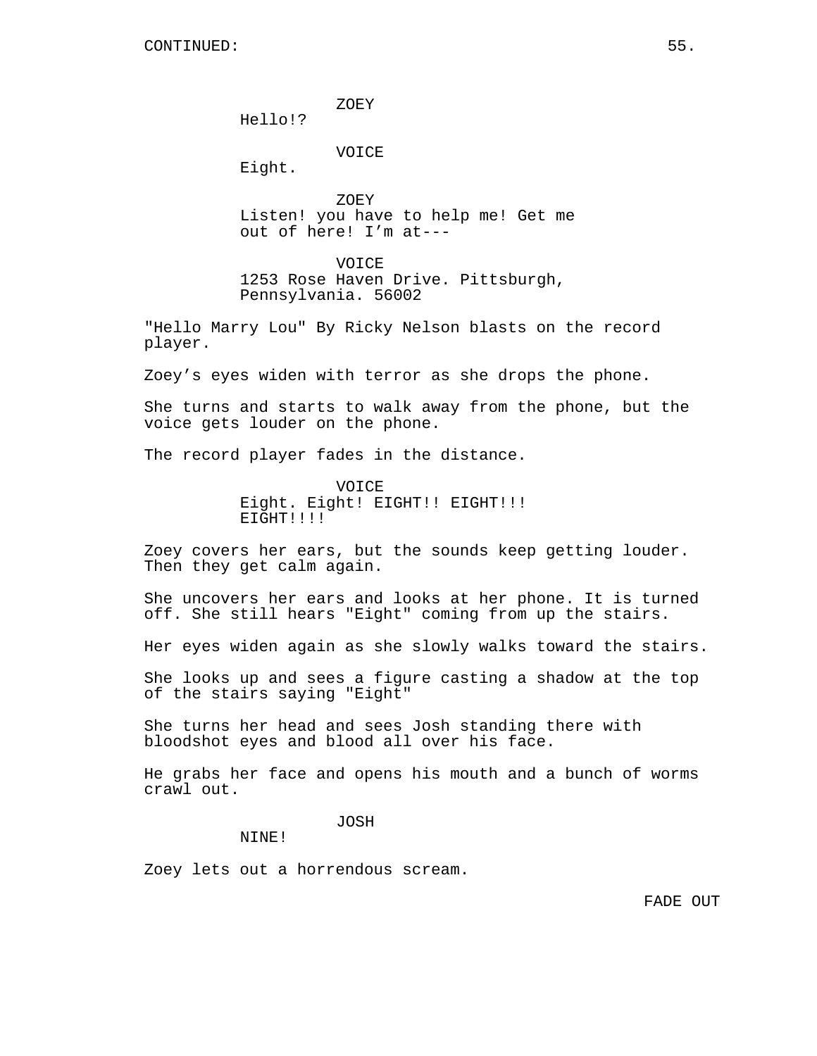CONTINUED:

ZOEY
Hello!?

VOICE
Eight.

ZOEY
Listen! you have to help me! Get me out of here! I'm at---

VOICE
1253 Rose Haven Drive. Pittsburgh, Pennsylvania. 56002

"Hello Marry Lou" By Ricky Nelson blasts on the record player.

Zoey's eyes widen with terror as she drops the phone.

She turns and starts to walk away from the phone, but the voice gets louder on the phone.

The record player fades in the distance.

VOICE
Eight. Eight! EIGHT!! EIGHT!!! EIGHT!!!!

Zoey covers her ears, but the sounds keep getting louder. Then they get calm again.

She uncovers her ears and looks at her phone. It is turned off. She still hears "Eight" coming from up the stairs.

Her eyes widen again as she slowly walks toward the stairs.

She looks up and sees a figure casting a shadow at the top of the stairs saying "Eight"

She turns her head and sees Josh standing there with bloodshot eyes and blood all over his face.

He grabs her face and opens his mouth and a bunch of worms crawl out.

JOSH
NINE!

Zoey lets out a horrendous scream.

FADE OUT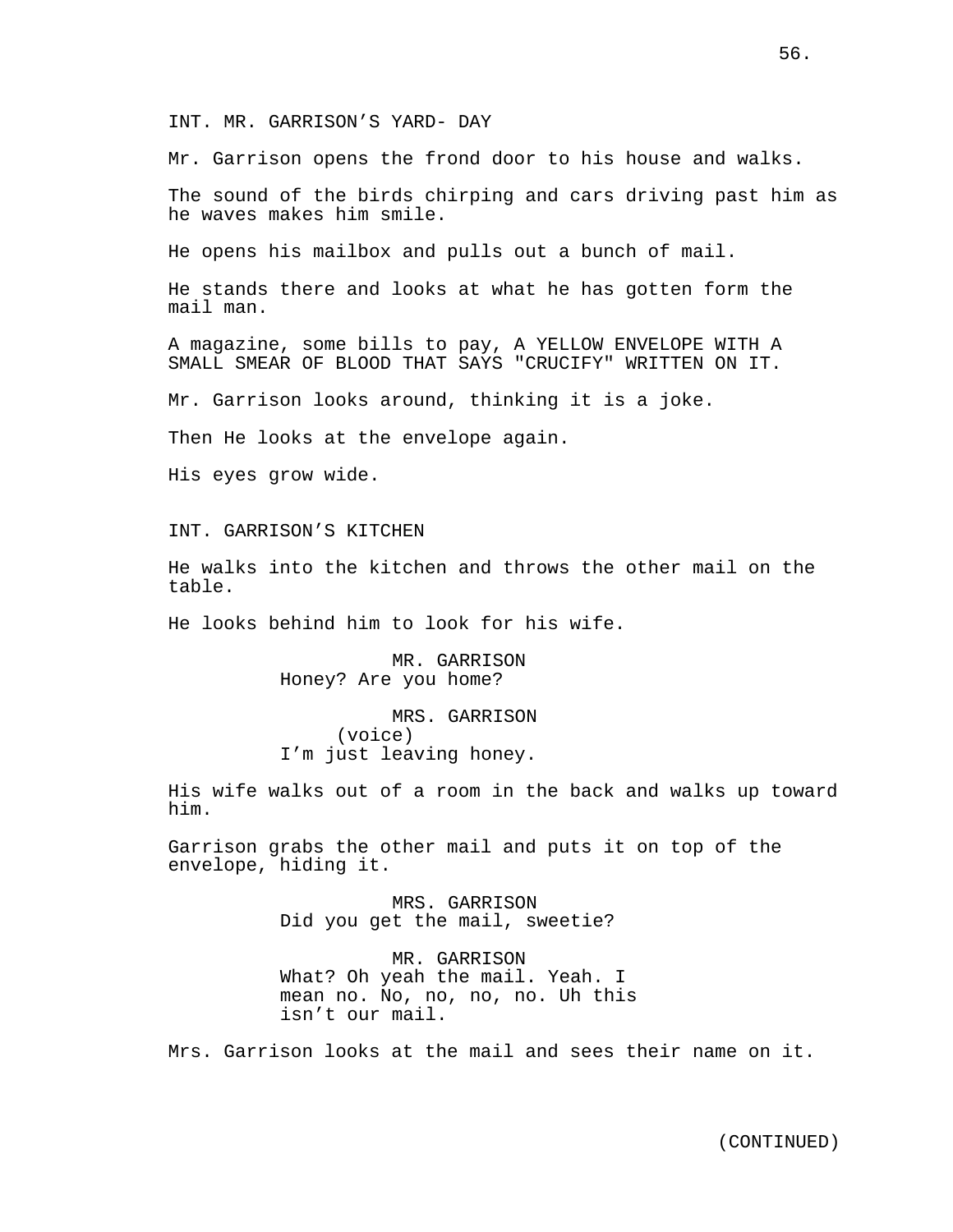INT. MR. GARRISON'S YARD- DAY

Mr. Garrison opens the frond door to his house and walks.

The sound of the birds chirping and cars driving past him as he waves makes him smile.

He opens his mailbox and pulls out a bunch of mail.

He stands there and looks at what he has gotten form the mail man.

A magazine, some bills to pay, A YELLOW ENVELOPE WITH A SMALL SMEAR OF BLOOD THAT SAYS "CRUCIFY" WRITTEN ON IT.

Mr. Garrison looks around, thinking it is a joke.

Then He looks at the envelope again.

His eyes grow wide.

INT. GARRISON'S KITCHEN

He walks into the kitchen and throws the other mail on the table.

He looks behind him to look for his wife.

MR. GARRISON
Honey? Are you home?

MRS. GARRISON
(voice)
I'm just leaving honey.

His wife walks out of a room in the back and walks up toward him.

Garrison grabs the other mail and puts it on top of the envelope, hiding it.

MRS. GARRISON
Did you get the mail, sweetie?

MR. GARRISON
What? Oh yeah the mail. Yeah. I mean no. No, no, no, no. Uh this isn't our mail.

Mrs. Garrison looks at the mail and sees their name on it.

(CONTINUED)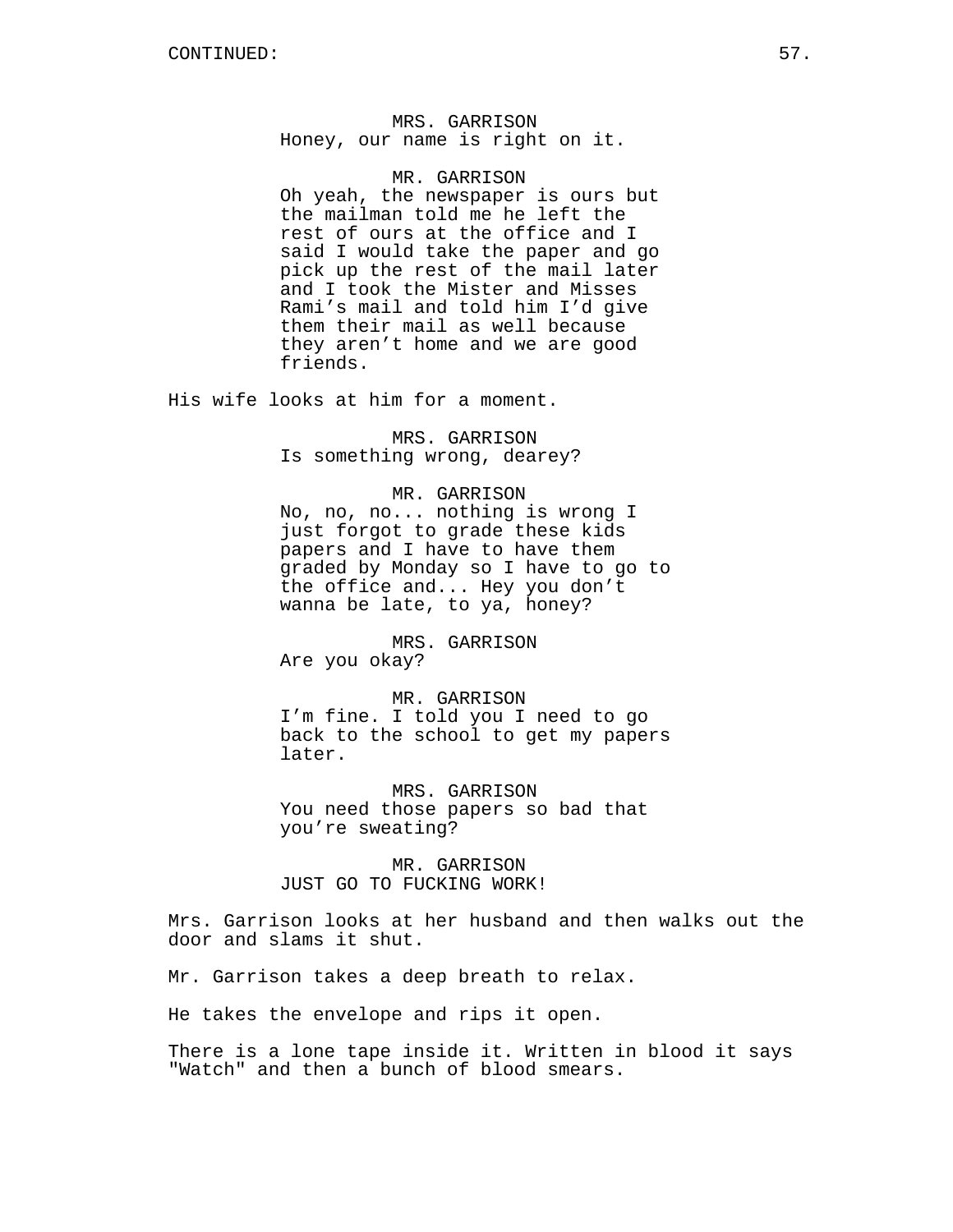MRS. GARRISON
Honey, our name is right on it.

MR. GARRISON
Oh yeah, the newspaper is ours but the mailman told me he left the rest of ours at the office and I said I would take the paper and go pick up the rest of the mail later and I took the Mister and Misses Rami's mail and told him I'd give them their mail as well because they aren't home and we are good friends.

His wife looks at him for a moment.

MRS. GARRISON
Is something wrong, dearey?

MR. GARRISON
No, no, no... nothing is wrong I just forgot to grade these kids papers and I have to have them graded by Monday so I have to go to the office and... Hey you don't wanna be late, to ya, honey?

MRS. GARRISON
Are you okay?

MR. GARRISON
I'm fine. I told you I need to go back to the school to get my papers later.

MRS. GARRISON
You need those papers so bad that you're sweating?

MR. GARRISON
JUST GO TO FUCKING WORK!

Mrs. Garrison looks at her husband and then walks out the door and slams it shut.

Mr. Garrison takes a deep breath to relax.

He takes the envelope and rips it open.

There is a lone tape inside it. Written in blood it says "Watch" and then a bunch of blood smears.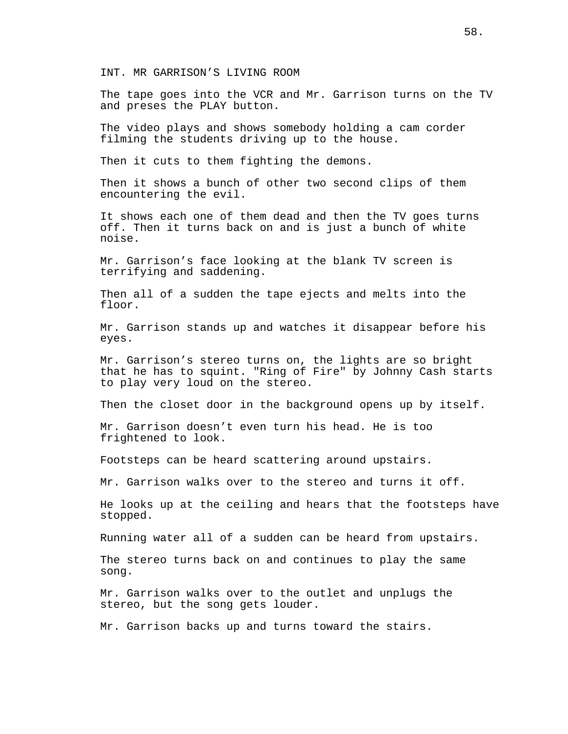INT. MR GARRISON’S LIVING ROOM

The tape goes into the VCR and Mr. Garrison turns on the TV and preses the PLAY button.

The video plays and shows somebody holding a cam corder filming the students driving up to the house.

Then it cuts to them fighting the demons.

Then it shows a bunch of other two second clips of them encountering the evil.

It shows each one of them dead and then the TV goes turns off. Then it turns back on and is just a bunch of white noise.

Mr. Garrison’s face looking at the blank TV screen is terrifying and saddening.

Then all of a sudden the tape ejects and melts into the floor.

Mr. Garrison stands up and watches it disappear before his eyes.

Mr. Garrison’s stereo turns on, the lights are so bright that he has to squint. "Ring of Fire" by Johnny Cash starts to play very loud on the stereo.

Then the closet door in the background opens up by itself.

Mr. Garrison doesn’t even turn his head. He is too frightened to look.

Footsteps can be heard scattering around upstairs.

Mr. Garrison walks over to the stereo and turns it off.

He looks up at the ceiling and hears that the footsteps have stopped.

Running water all of a sudden can be heard from upstairs.

The stereo turns back on and continues to play the same song.

Mr. Garrison walks over to the outlet and unplugs the stereo, but the song gets louder.

Mr. Garrison backs up and turns toward the stairs.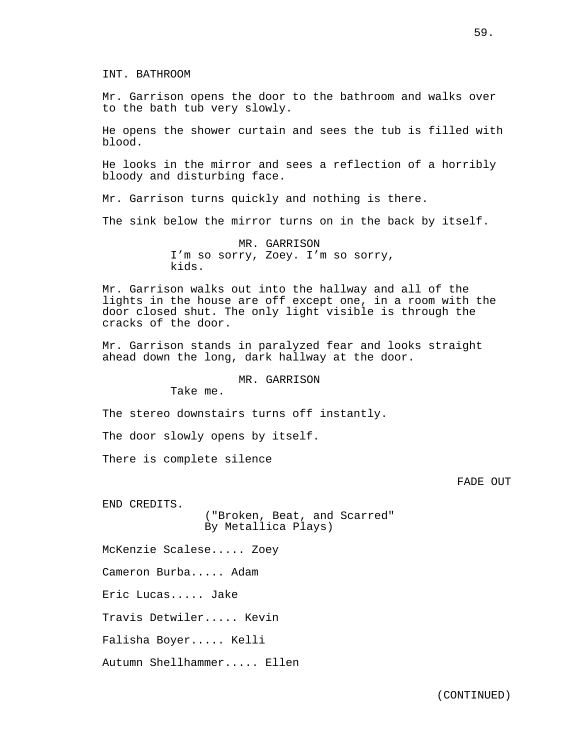INT. BATHROOM

Mr. Garrison opens the door to the bathroom and walks over to the bath tub very slowly.

He opens the shower curtain and sees the tub is filled with blood.

He looks in the mirror and sees a reflection of a horribly bloody and disturbing face.

Mr. Garrison turns quickly and nothing is there.

The sink below the mirror turns on in the back by itself.

MR. GARRISON
I’m so sorry, Zoey. I’m so sorry, kids.

Mr. Garrison walks out into the hallway and all of the lights in the house are off except one, in a room with the door closed shut. The only light visible is through the cracks of the door.

Mr. Garrison stands in paralyzed fear and looks straight ahead down the long, dark hallway at the door.

MR. GARRISON
Take me.

The stereo downstairs turns off instantly.

The door slowly opens by itself.

There is complete silence

FADE OUT

END CREDITS.
("Broken, Beat, and Scarred" By Metallica Plays)

McKenzie Scalese..... Zoey

Cameron Burba..... Adam

Eric Lucas..... Jake

Travis Detwiler..... Kevin

Falisha Boyer..... Kelli

Autumn Shellhammer..... Ellen

(CONTINUED)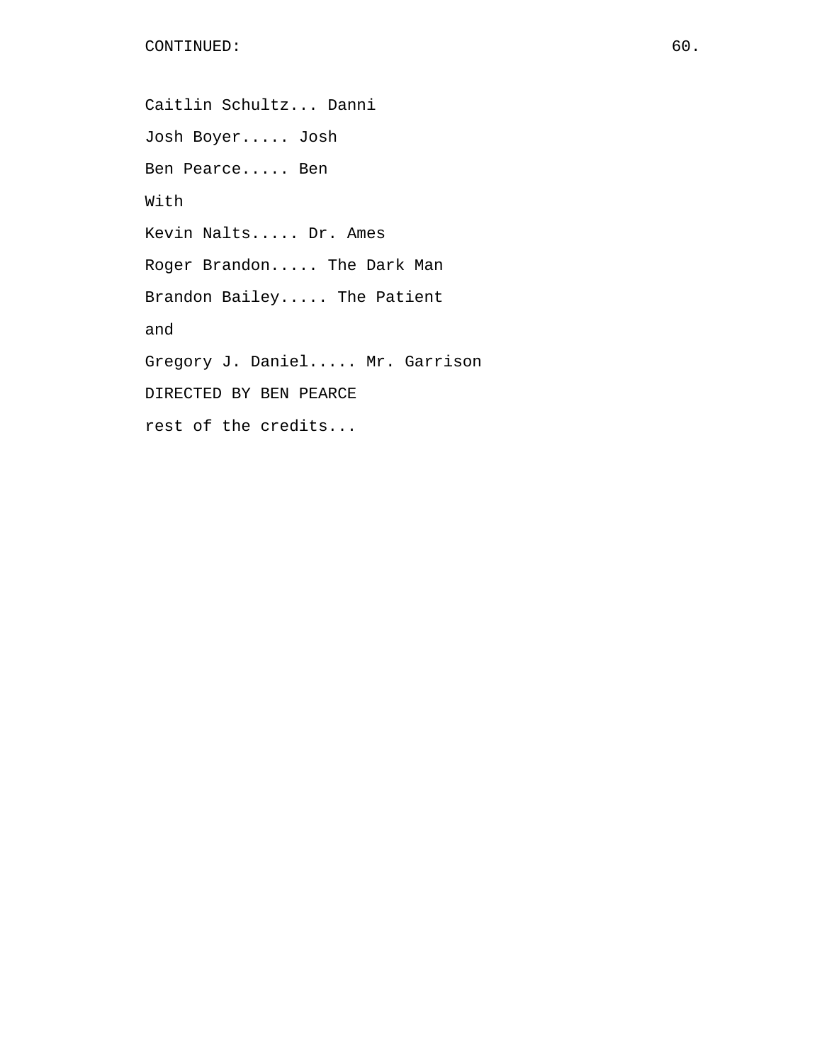CONTINUED:

Caitlin Schultz... Danni

Josh Boyer..... Josh

Ben Pearce..... Ben

With

Kevin Nalts..... Dr. Ames

Roger Brandon..... The Dark Man

Brandon Bailey..... The Patient

and

Gregory J. Daniel..... Mr. Garrison

DIRECTED BY BEN PEARCE

rest of the credits...